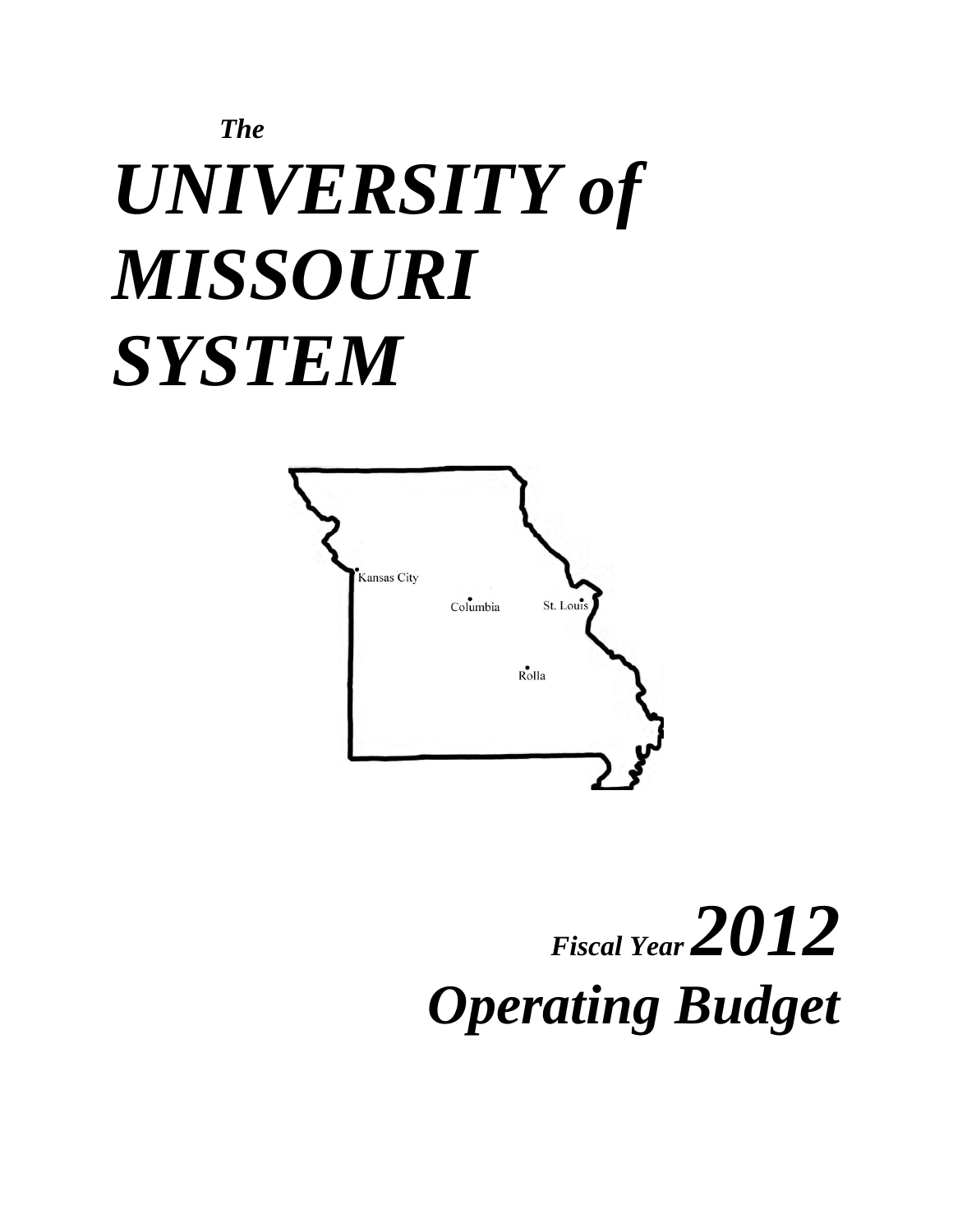*The*

# *UNIVERSITY of MISSOURI SYSTEM*

Kansas City

Columbia

St. Louis

Rolla

## *Fiscal Year 2012*
## *Operating Budget*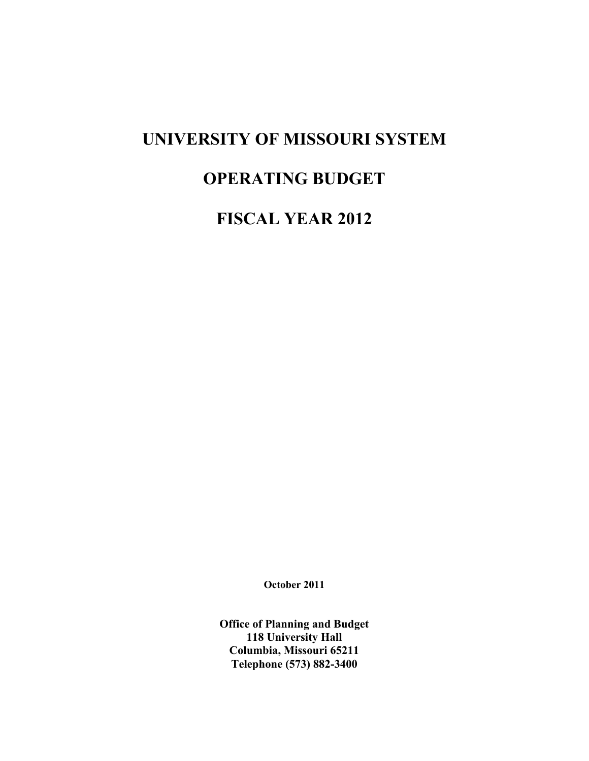# UNIVERSITY OF MISSOURI SYSTEM

# OPERATING BUDGET

# FISCAL YEAR 2012

**October 2011**

**Office of Planning and Budget**
**118 University Hall**
**Columbia, Missouri 65211**
**Telephone (573) 882-3400**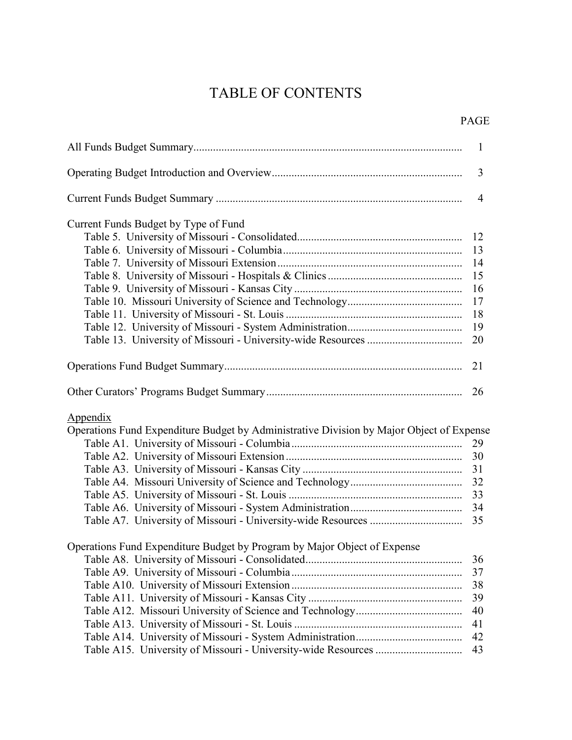# TABLE OF CONTENTS

| | PAGE |
|---|---|
| All Funds Budget Summary | 1 |
| Operating Budget Introduction and Overview | 3 |
| Current Funds Budget Summary | 4 |
| **Current Funds Budget by Type of Fund** | |
| Table 5. University of Missouri - Consolidated | 12 |
| Table 6. University of Missouri - Columbia | 13 |
| Table 7. University of Missouri Extension | 14 |
| Table 8. University of Missouri - Hospitals & Clinics | 15 |
| Table 9. University of Missouri - Kansas City | 16 |
| Table 10. Missouri University of Science and Technology | 17 |
| Table 11. University of Missouri - St. Louis | 18 |
| Table 12. University of Missouri - System Administration | 19 |
| Table 13. University of Missouri - University-wide Resources | 20 |
| Operations Fund Budget Summary | 21 |
| Other Curators' Programs Budget Summary | 26 |
| **Appendix** | |
| **Operations Fund Expenditure Budget by Administrative Division by Major Object of Expense** | |
| Table A1. University of Missouri - Columbia | 29 |
| Table A2. University of Missouri Extension | 30 |
| Table A3. University of Missouri - Kansas City | 31 |
| Table A4. Missouri University of Science and Technology | 32 |
| Table A5. University of Missouri - St. Louis | 33 |
| Table A6. University of Missouri - System Administration | 34 |
| Table A7. University of Missouri - University-wide Resources | 35 |
| **Operations Fund Expenditure Budget by Program by Major Object of Expense** | |
| Table A8. University of Missouri - Consolidated | 36 |
| Table A9. University of Missouri - Columbia | 37 |
| Table A10. University of Missouri Extension | 38 |
| Table A11. University of Missouri - Kansas City | 39 |
| Table A12. Missouri University of Science and Technology | 40 |
| Table A13. University of Missouri - St. Louis | 41 |
| Table A14. University of Missouri - System Administration | 42 |
| Table A15. University of Missouri - University-wide Resources | 43 |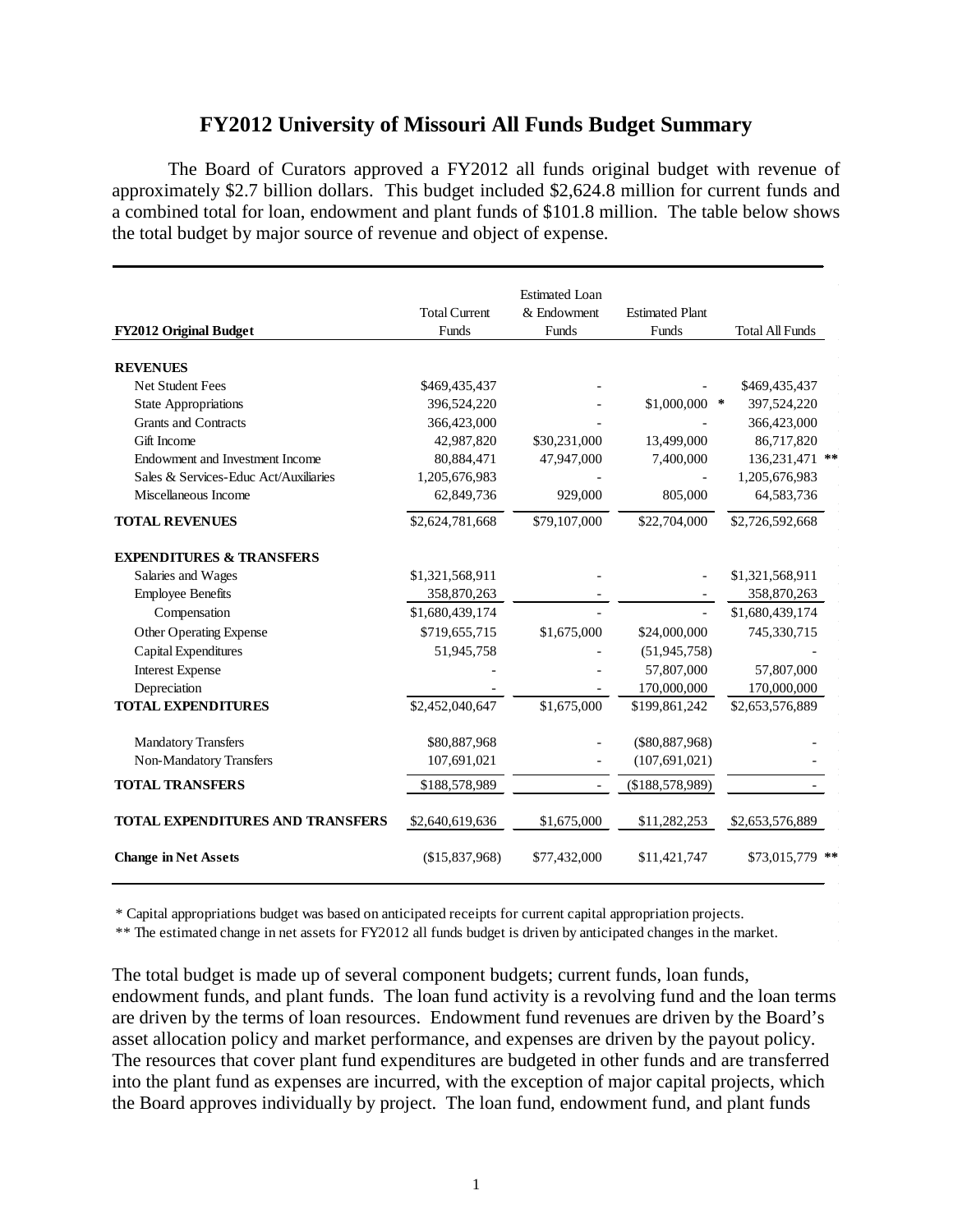# FY2012 University of Missouri All Funds Budget Summary

The Board of Curators approved a FY2012 all funds original budget with revenue of approximately $2.7 billion dollars. This budget included $2,624.8 million for current funds and a combined total for loan, endowment and plant funds of $101.8 million. The table below shows the total budget by major source of revenue and object of expense.

| FY2012 Original Budget | Total Current Funds | Estimated Loan & Endowment Funds | Estimated Plant Funds | Total All Funds |
|---|---|---|---|---|
| **REVENUES** | | | | |
| Net Student Fees | $469,435,437 | - | - | $469,435,437 |
| State Appropriations | 396,524,220 | - | $1,000,000 * | 397,524,220 |
| Grants and Contracts | 366,423,000 | - | - | 366,423,000 |
| Gift Income | 42,987,820 | $30,231,000 | 13,499,000 | 86,717,820 |
| Endowment and Investment Income | 80,884,471 | 47,947,000 | 7,400,000 | 136,231,471 ** |
| Sales & Services-Educ Act/Auxiliaries | 1,205,676,983 | - | - | 1,205,676,983 |
| Miscellaneous Income | 62,849,736 | 929,000 | 805,000 | 64,583,736 |
| **TOTAL REVENUES** | $2,624,781,668 | $79,107,000 | $22,704,000 | $2,726,592,668 |
| **EXPENDITURES & TRANSFERS** | | | | |
| Salaries and Wages | $1,321,568,911 | - | - | $1,321,568,911 |
| Employee Benefits | 358,870,263 | - | - | 358,870,263 |
| Compensation | $1,680,439,174 | - | - | $1,680,439,174 |
| Other Operating Expense | $719,655,715 | $1,675,000 | $24,000,000 | 745,330,715 |
| Capital Expenditures | 51,945,758 | - | (51,945,758) | - |
| Interest Expense | - | - | 57,807,000 | 57,807,000 |
| Depreciation | - | - | 170,000,000 | 170,000,000 |
| **TOTAL EXPENDITURES** | $2,452,040,647 | $1,675,000 | $199,861,242 | $2,653,576,889 |
| Mandatory Transfers | $80,887,968 | - | ($80,887,968) | - |
| Non-Mandatory Transfers | 107,691,021 | - | (107,691,021) | - |
| **TOTAL TRANSFERS** | $188,578,989 | - | ($188,578,989) | - |
| **TOTAL EXPENDITURES AND TRANSFERS** | $2,640,619,636 | $1,675,000 | $11,282,253 | $2,653,576,889 |
| **Change in Net Assets** | ($15,837,968) | $77,432,000 | $11,421,747 | $73,015,779 ** |

\* Capital appropriations budget was based on anticipated receipts for current capital appropriation projects.

\** The estimated change in net assets for FY2012 all funds budget is driven by anticipated changes in the market.

The total budget is made up of several component budgets; current funds, loan funds, endowment funds, and plant funds. The loan fund activity is a revolving fund and the loan terms are driven by the terms of loan resources. Endowment fund revenues are driven by the Board's asset allocation policy and market performance, and expenses are driven by the payout policy. The resources that cover plant fund expenditures are budgeted in other funds and are transferred into the plant fund as expenses are incurred, with the exception of major capital projects, which the Board approves individually by project. The loan fund, endowment fund, and plant funds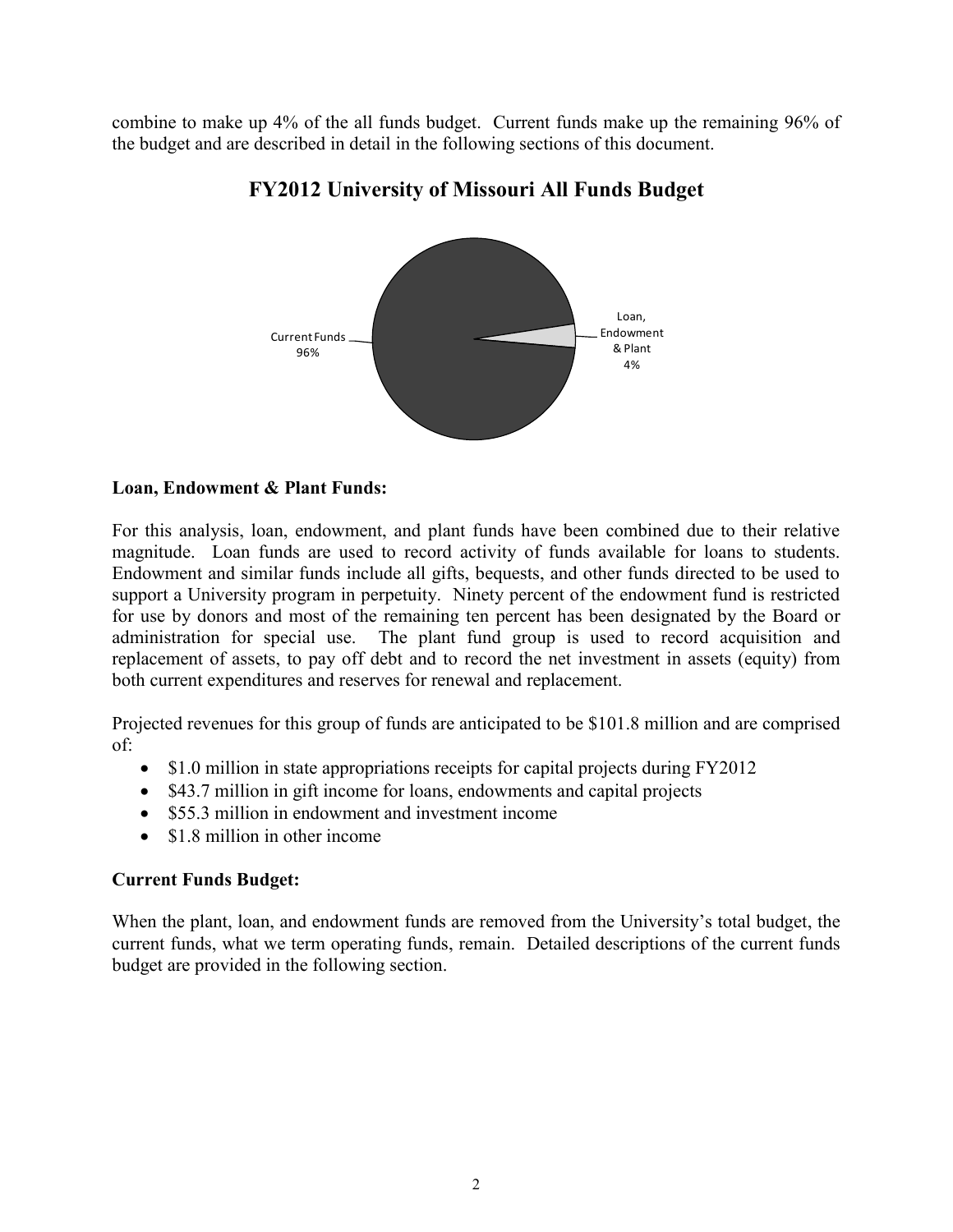combine to make up 4% of the all funds budget. Current funds make up the remaining 96% of the budget and are described in detail in the following sections of this document.

## FY2012 University of Missouri All Funds Budget

Current Funds 96%

Loan, Endowment & Plant 4%

**Loan, Endowment & Plant Funds:**

For this analysis, loan, endowment, and plant funds have been combined due to their relative magnitude. Loan funds are used to record activity of funds available for loans to students. Endowment and similar funds include all gifts, bequests, and other funds directed to be used to support a University program in perpetuity. Ninety percent of the endowment fund is restricted for use by donors and most of the remaining ten percent has been designated by the Board or administration for special use. The plant fund group is used to record acquisition and replacement of assets, to pay off debt and to record the net investment in assets (equity) from both current expenditures and reserves for renewal and replacement.

Projected revenues for this group of funds are anticipated to be $101.8 million and are comprised of:

- $1.0 million in state appropriations receipts for capital projects during FY2012
- $43.7 million in gift income for loans, endowments and capital projects
- $55.3 million in endowment and investment income
- $1.8 million in other income

**Current Funds Budget:**

When the plant, loan, and endowment funds are removed from the University's total budget, the current funds, what we term operating funds, remain. Detailed descriptions of the current funds budget are provided in the following section.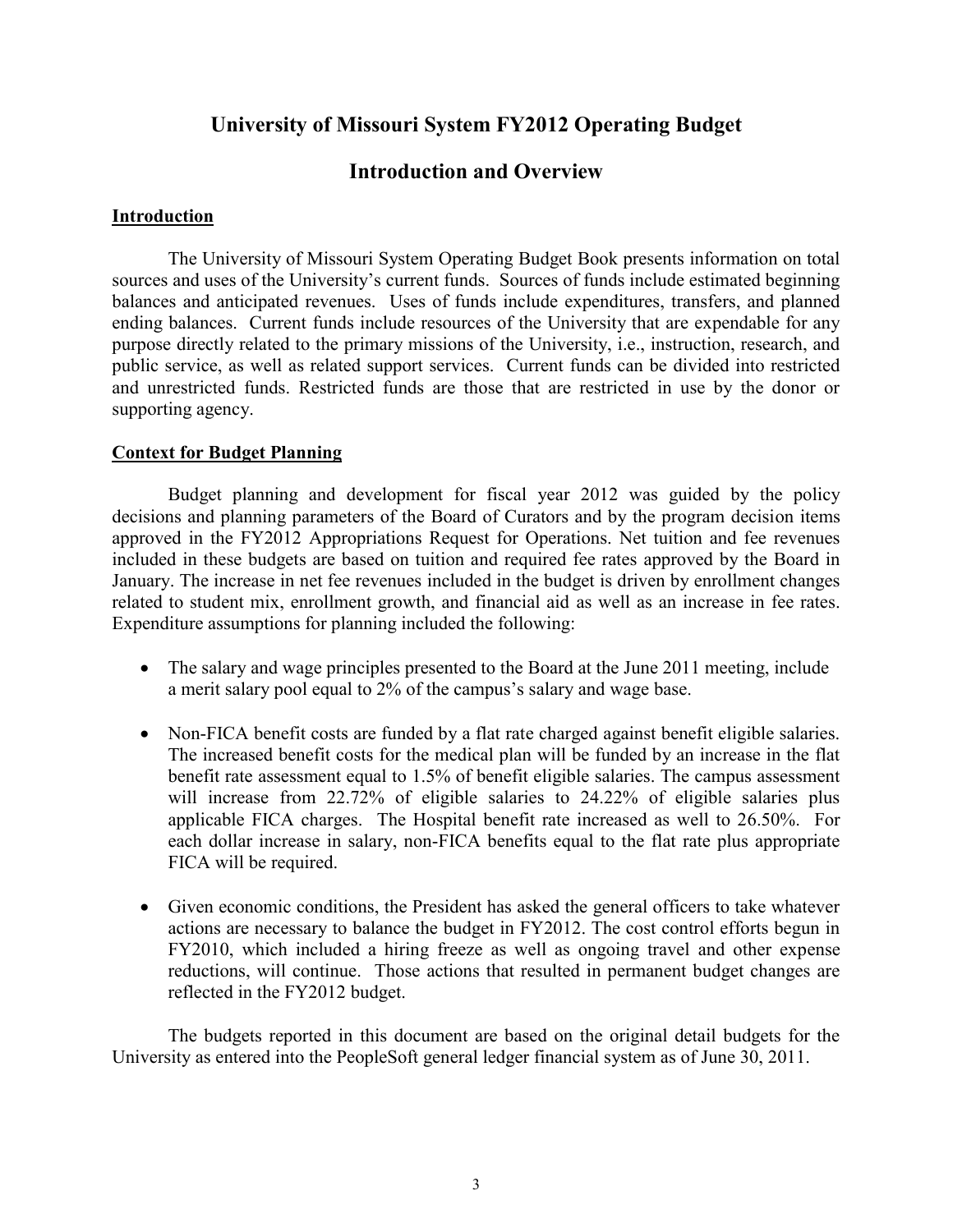# University of Missouri System FY2012 Operating Budget

## Introduction and Overview

### Introduction

The University of Missouri System Operating Budget Book presents information on total sources and uses of the University's current funds. Sources of funds include estimated beginning balances and anticipated revenues. Uses of funds include expenditures, transfers, and planned ending balances. Current funds include resources of the University that are expendable for any purpose directly related to the primary missions of the University, i.e., instruction, research, and public service, as well as related support services. Current funds can be divided into restricted and unrestricted funds. Restricted funds are those that are restricted in use by the donor or supporting agency.

### Context for Budget Planning

Budget planning and development for fiscal year 2012 was guided by the policy decisions and planning parameters of the Board of Curators and by the program decision items approved in the FY2012 Appropriations Request for Operations. Net tuition and fee revenues included in these budgets are based on tuition and required fee rates approved by the Board in January. The increase in net fee revenues included in the budget is driven by enrollment changes related to student mix, enrollment growth, and financial aid as well as an increase in fee rates. Expenditure assumptions for planning included the following:

- The salary and wage principles presented to the Board at the June 2011 meeting, include a merit salary pool equal to 2% of the campus's salary and wage base.

- Non-FICA benefit costs are funded by a flat rate charged against benefit eligible salaries. The increased benefit costs for the medical plan will be funded by an increase in the flat benefit rate assessment equal to 1.5% of benefit eligible salaries. The campus assessment will increase from 22.72% of eligible salaries to 24.22% of eligible salaries plus applicable FICA charges. The Hospital benefit rate increased as well to 26.50%. For each dollar increase in salary, non-FICA benefits equal to the flat rate plus appropriate FICA will be required.

- Given economic conditions, the President has asked the general officers to take whatever actions are necessary to balance the budget in FY2012. The cost control efforts begun in FY2010, which included a hiring freeze as well as ongoing travel and other expense reductions, will continue. Those actions that resulted in permanent budget changes are reflected in the FY2012 budget.

The budgets reported in this document are based on the original detail budgets for the University as entered into the PeopleSoft general ledger financial system as of June 30, 2011.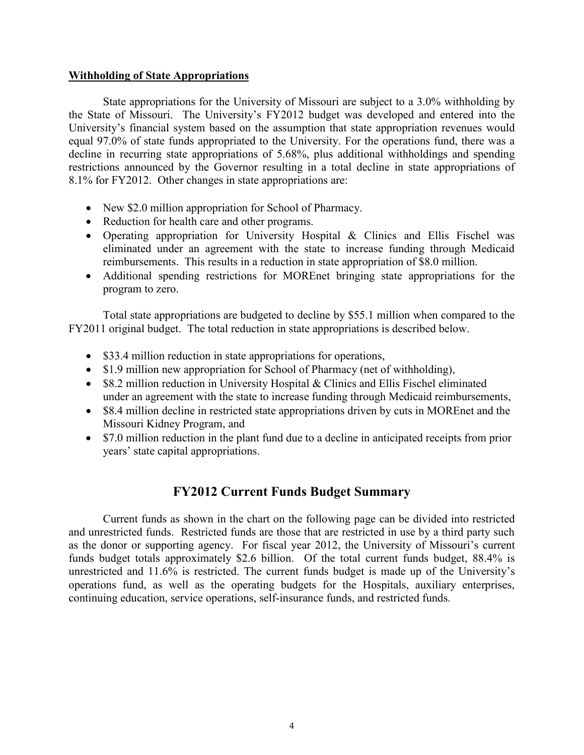**Withholding of State Appropriations**

State appropriations for the University of Missouri are subject to a 3.0% withholding by the State of Missouri. The University's FY2012 budget was developed and entered into the University's financial system based on the assumption that state appropriation revenues would equal 97.0% of state funds appropriated to the University. For the operations fund, there was a decline in recurring state appropriations of 5.68%, plus additional withholdings and spending restrictions announced by the Governor resulting in a total decline in state appropriations of 8.1% for FY2012. Other changes in state appropriations are:

- New $2.0 million appropriation for School of Pharmacy.
- Reduction for health care and other programs.
- Operating appropriation for University Hospital & Clinics and Ellis Fischel was eliminated under an agreement with the state to increase funding through Medicaid reimbursements. This results in a reduction in state appropriation of $8.0 million.
- Additional spending restrictions for MOREnet bringing state appropriations for the program to zero.

Total state appropriations are budgeted to decline by $55.1 million when compared to the FY2011 original budget. The total reduction in state appropriations is described below.

- $33.4 million reduction in state appropriations for operations,
- $1.9 million new appropriation for School of Pharmacy (net of withholding),
- $8.2 million reduction in University Hospital & Clinics and Ellis Fischel eliminated under an agreement with the state to increase funding through Medicaid reimbursements,
- $8.4 million decline in restricted state appropriations driven by cuts in MOREnet and the Missouri Kidney Program, and
- $7.0 million reduction in the plant fund due to a decline in anticipated receipts from prior years' state capital appropriations.

## FY2012 Current Funds Budget Summary

Current funds as shown in the chart on the following page can be divided into restricted and unrestricted funds. Restricted funds are those that are restricted in use by a third party such as the donor or supporting agency. For fiscal year 2012, the University of Missouri's current funds budget totals approximately $2.6 billion. Of the total current funds budget, 88.4% is unrestricted and 11.6% is restricted. The current funds budget is made up of the University's operations fund, as well as the operating budgets for the Hospitals, auxiliary enterprises, continuing education, service operations, self-insurance funds, and restricted funds.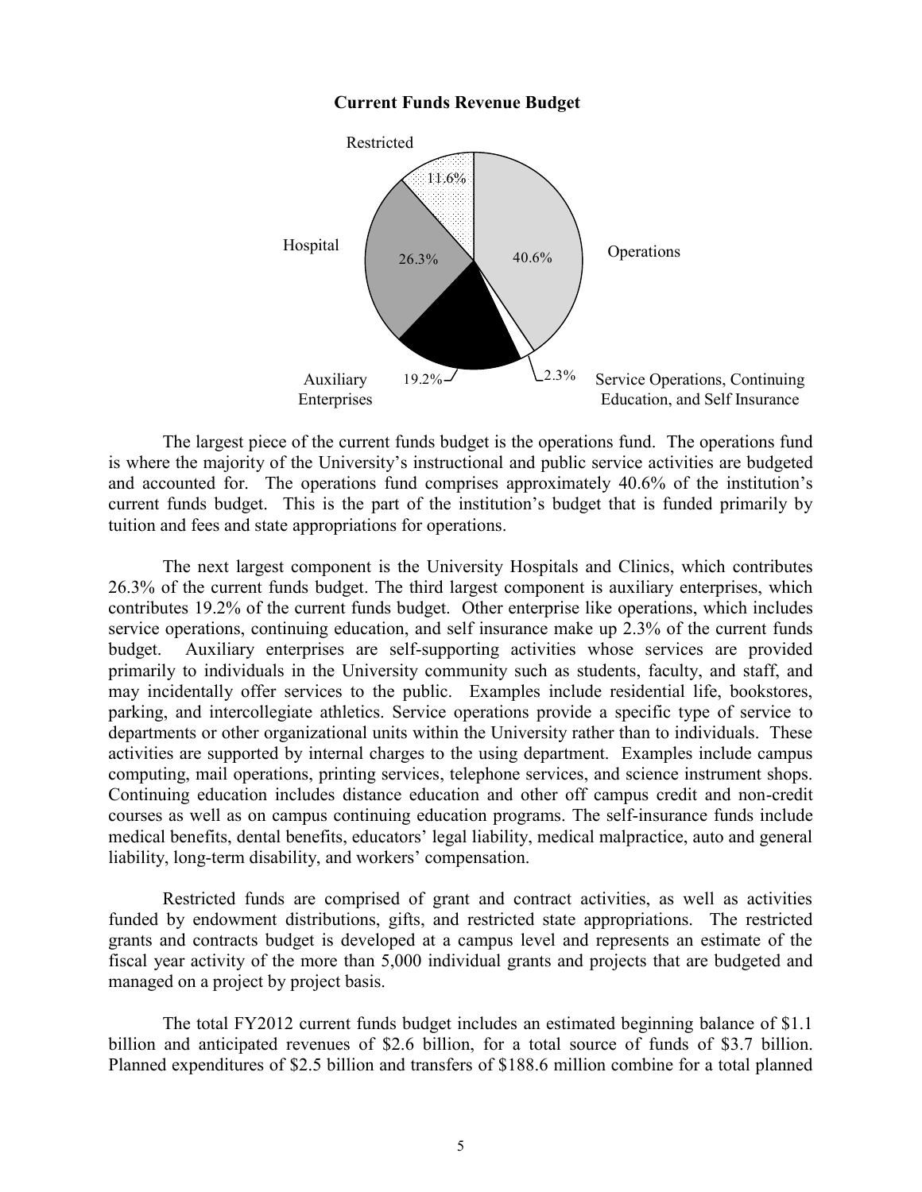**Current Funds Revenue Budget**

Restricted 11.6%

Hospital 26.3%

Operations 40.6%

Auxiliary Enterprises 19.2%

Service Operations, Continuing Education, and Self Insurance 2.3%

The largest piece of the current funds budget is the operations fund. The operations fund is where the majority of the University's instructional and public service activities are budgeted and accounted for. The operations fund comprises approximately 40.6% of the institution's current funds budget. This is the part of the institution's budget that is funded primarily by tuition and fees and state appropriations for operations.

The next largest component is the University Hospitals and Clinics, which contributes 26.3% of the current funds budget. The third largest component is auxiliary enterprises, which contributes 19.2% of the current funds budget. Other enterprise like operations, which includes service operations, continuing education, and self insurance make up 2.3% of the current funds budget. Auxiliary enterprises are self-supporting activities whose services are provided primarily to individuals in the University community such as students, faculty, and staff, and may incidentally offer services to the public. Examples include residential life, bookstores, parking, and intercollegiate athletics. Service operations provide a specific type of service to departments or other organizational units within the University rather than to individuals. These activities are supported by internal charges to the using department. Examples include campus computing, mail operations, printing services, telephone services, and science instrument shops. Continuing education includes distance education and other off campus credit and non-credit courses as well as on campus continuing education programs. The self-insurance funds include medical benefits, dental benefits, educators' legal liability, medical malpractice, auto and general liability, long-term disability, and workers' compensation.

Restricted funds are comprised of grant and contract activities, as well as activities funded by endowment distributions, gifts, and restricted state appropriations. The restricted grants and contracts budget is developed at a campus level and represents an estimate of the fiscal year activity of the more than 5,000 individual grants and projects that are budgeted and managed on a project by project basis.

The total FY2012 current funds budget includes an estimated beginning balance of $1.1 billion and anticipated revenues of $2.6 billion, for a total source of funds of $3.7 billion. Planned expenditures of $2.5 billion and transfers of $188.6 million combine for a total planned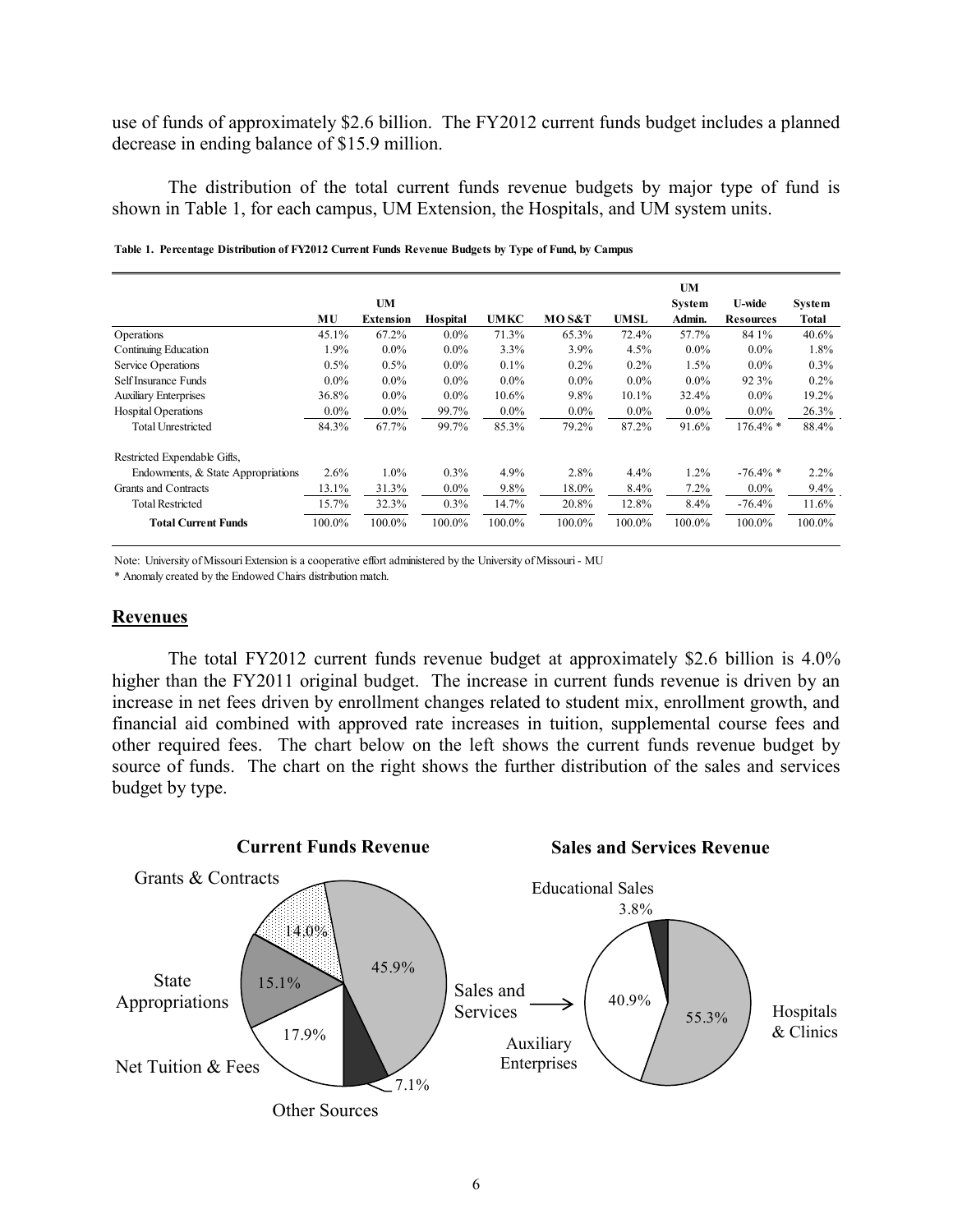use of funds of approximately $2.6 billion. The FY2012 current funds budget includes a planned decrease in ending balance of $15.9 million.

The distribution of the total current funds revenue budgets by major type of fund is shown in Table 1, for each campus, UM Extension, the Hospitals, and UM system units.

**Table 1. Percentage Distribution of FY2012 Current Funds Revenue Budgets by Type of Fund, by Campus**

| | MU | UM Extension | Hospital | UMKC | MO S&T | UMSL | UM System Admin. | U-wide Resources | System Total |
|---|---|---|---|---|---|---|---|---|---|
| Operations | 45.1% | 67.2% | 0.0% | 71.3% | 65.3% | 72.4% | 57.7% | 84 1% | 40.6% |
| Continuing Education | 1.9% | 0.0% | 0.0% | 3.3% | 3.9% | 4.5% | 0.0% | 0.0% | 1.8% |
| Service Operations | 0.5% | 0.5% | 0.0% | 0.1% | 0.2% | 0.2% | 1.5% | 0.0% | 0.3% |
| Self Insurance Funds | 0.0% | 0.0% | 0.0% | 0.0% | 0.0% | 0.0% | 0.0% | 92 3% | 0.2% |
| Auxiliary Enterprises | 36.8% | 0.0% | 0.0% | 10.6% | 9.8% | 10.1% | 32.4% | 0.0% | 19.2% |
| Hospital Operations | 0.0% | 0.0% | 99.7% | 0.0% | 0.0% | 0.0% | 0.0% | 0.0% | 26.3% |
| Total Unrestricted | 84.3% | 67.7% | 99.7% | 85.3% | 79.2% | 87.2% | 91.6% | 176.4% * | 88.4% |
| Restricted Expendable Gifts, Endowments, & State Appropriations | 2.6% | 1.0% | 0.3% | 4.9% | 2.8% | 4.4% | 1.2% | -76.4% * | 2.2% |
| Grants and Contracts | 13.1% | 31.3% | 0.0% | 9.8% | 18.0% | 8.4% | 7.2% | 0.0% | 9.4% |
| Total Restricted | 15.7% | 32.3% | 0.3% | 14.7% | 20.8% | 12.8% | 8.4% | -76.4% | 11.6% |
| **Total Current Funds** | 100.0% | 100.0% | 100.0% | 100.0% | 100.0% | 100.0% | 100.0% | 100.0% | 100.0% |

Note: University of Missouri Extension is a cooperative effort administered by the University of Missouri - MU

\* Anomaly created by the Endowed Chairs distribution match.

## Revenues

The total FY2012 current funds revenue budget at approximately $2.6 billion is 4.0% higher than the FY2011 original budget. The increase in current funds revenue is driven by an increase in net fees driven by enrollment changes related to student mix, enrollment growth, and financial aid combined with approved rate increases in tuition, supplemental course fees and other required fees. The chart below on the left shows the current funds revenue budget by source of funds. The chart on the right shows the further distribution of the sales and services budget by type.

**Current Funds Revenue**

- Sales and Services: 45.9%
- Net Tuition & Fees: 17.9%
- State Appropriations: 15.1%
- Grants & Contracts: 14.0%
- Other Sources: 7.1%

**Sales and Services Revenue**

- Hospitals & Clinics: 55.3%
- Auxiliary Enterprises: 40.9%
- Educational Sales: 3.8%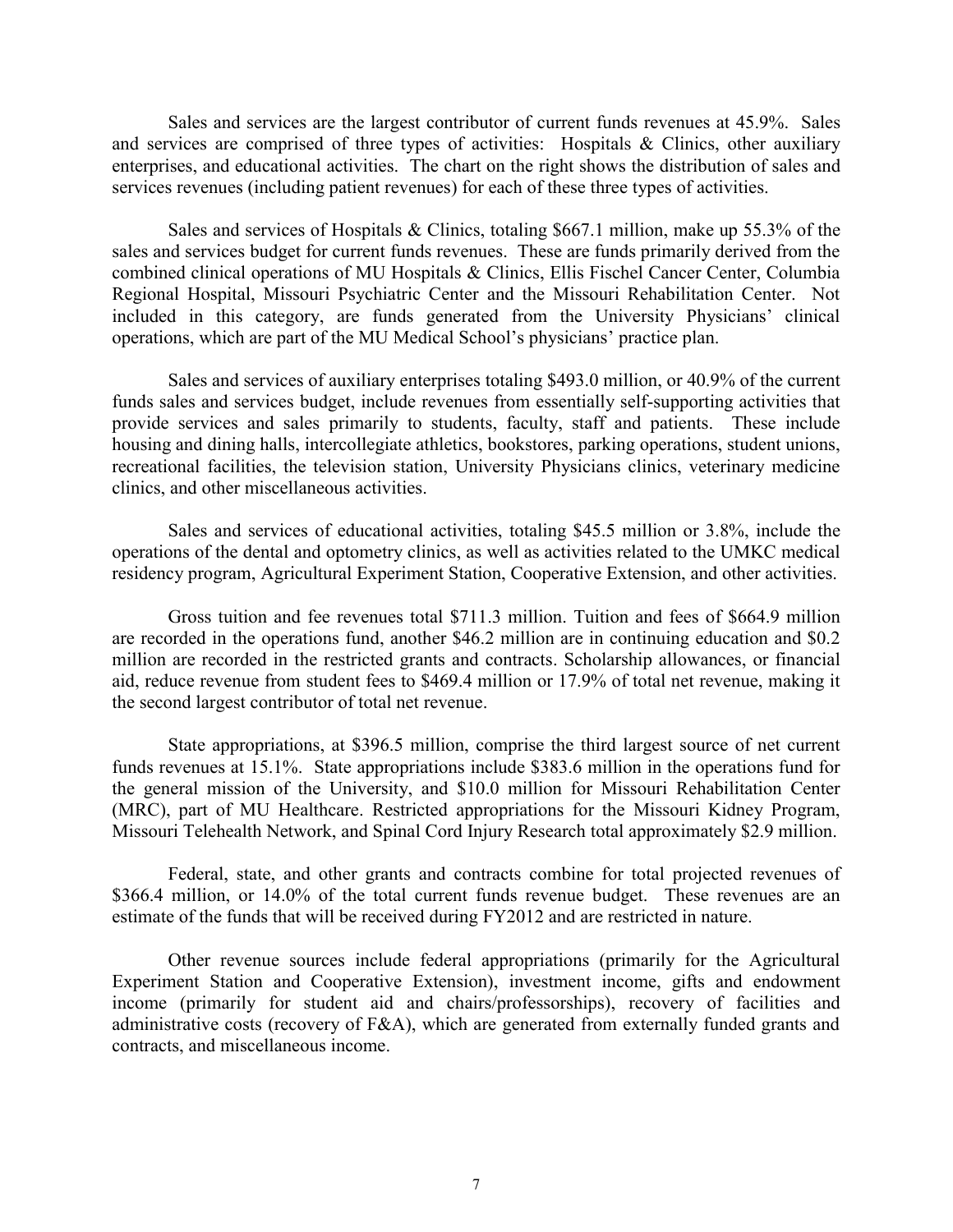Sales and services are the largest contributor of current funds revenues at 45.9%. Sales and services are comprised of three types of activities: Hospitals & Clinics, other auxiliary enterprises, and educational activities. The chart on the right shows the distribution of sales and services revenues (including patient revenues) for each of these three types of activities.

Sales and services of Hospitals & Clinics, totaling $667.1 million, make up 55.3% of the sales and services budget for current funds revenues. These are funds primarily derived from the combined clinical operations of MU Hospitals & Clinics, Ellis Fischel Cancer Center, Columbia Regional Hospital, Missouri Psychiatric Center and the Missouri Rehabilitation Center. Not included in this category, are funds generated from the University Physicians' clinical operations, which are part of the MU Medical School's physicians' practice plan.

Sales and services of auxiliary enterprises totaling $493.0 million, or 40.9% of the current funds sales and services budget, include revenues from essentially self-supporting activities that provide services and sales primarily to students, faculty, staff and patients. These include housing and dining halls, intercollegiate athletics, bookstores, parking operations, student unions, recreational facilities, the television station, University Physicians clinics, veterinary medicine clinics, and other miscellaneous activities.

Sales and services of educational activities, totaling $45.5 million or 3.8%, include the operations of the dental and optometry clinics, as well as activities related to the UMKC medical residency program, Agricultural Experiment Station, Cooperative Extension, and other activities.

Gross tuition and fee revenues total $711.3 million. Tuition and fees of $664.9 million are recorded in the operations fund, another $46.2 million are in continuing education and $0.2 million are recorded in the restricted grants and contracts. Scholarship allowances, or financial aid, reduce revenue from student fees to $469.4 million or 17.9% of total net revenue, making it the second largest contributor of total net revenue.

State appropriations, at $396.5 million, comprise the third largest source of net current funds revenues at 15.1%. State appropriations include $383.6 million in the operations fund for the general mission of the University, and $10.0 million for Missouri Rehabilitation Center (MRC), part of MU Healthcare. Restricted appropriations for the Missouri Kidney Program, Missouri Telehealth Network, and Spinal Cord Injury Research total approximately $2.9 million.

Federal, state, and other grants and contracts combine for total projected revenues of $366.4 million, or 14.0% of the total current funds revenue budget. These revenues are an estimate of the funds that will be received during FY2012 and are restricted in nature.

Other revenue sources include federal appropriations (primarily for the Agricultural Experiment Station and Cooperative Extension), investment income, gifts and endowment income (primarily for student aid and chairs/professorships), recovery of facilities and administrative costs (recovery of F&A), which are generated from externally funded grants and contracts, and miscellaneous income.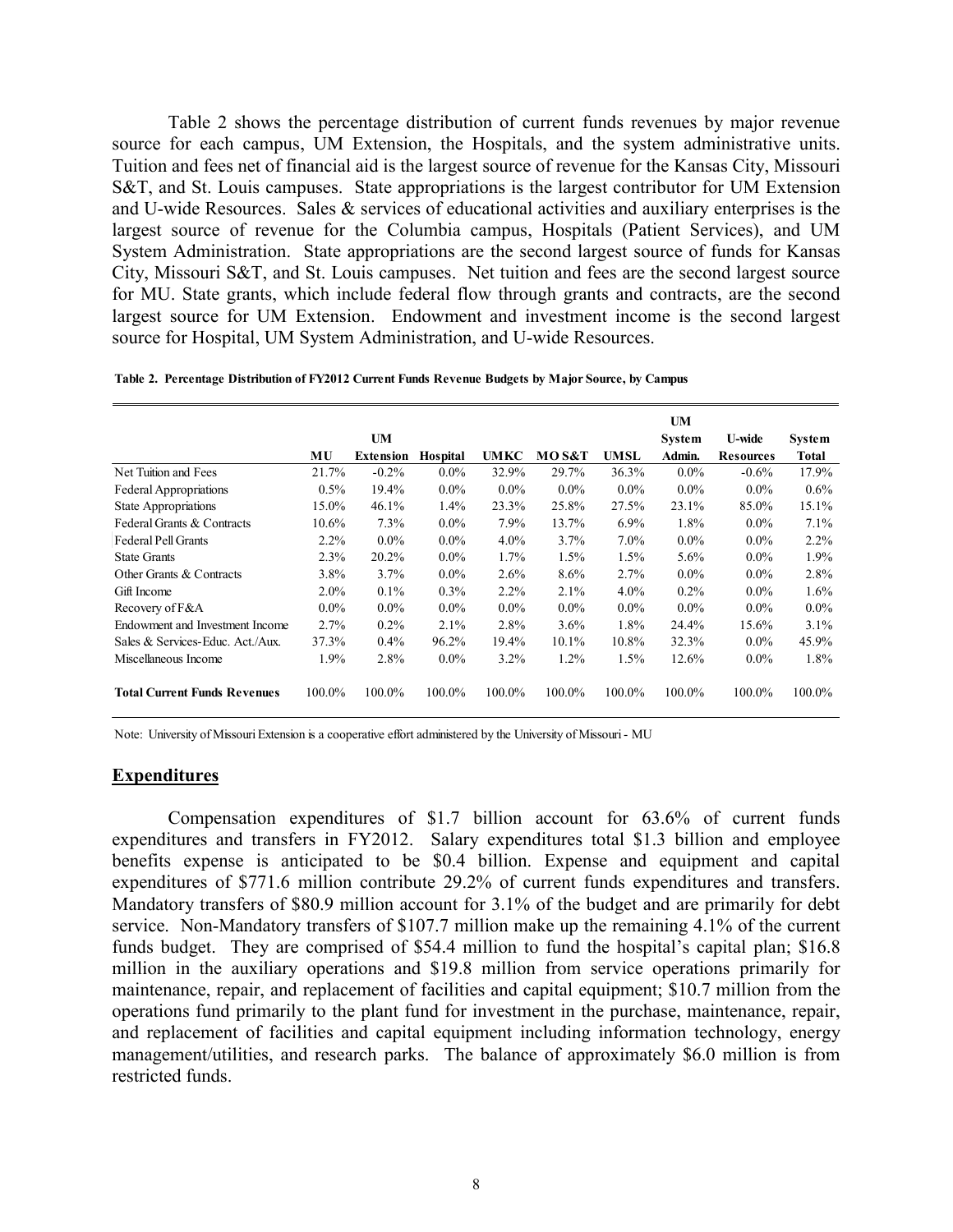Table 2 shows the percentage distribution of current funds revenues by major revenue source for each campus, UM Extension, the Hospitals, and the system administrative units. Tuition and fees net of financial aid is the largest source of revenue for the Kansas City, Missouri S&T, and St. Louis campuses. State appropriations is the largest contributor for UM Extension and U-wide Resources. Sales & services of educational activities and auxiliary enterprises is the largest source of revenue for the Columbia campus, Hospitals (Patient Services), and UM System Administration. State appropriations are the second largest source of funds for Kansas City, Missouri S&T, and St. Louis campuses. Net tuition and fees are the second largest source for MU. State grants, which include federal flow through grants and contracts, are the second largest source for UM Extension. Endowment and investment income is the second largest source for Hospital, UM System Administration, and U-wide Resources.

**Table 2. Percentage Distribution of FY2012 Current Funds Revenue Budgets by Major Source, by Campus**

| | MU | UM Extension | Hospital | UMKC | MO S&T | UMSL | UM System Admin. | U-wide Resources | System Total |
|---|---|---|---|---|---|---|---|---|---|
| Net Tuition and Fees | 21.7% | -0.2% | 0.0% | 32.9% | 29.7% | 36.3% | 0.0% | -0.6% | 17.9% |
| Federal Appropriations | 0.5% | 19.4% | 0.0% | 0.0% | 0.0% | 0.0% | 0.0% | 0.0% | 0.6% |
| State Appropriations | 15.0% | 46.1% | 1.4% | 23.3% | 25.8% | 27.5% | 23.1% | 85.0% | 15.1% |
| Federal Grants & Contracts | 10.6% | 7.3% | 0.0% | 7.9% | 13.7% | 6.9% | 1.8% | 0.0% | 7.1% |
| Federal Pell Grants | 2.2% | 0.0% | 0.0% | 4.0% | 3.7% | 7.0% | 0.0% | 0.0% | 2.2% |
| State Grants | 2.3% | 20.2% | 0.0% | 1.7% | 1.5% | 1.5% | 5.6% | 0.0% | 1.9% |
| Other Grants & Contracts | 3.8% | 3.7% | 0.0% | 2.6% | 8.6% | 2.7% | 0.0% | 0.0% | 2.8% |
| Gift Income | 2.0% | 0.1% | 0.3% | 2.2% | 2.1% | 4.0% | 0.2% | 0.0% | 1.6% |
| Recovery of F&A | 0.0% | 0.0% | 0.0% | 0.0% | 0.0% | 0.0% | 0.0% | 0.0% | 0.0% |
| Endowment and Investment Income | 2.7% | 0.2% | 2.1% | 2.8% | 3.6% | 1.8% | 24.4% | 15.6% | 3.1% |
| Sales & Services-Educ. Act./Aux. | 37.3% | 0.4% | 96.2% | 19.4% | 10.1% | 10.8% | 32.3% | 0.0% | 45.9% |
| Miscellaneous Income | 1.9% | 2.8% | 0.0% | 3.2% | 1.2% | 1.5% | 12.6% | 0.0% | 1.8% |
| **Total Current Funds Revenues** | 100.0% | 100.0% | 100.0% | 100.0% | 100.0% | 100.0% | 100.0% | 100.0% | 100.0% |

Note: University of Missouri Extension is a cooperative effort administered by the University of Missouri - MU

## Expenditures

Compensation expenditures of $1.7 billion account for 63.6% of current funds expenditures and transfers in FY2012. Salary expenditures total $1.3 billion and employee benefits expense is anticipated to be $0.4 billion. Expense and equipment and capital expenditures of $771.6 million contribute 29.2% of current funds expenditures and transfers. Mandatory transfers of $80.9 million account for 3.1% of the budget and are primarily for debt service. Non-Mandatory transfers of $107.7 million make up the remaining 4.1% of the current funds budget. They are comprised of $54.4 million to fund the hospital's capital plan; $16.8 million in the auxiliary operations and $19.8 million from service operations primarily for maintenance, repair, and replacement of facilities and capital equipment; $10.7 million from the operations fund primarily to the plant fund for investment in the purchase, maintenance, repair, and replacement of facilities and capital equipment including information technology, energy management/utilities, and research parks. The balance of approximately $6.0 million is from restricted funds.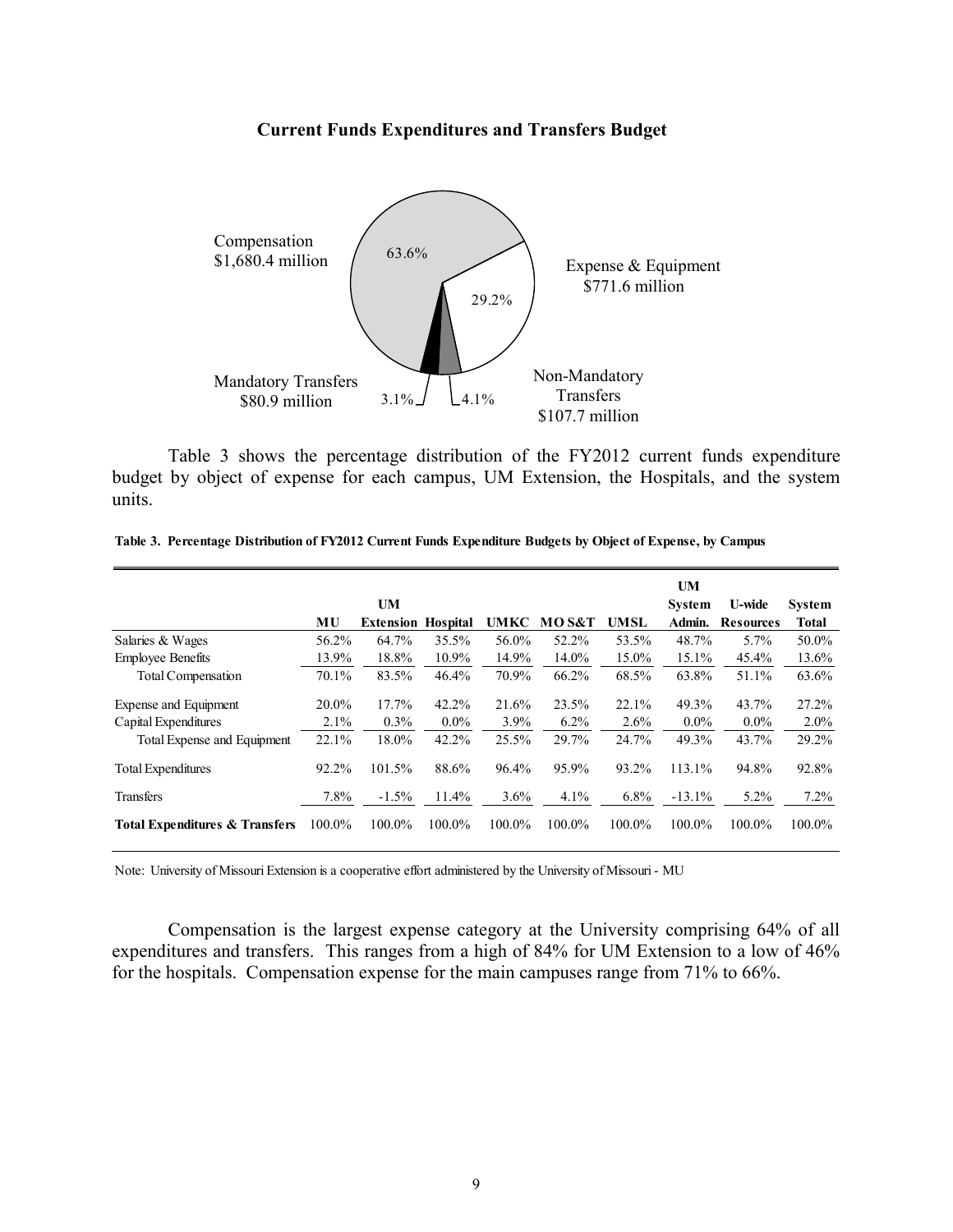**Current Funds Expenditures and Transfers Budget**

Compensation
$1,680.4 million
63.6%

Expense & Equipment
$771.6 million
29.2%

Mandatory Transfers
$80.9 million
3.1%

Non-Mandatory
Transfers
$107.7 million
4.1%

Table 3 shows the percentage distribution of the FY2012 current funds expenditure budget by object of expense for each campus, UM Extension, the Hospitals, and the system units.

**Table 3. Percentage Distribution of FY2012 Current Funds Expenditure Budgets by Object of Expense, by Campus**

| | MU | UM Extension | Hospital | UMKC | MO S&T | UMSL | UM System Admin. | U-wide Resources | System Total |
|---|---|---|---|---|---|---|---|---|---|
| Salaries & Wages | 56.2% | 64.7% | 35.5% | 56.0% | 52.2% | 53.5% | 48.7% | 5.7% | 50.0% |
| Employee Benefits | 13.9% | 18.8% | 10.9% | 14.9% | 14.0% | 15.0% | 15.1% | 45.4% | 13.6% |
| Total Compensation | 70.1% | 83.5% | 46.4% | 70.9% | 66.2% | 68.5% | 63.8% | 51.1% | 63.6% |
| Expense and Equipment | 20.0% | 17.7% | 42.2% | 21.6% | 23.5% | 22.1% | 49.3% | 43.7% | 27.2% |
| Capital Expenditures | 2.1% | 0.3% | 0.0% | 3.9% | 6.2% | 2.6% | 0.0% | 0.0% | 2.0% |
| Total Expense and Equipment | 22.1% | 18.0% | 42.2% | 25.5% | 29.7% | 24.7% | 49.3% | 43.7% | 29.2% |
| Total Expenditures | 92.2% | 101.5% | 88.6% | 96.4% | 95.9% | 93.2% | 113.1% | 94.8% | 92.8% |
| Transfers | 7.8% | -1.5% | 11.4% | 3.6% | 4.1% | 6.8% | -13.1% | 5.2% | 7.2% |
| **Total Expenditures & Transfers** | 100.0% | 100.0% | 100.0% | 100.0% | 100.0% | 100.0% | 100.0% | 100.0% | 100.0% |

Note: University of Missouri Extension is a cooperative effort administered by the University of Missouri - MU

Compensation is the largest expense category at the University comprising 64% of all expenditures and transfers. This ranges from a high of 84% for UM Extension to a low of 46% for the hospitals. Compensation expense for the main campuses range from 71% to 66%.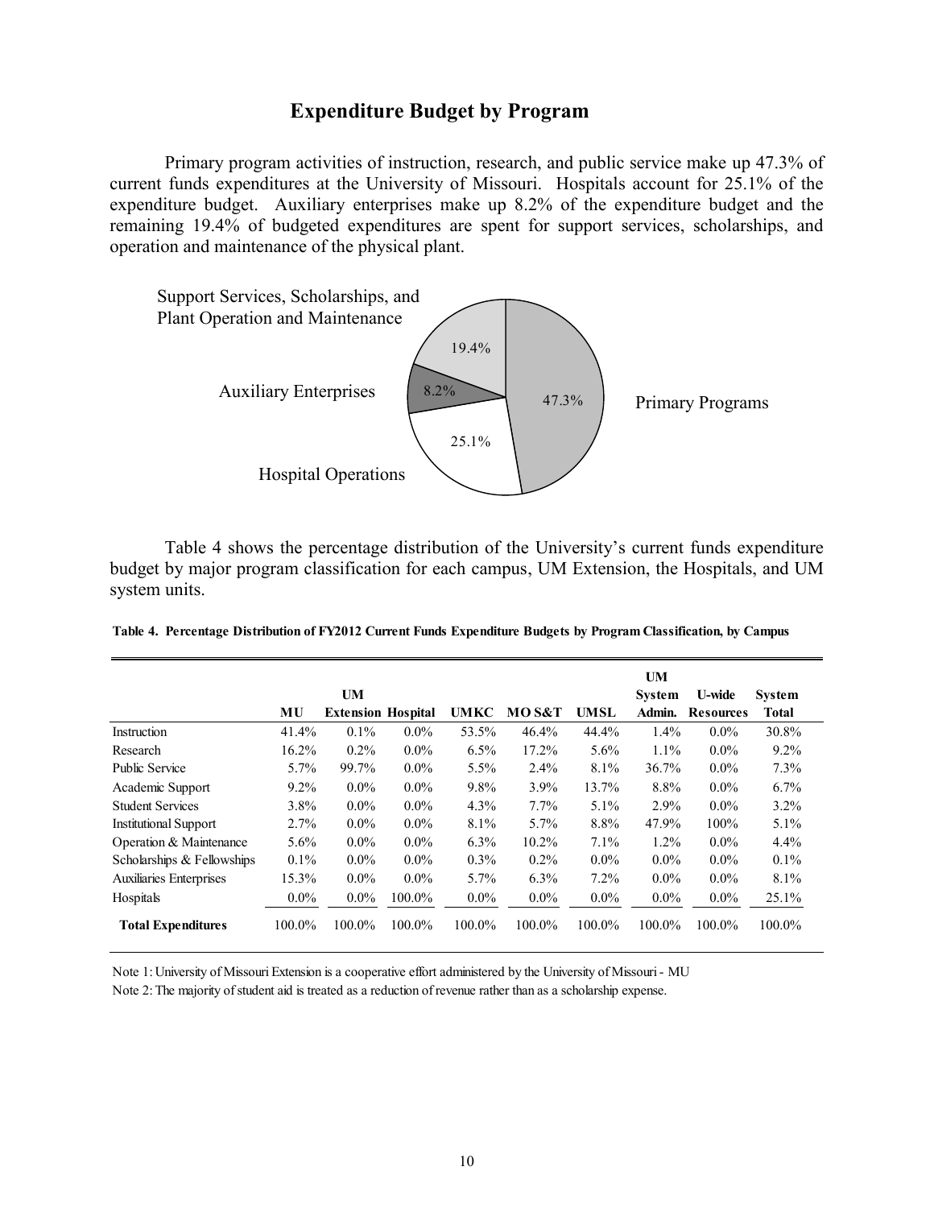## Expenditure Budget by Program

Primary program activities of instruction, research, and public service make up 47.3% of current funds expenditures at the University of Missouri. Hospitals account for 25.1% of the expenditure budget. Auxiliary enterprises make up 8.2% of the expenditure budget and the remaining 19.4% of budgeted expenditures are spent for support services, scholarships, and operation and maintenance of the physical plant.

Support Services, Scholarships, and Plant Operation and Maintenance 19.4%

Auxiliary Enterprises 8.2%

Hospital Operations 25.1%

Primary Programs 47.3%

Table 4 shows the percentage distribution of the University's current funds expenditure budget by major program classification for each campus, UM Extension, the Hospitals, and UM system units.

**Table 4. Percentage Distribution of FY2012 Current Funds Expenditure Budgets by Program Classification, by Campus**

| | MU | UM Extension | Hospital | UMKC | MO S&T | UMSL | UM System Admin. | U-wide Resources | System Total |
|---|---|---|---|---|---|---|---|---|---|
| Instruction | 41.4% | 0.1% | 0.0% | 53.5% | 46.4% | 44.4% | 1.4% | 0.0% | 30.8% |
| Research | 16.2% | 0.2% | 0.0% | 6.5% | 17.2% | 5.6% | 1.1% | 0.0% | 9.2% |
| Public Service | 5.7% | 99.7% | 0.0% | 5.5% | 2.4% | 8.1% | 36.7% | 0.0% | 7.3% |
| Academic Support | 9.2% | 0.0% | 0.0% | 9.8% | 3.9% | 13.7% | 8.8% | 0.0% | 6.7% |
| Student Services | 3.8% | 0.0% | 0.0% | 4.3% | 7.7% | 5.1% | 2.9% | 0.0% | 3.2% |
| Institutional Support | 2.7% | 0.0% | 0.0% | 8.1% | 5.7% | 8.8% | 47.9% | 100% | 5.1% |
| Operation & Maintenance | 5.6% | 0.0% | 0.0% | 6.3% | 10.2% | 7.1% | 1.2% | 0.0% | 4.4% |
| Scholarships & Fellowships | 0.1% | 0.0% | 0.0% | 0.3% | 0.2% | 0.0% | 0.0% | 0.0% | 0.1% |
| Auxiliaries Enterprises | 15.3% | 0.0% | 0.0% | 5.7% | 6.3% | 7.2% | 0.0% | 0.0% | 8.1% |
| Hospitals | 0.0% | 0.0% | 100.0% | 0.0% | 0.0% | 0.0% | 0.0% | 0.0% | 25.1% |
| **Total Expenditures** | 100.0% | 100.0% | 100.0% | 100.0% | 100.0% | 100.0% | 100.0% | 100.0% | 100.0% |

Note 1: University of Missouri Extension is a cooperative effort administered by the University of Missouri - MU

Note 2: The majority of student aid is treated as a reduction of revenue rather than as a scholarship expense.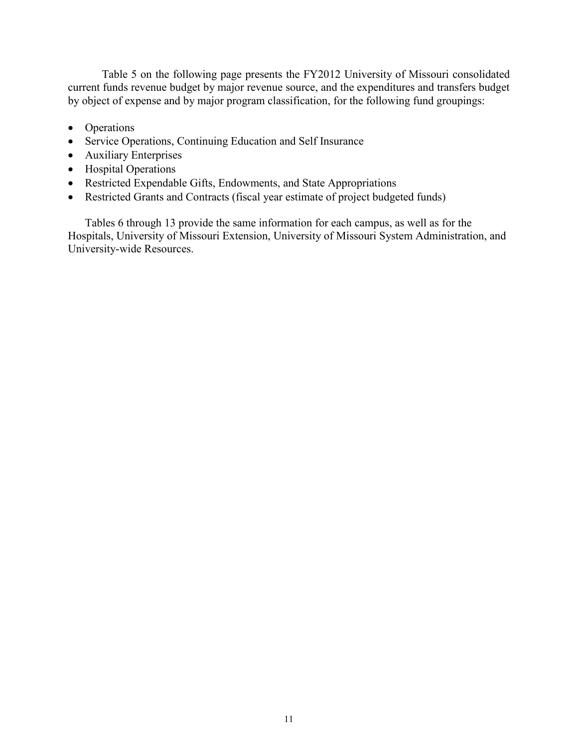Table 5 on the following page presents the FY2012 University of Missouri consolidated current funds revenue budget by major revenue source, and the expenditures and transfers budget by object of expense and by major program classification, for the following fund groupings:

- Operations
- Service Operations, Continuing Education and Self Insurance
- Auxiliary Enterprises
- Hospital Operations
- Restricted Expendable Gifts, Endowments, and State Appropriations
- Restricted Grants and Contracts (fiscal year estimate of project budgeted funds)

Tables 6 through 13 provide the same information for each campus, as well as for the Hospitals, University of Missouri Extension, University of Missouri System Administration, and University-wide Resources.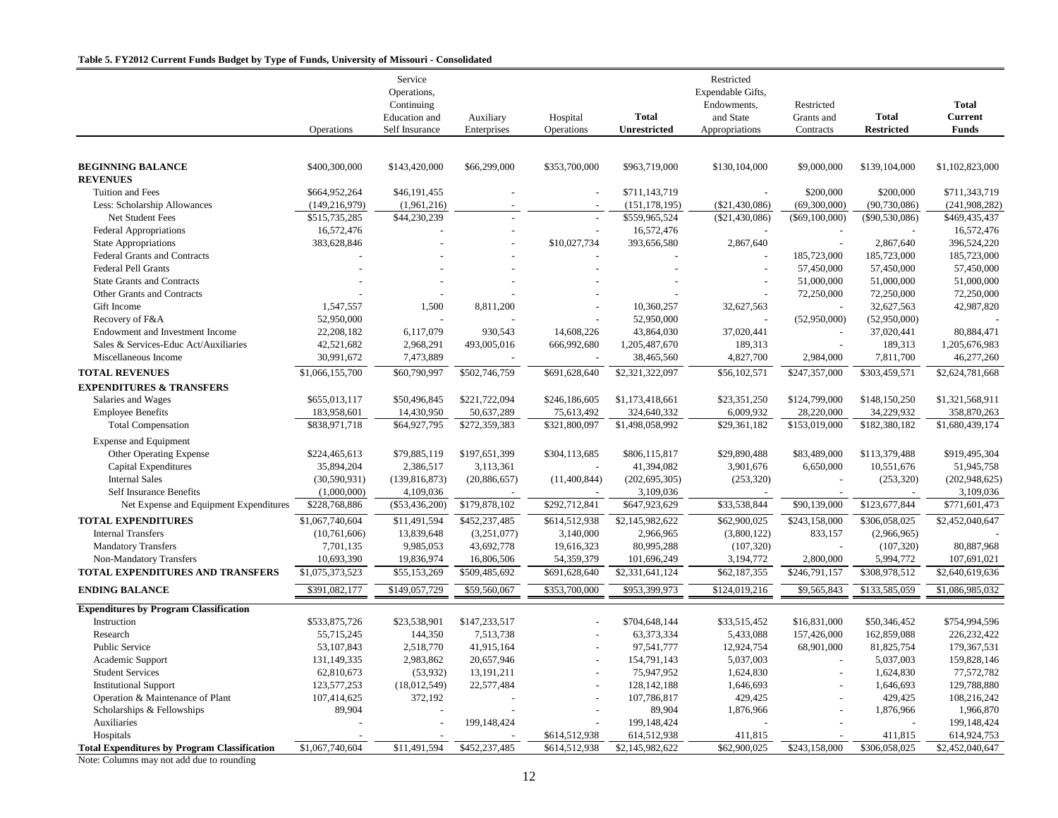**Table 5. FY2012 Current Funds Budget by Type of Funds, University of Missouri - Consolidated**

| | Operations | Service Operations, Continuing Education and Self Insurance | Auxiliary Enterprises | Hospital Operations | **Total Unrestricted** | Restricted Expendable Gifts, Endowments, and State Appropriations | Restricted Grants and Contracts | **Total Restricted** | **Total Current Funds** |
|---|---|---|---|---|---|---|---|---|---|
| **BEGINNING BALANCE** | $400,300,000 | $143,420,000 | $66,299,000 | $353,700,000 | $963,719,000 | $130,104,000 | $9,000,000 | $139,104,000 | $1,102,823,000 |
| **REVENUES** | | | | | | | | | |
| Tuition and Fees | $664,952,264 | $46,191,455 | - | - | $711,143,719 | - | $200,000 | $200,000 | $711,343,719 |
| Less: Scholarship Allowances | (149,216,979) | (1,961,216) | - | - | (151,178,195) | ($21,430,086) | (69,300,000) | (90,730,086) | (241,908,282) |
| Net Student Fees | $515,735,285 | $44,230,239 | - | - | $559,965,524 | ($21,430,086) | ($69,100,000) | ($90,530,086) | $469,435,437 |
| Federal Appropriations | 16,572,476 | - | - | - | 16,572,476 | | - | - | 16,572,476 |
| State Appropriations | 383,628,846 | - | - | $10,027,734 | 393,656,580 | 2,867,640 | - | 2,867,640 | 396,524,220 |
| Federal Grants and Contracts | - | - | - | - | - | - | 185,723,000 | 185,723,000 | 185,723,000 |
| Federal Pell Grants | - | - | - | - | - | - | 57,450,000 | 57,450,000 | 57,450,000 |
| State Grants and Contracts | - | - | - | - | - | - | 51,000,000 | 51,000,000 | 51,000,000 |
| Other Grants and Contracts | - | - | - | - | - | - | 72,250,000 | 72,250,000 | 72,250,000 |
| Gift Income | 1,547,557 | 1,500 | 8,811,200 | - | 10,360,257 | 32,627,563 | - | 32,627,563 | 42,987,820 |
| Recovery of F&A | 52,950,000 | - | - | - | 52,950,000 | - | (52,950,000) | (52,950,000) | - |
| Endowment and Investment Income | 22,208,182 | 6,117,079 | 930,543 | 14,608,226 | 43,864,030 | 37,020,441 | - | 37,020,441 | 80,884,471 |
| Sales & Services-Educ Act/Auxiliaries | 42,521,682 | 2,968,291 | 493,005,016 | 666,992,680 | 1,205,487,670 | 189,313 | - | 189,313 | 1,205,676,983 |
| Miscellaneous Income | 30,991,672 | 7,473,889 | - | - | 38,465,560 | 4,827,700 | 2,984,000 | 7,811,700 | 46,277,260 |
| **TOTAL REVENUES** | $1,066,155,700 | $60,790,997 | $502,746,759 | $691,628,640 | $2,321,322,097 | $56,102,571 | $247,357,000 | $303,459,571 | $2,624,781,668 |
| **EXPENDITURES & TRANSFERS** | | | | | | | | | |
| Salaries and Wages | $655,013,117 | $50,496,845 | $221,722,094 | $246,186,605 | $1,173,418,661 | $23,351,250 | $124,799,000 | $148,150,250 | $1,321,568,911 |
| Employee Benefits | 183,958,601 | 14,430,950 | 50,637,289 | 75,613,492 | 324,640,332 | 6,009,932 | 28,220,000 | 34,229,932 | 358,870,263 |
| Total Compensation | $838,971,718 | $64,927,795 | $272,359,383 | $321,800,097 | $1,498,058,992 | $29,361,182 | $153,019,000 | $182,380,182 | $1,680,439,174 |
| Expense and Equipment | | | | | | | | | |
| Other Operating Expense | $224,465,613 | $79,885,119 | $197,651,399 | $304,113,685 | $806,115,817 | $29,890,488 | $83,489,000 | $113,379,488 | $919,495,304 |
| Capital Expenditures | 35,894,204 | 2,386,517 | 3,113,361 | - | 41,394,082 | 3,901,676 | 6,650,000 | 10,551,676 | 51,945,758 |
| Internal Sales | (30,590,931) | (139,816,873) | (20,886,657) | (11,400,844) | (202,695,305) | (253,320) | - | (253,320) | (202,948,625) |
| Self Insurance Benefits | (1,000,000) | 4,109,036 | - | - | 3,109,036 | - | - | - | 3,109,036 |
| Net Expense and Equipment Expenditures | $228,768,886 | ($53,436,200) | $179,878,102 | $292,712,841 | $647,923,629 | $33,538,844 | $90,139,000 | $123,677,844 | $771,601,473 |
| **TOTAL EXPENDITURES** | $1,067,740,604 | $11,491,594 | $452,237,485 | $614,512,938 | $2,145,982,622 | $62,900,025 | $243,158,000 | $306,058,025 | $2,452,040,647 |
| Internal Transfers | (10,761,606) | 13,839,648 | (3,251,077) | 3,140,000 | 2,966,965 | (3,800,122) | 833,157 | (2,966,965) | - |
| Mandatory Transfers | 7,701,135 | 9,985,053 | 43,692,778 | 19,616,323 | 80,995,288 | (107,320) | - | (107,320) | 80,887,968 |
| Non-Mandatory Transfers | 10,693,390 | 19,836,974 | 16,806,506 | 54,359,379 | 101,696,249 | 3,194,772 | 2,800,000 | 5,994,772 | 107,691,021 |
| **TOTAL EXPENDITURES AND TRANSFERS** | $1,075,373,523 | $55,153,269 | $509,485,692 | $691,628,640 | $2,331,641,124 | $62,187,355 | $246,791,157 | $308,978,512 | $2,640,619,636 |
| **ENDING BALANCE** | $391,082,177 | $149,057,729 | $59,560,067 | $353,700,000 | $953,399,973 | $124,019,216 | $9,565,843 | $133,585,059 | $1,086,985,032 |
| **Expenditures by Program Classification** | | | | | | | | | |
| Instruction | $533,875,726 | $23,538,901 | $147,233,517 | - | $704,648,144 | $33,515,452 | $16,831,000 | $50,346,452 | $754,994,596 |
| Research | 55,715,245 | 144,350 | 7,513,738 | - | 63,373,334 | 5,433,088 | 157,426,000 | 162,859,088 | 226,232,422 |
| Public Service | 53,107,843 | 2,518,770 | 41,915,164 | - | 97,541,777 | 12,924,754 | 68,901,000 | 81,825,754 | 179,367,531 |
| Academic Support | 131,149,335 | 2,983,862 | 20,657,946 | - | 154,791,143 | 5,037,003 | - | 5,037,003 | 159,828,146 |
| Student Services | 62,810,673 | (53,932) | 13,191,211 | - | 75,947,952 | 1,624,830 | - | 1,624,830 | 77,572,782 |
| Institutional Support | 123,577,253 | (18,012,549) | 22,577,484 | - | 128,142,188 | 1,646,693 | - | 1,646,693 | 129,788,880 |
| Operation & Maintenance of Plant | 107,414,625 | 372,192 | - | - | 107,786,817 | 429,425 | - | 429,425 | 108,216,242 |
| Scholarships & Fellowships | 89,904 | - | - | - | 89,904 | 1,876,966 | - | 1,876,966 | 1,966,870 |
| Auxiliaries | - | - | 199,148,424 | - | 199,148,424 | - | - | - | 199,148,424 |
| Hospitals | - | - | - | $614,512,938 | 614,512,938 | 411,815 | - | 411,815 | 614,924,753 |
| **Total Expenditures by Program Classification** | $1,067,740,604 | $11,491,594 | $452,237,485 | $614,512,938 | $2,145,982,622 | $62,900,025 | $243,158,000 | $306,058,025 | $2,452,040,647 |

Note: Columns may not add due to rounding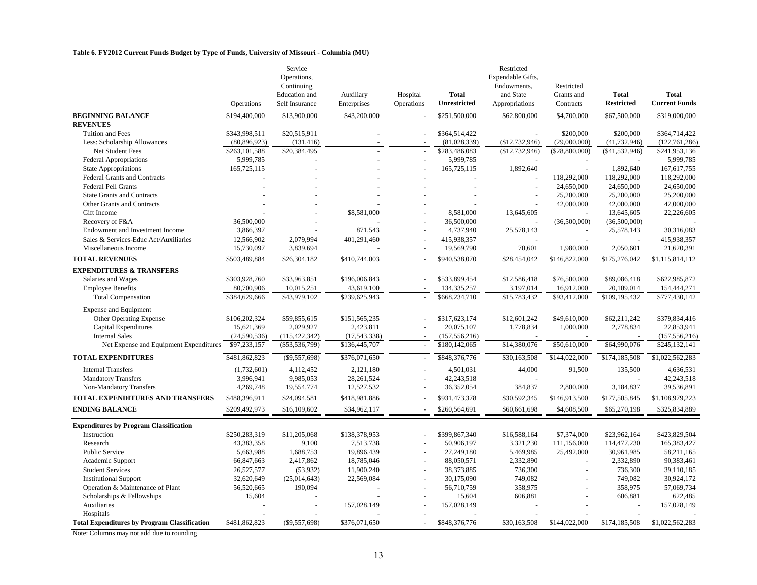**Table 6. FY2012 Current Funds Budget by Type of Funds, University of Missouri - Columbia (MU)**

| | Operations | Service Operations, Continuing Education and Self Insurance | Auxiliary Enterprises | Hospital Operations | **Total Unrestricted** | Restricted Expendable Gifts, Endowments, and State Appropriations | Restricted Grants and Contracts | **Total Restricted** | **Total Current Funds** |
|---|---|---|---|---|---|---|---|---|---|
| **BEGINNING BALANCE** | $194,400,000 | $13,900,000 | $43,200,000 | - | $251,500,000 | $62,800,000 | $4,700,000 | $67,500,000 | $319,000,000 |
| **REVENUES** | | | | | | | | | |
| Tuition and Fees | $343,998,511 | $20,515,911 | - | - | $364,514,422 | - | $200,000 | $200,000 | $364,714,422 |
| Less: Scholarship Allowances | (80,896,923) | (131,416) | - | - | (81,028,339) | ($12,732,946) | (29,000,000) | (41,732,946) | (122,761,286) |
| Net Student Fees | $263,101,588 | $20,384,495 | - | - | $283,486,083 | ($12,732,946) | ($28,800,000) | ($41,532,946) | $241,953,136 |
| Federal Appropriations | 5,999,785 | - | - | - | 5,999,785 | - | - | - | 5,999,785 |
| State Appropriations | 165,725,115 | - | - | - | 165,725,115 | 1,892,640 | - | 1,892,640 | 167,617,755 |
| Federal Grants and Contracts | - | - | - | - | - | - | 118,292,000 | 118,292,000 | 118,292,000 |
| Federal Pell Grants | - | - | - | - | - | - | 24,650,000 | 24,650,000 | 24,650,000 |
| State Grants and Contracts | - | - | - | - | - | - | 25,200,000 | 25,200,000 | 25,200,000 |
| Other Grants and Contracts | - | - | - | - | - | - | 42,000,000 | 42,000,000 | 42,000,000 |
| Gift Income | - | - | $8,581,000 | - | 8,581,000 | 13,645,605 | - | 13,645,605 | 22,226,605 |
| Recovery of F&A | 36,500,000 | - | - | - | 36,500,000 | - | (36,500,000) | (36,500,000) | - |
| Endowment and Investment Income | 3,866,397 | - | 871,543 | - | 4,737,940 | 25,578,143 | - | 25,578,143 | 30,316,083 |
| Sales & Services-Educ Act/Auxiliaries | 12,566,902 | 2,079,994 | 401,291,460 | - | 415,938,357 | - | - | - | 415,938,357 |
| Miscellaneous Income | 15,730,097 | 3,839,694 | - | - | 19,569,790 | 70,601 | 1,980,000 | 2,050,601 | 21,620,391 |
| **TOTAL REVENUES** | $503,489,884 | $26,304,182 | $410,744,003 | - | $940,538,070 | $28,454,042 | $146,822,000 | $175,276,042 | $1,115,814,112 |
| **EXPENDITURES & TRANSFERS** | | | | | | | | | |
| Salaries and Wages | $303,928,760 | $33,963,851 | $196,006,843 | - | $533,899,454 | $12,586,418 | $76,500,000 | $89,086,418 | $622,985,872 |
| Employee Benefits | 80,700,906 | 10,015,251 | 43,619,100 | - | 134,335,257 | 3,197,014 | 16,912,000 | 20,109,014 | 154,444,271 |
| Total Compensation | $384,629,666 | $43,979,102 | $239,625,943 | - | $668,234,710 | $15,783,432 | $93,412,000 | $109,195,432 | $777,430,142 |
| Expense and Equipment | | | | | | | | | |
| Other Operating Expense | $106,202,324 | $59,855,615 | $151,565,235 | - | $317,623,174 | $12,601,242 | $49,610,000 | $62,211,242 | $379,834,416 |
| Capital Expenditures | 15,621,369 | 2,029,927 | 2,423,811 | - | 20,075,107 | 1,778,834 | 1,000,000 | 2,778,834 | 22,853,941 |
| Internal Sales | (24,590,536) | (115,422,342) | (17,543,338) | - | (157,556,216) | - | - | - | (157,556,216) |
| Net Expense and Equipment Expenditures | $97,233,157 | ($53,536,799) | $136,445,707 | - | $180,142,065 | $14,380,076 | $50,610,000 | $64,990,076 | $245,132,141 |
| **TOTAL EXPENDITURES** | $481,862,823 | ($9,557,698) | $376,071,650 | - | $848,376,776 | $30,163,508 | $144,022,000 | $174,185,508 | $1,022,562,283 |
| Internal Transfers | (1,732,601) | 4,112,452 | 2,121,180 | - | 4,501,031 | 44,000 | 91,500 | 135,500 | 4,636,531 |
| Mandatory Transfers | 3,996,941 | 9,985,053 | 28,261,524 | - | 42,243,518 | - | - | - | 42,243,518 |
| Non-Mandatory Transfers | 4,269,748 | 19,554,774 | 12,527,532 | - | 36,352,054 | 384,837 | 2,800,000 | 3,184,837 | 39,536,891 |
| **TOTAL EXPENDITURES AND TRANSFERS** | $488,396,911 | $24,094,581 | $418,981,886 | - | $931,473,378 | $30,592,345 | $146,913,500 | $177,505,845 | $1,108,979,223 |
| **ENDING BALANCE** | $209,492,973 | $16,109,602 | $34,962,117 | - | $260,564,691 | $60,661,698 | $4,608,500 | $65,270,198 | $325,834,889 |
| **Expenditures by Program Classification** | | | | | | | | | |
| Instruction | $250,283,319 | $11,205,068 | $138,378,953 | - | $399,867,340 | $16,588,164 | $7,374,000 | $23,962,164 | $423,829,504 |
| Research | 43,383,358 | 9,100 | 7,513,738 | - | 50,906,197 | 3,321,230 | 111,156,000 | 114,477,230 | 165,383,427 |
| Public Service | 5,663,988 | 1,688,753 | 19,896,439 | - | 27,249,180 | 5,469,985 | 25,492,000 | 30,961,985 | 58,211,165 |
| Academic Support | 66,847,663 | 2,417,862 | 18,785,046 | - | 88,050,571 | 2,332,890 | - | 2,332,890 | 90,383,461 |
| Student Services | 26,527,577 | (53,932) | 11,900,240 | - | 38,373,885 | 736,300 | - | 736,300 | 39,110,185 |
| Institutional Support | 32,620,649 | (25,014,643) | 22,569,084 | - | 30,175,090 | 749,082 | - | 749,082 | 30,924,172 |
| Operation & Maintenance of Plant | 56,520,665 | 190,094 | - | - | 56,710,759 | 358,975 | - | 358,975 | 57,069,734 |
| Scholarships & Fellowships | 15,604 | - | - | - | 15,604 | 606,881 | - | 606,881 | 622,485 |
| Auxiliaries | - | - | 157,028,149 | - | 157,028,149 | - | - | - | 157,028,149 |
| Hospitals | - | - | - | - | - | - | - | - | - |
| **Total Expenditures by Program Classification** | $481,862,823 | ($9,557,698) | $376,071,650 | - | $848,376,776 | $30,163,508 | $144,022,000 | $174,185,508 | $1,022,562,283 |

Note: Columns may not add due to rounding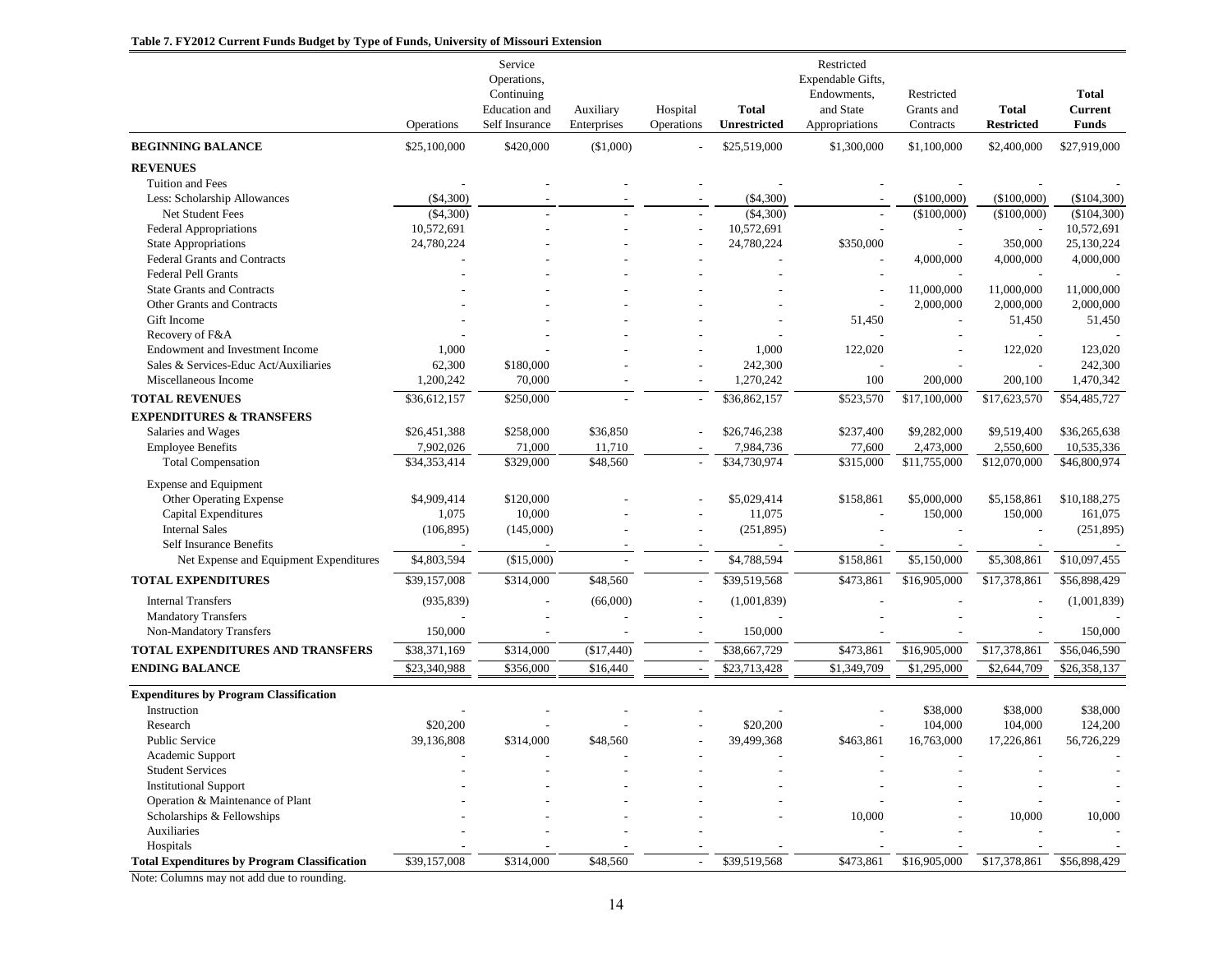**Table 7. FY2012 Current Funds Budget by Type of Funds, University of Missouri Extension**

| | Operations | Service Operations, Continuing Education and Self Insurance | Auxiliary Enterprises | Hospital Operations | **Total Unrestricted** | Restricted Expendable Gifts, Endowments, and State Appropriations | Restricted Grants and Contracts | **Total Restricted** | **Total Current Funds** |
|---|---|---|---|---|---|---|---|---|---|
| **BEGINNING BALANCE** | $25,100,000 | $420,000 | ($1,000) | - | $25,519,000 | $1,300,000 | $1,100,000 | $2,400,000 | $27,919,000 |
| **REVENUES** | | | | | | | | | |
| Tuition and Fees | - | - | - | - | - | - | - | - | - |
| Less: Scholarship Allowances | ($4,300) | - | - | - | ($4,300) | - | ($100,000) | ($100,000) | ($104,300) |
| Net Student Fees | ($4,300) | - | - | - | ($4,300) | - | ($100,000) | ($100,000) | ($104,300) |
| Federal Appropriations | 10,572,691 | - | - | - | 10,572,691 | - | - | - | 10,572,691 |
| State Appropriations | 24,780,224 | - | - | - | 24,780,224 | $350,000 | - | 350,000 | 25,130,224 |
| Federal Grants and Contracts | - | - | - | - | - | - | 4,000,000 | 4,000,000 | 4,000,000 |
| Federal Pell Grants | - | - | - | - | - | - | - | - | - |
| State Grants and Contracts | - | - | - | - | - | - | 11,000,000 | 11,000,000 | 11,000,000 |
| Other Grants and Contracts | - | - | - | - | - | - | 2,000,000 | 2,000,000 | 2,000,000 |
| Gift Income | - | - | - | - | - | 51,450 | - | 51,450 | 51,450 |
| Recovery of F&A | - | - | - | - | - | - | - | - | - |
| Endowment and Investment Income | 1,000 | - | - | - | 1,000 | 122,020 | - | 122,020 | 123,020 |
| Sales & Services-Educ Act/Auxiliaries | 62,300 | $180,000 | - | - | 242,300 | - | - | - | 242,300 |
| Miscellaneous Income | 1,200,242 | 70,000 | - | - | 1,270,242 | 100 | 200,000 | 200,100 | 1,470,342 |
| **TOTAL REVENUES** | $36,612,157 | $250,000 | - | - | $36,862,157 | $523,570 | $17,100,000 | $17,623,570 | $54,485,727 |
| **EXPENDITURES & TRANSFERS** | | | | | | | | | |
| Salaries and Wages | $26,451,388 | $258,000 | $36,850 | - | $26,746,238 | $237,400 | $9,282,000 | $9,519,400 | $36,265,638 |
| Employee Benefits | 7,902,026 | 71,000 | 11,710 | - | 7,984,736 | 77,600 | 2,473,000 | 2,550,600 | 10,535,336 |
| Total Compensation | $34,353,414 | $329,000 | $48,560 | - | $34,730,974 | $315,000 | $11,755,000 | $12,070,000 | $46,800,974 |
| Expense and Equipment | | | | | | | | | |
| Other Operating Expense | $4,909,414 | $120,000 | - | - | $5,029,414 | $158,861 | $5,000,000 | $5,158,861 | $10,188,275 |
| Capital Expenditures | 1,075 | 10,000 | - | - | 11,075 | - | 150,000 | 150,000 | 161,075 |
| Internal Sales | (106,895) | (145,000) | - | - | (251,895) | - | - | - | (251,895) |
| Self Insurance Benefits | - | - | - | - | - | - | - | - | - |
| Net Expense and Equipment Expenditures | $4,803,594 | ($15,000) | - | - | $4,788,594 | $158,861 | $5,150,000 | $5,308,861 | $10,097,455 |
| **TOTAL EXPENDITURES** | $39,157,008 | $314,000 | $48,560 | - | $39,519,568 | $473,861 | $16,905,000 | $17,378,861 | $56,898,429 |
| Internal Transfers | (935,839) | - | (66,000) | - | (1,001,839) | - | - | - | (1,001,839) |
| Mandatory Transfers | - | - | - | - | - | - | - | - | - |
| Non-Mandatory Transfers | 150,000 | - | - | - | 150,000 | - | - | - | 150,000 |
| **TOTAL EXPENDITURES AND TRANSFERS** | $38,371,169 | $314,000 | ($17,440) | - | $38,667,729 | $473,861 | $16,905,000 | $17,378,861 | $56,046,590 |
| **ENDING BALANCE** | $23,340,988 | $356,000 | $16,440 | - | $23,713,428 | $1,349,709 | $1,295,000 | $2,644,709 | $26,358,137 |
| **Expenditures by Program Classification** | | | | | | | | | |
| Instruction | - | - | - | - | - | - | $38,000 | $38,000 | $38,000 |
| Research | $20,200 | - | - | - | $20,200 | - | 104,000 | 104,000 | 124,200 |
| Public Service | 39,136,808 | $314,000 | $48,560 | - | 39,499,368 | $463,861 | 16,763,000 | 17,226,861 | 56,726,229 |
| Academic Support | - | - | - | - | - | - | - | - | - |
| Student Services | - | - | - | - | - | - | - | - | - |
| Institutional Support | - | - | - | - | - | - | - | - | - |
| Operation & Maintenance of Plant | - | - | - | - | - | - | - | - | - |
| Scholarships & Fellowships | - | - | - | - | - | 10,000 | - | 10,000 | 10,000 |
| Auxiliaries | - | - | - | - | - | - | - | - | - |
| Hospitals | - | - | - | - | - | - | - | - | - |
| **Total Expenditures by Program Classification** | $39,157,008 | $314,000 | $48,560 | - | $39,519,568 | $473,861 | $16,905,000 | $17,378,861 | $56,898,429 |

Note: Columns may not add due to rounding.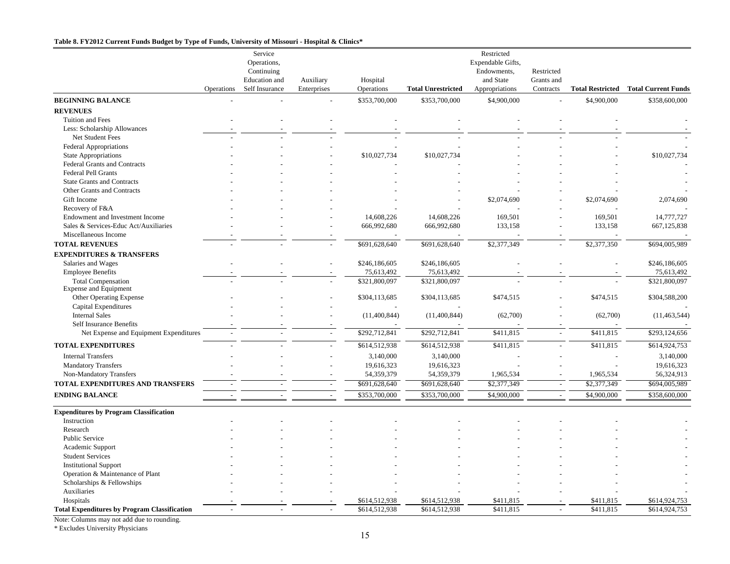**Table 8. FY2012 Current Funds Budget by Type of Funds, University of Missouri - Hospital & Clinics***

| | Operations | Service Operations, Continuing Education and Self Insurance | Auxiliary Enterprises | Hospital Operations | Total Unrestricted | Restricted Expendable Gifts, Endowments, and State Appropriations | Restricted Grants and Contracts | Total Restricted | Total Current Funds |
|---|---|---|---|---|---|---|---|---|---|
| **BEGINNING BALANCE** | - | - | - | $353,700,000 | $353,700,000 | $4,900,000 | - | $4,900,000 | $358,600,000 |
| **REVENUES** | | | | | | | | | |
| Tuition and Fees | - | - | - | - | - | - | - | - | - |
| Less: Scholarship Allowances | - | - | - | - | - | - | - | - | - |
| Net Student Fees | - | - | - | - | - | - | - | - | - |
| Federal Appropriations | - | - | - | - | - | - | - | - | - |
| State Appropriations | - | - | - | $10,027,734 | $10,027,734 | - | - | - | $10,027,734 |
| Federal Grants and Contracts | - | - | - | - | - | - | - | - | - |
| Federal Pell Grants | - | - | - | - | - | - | - | - | - |
| State Grants and Contracts | - | - | - | - | - | - | - | - | - |
| Other Grants and Contracts | - | - | - | - | - | - | - | - | - |
| Gift Income | - | - | - | - | - | $2,074,690 | - | $2,074,690 | 2,074,690 |
| Recovery of F&A | - | - | - | - | - | - | - | - | - |
| Endowment and Investment Income | - | - | - | 14,608,226 | 14,608,226 | 169,501 | - | 169,501 | 14,777,727 |
| Sales & Services-Educ Act/Auxiliaries | - | - | - | 666,992,680 | 666,992,680 | 133,158 | - | 133,158 | 667,125,838 |
| Miscellaneous Income | - | - | - | - | - | - | - | - | - |
| **TOTAL REVENUES** | - | - | - | $691,628,640 | $691,628,640 | $2,377,349 | - | $2,377,350 | $694,005,989 |
| **EXPENDITURES & TRANSFERS** | | | | | | | | | |
| Salaries and Wages | - | - | - | $246,186,605 | $246,186,605 | - | - | - | $246,186,605 |
| Employee Benefits | - | - | - | 75,613,492 | 75,613,492 | - | - | - | 75,613,492 |
| Total Compensation | - | - | - | $321,800,097 | $321,800,097 | - | - | - | $321,800,097 |
| Expense and Equipment | | | | | | | | | |
| Other Operating Expense | - | - | - | $304,113,685 | $304,113,685 | $474,515 | - | $474,515 | $304,588,200 |
| Capital Expenditures | - | - | - | - | - | - | - | - | - |
| Internal Sales | - | - | - | (11,400,844) | (11,400,844) | (62,700) | - | (62,700) | (11,463,544) |
| Self Insurance Benefits | - | - | - | - | - | - | - | - | - |
| Net Expense and Equipment Expenditures | - | - | - | $292,712,841 | $292,712,841 | $411,815 | - | $411,815 | $293,124,656 |
| **TOTAL EXPENDITURES** | - | - | - | $614,512,938 | $614,512,938 | $411,815 | - | $411,815 | $614,924,753 |
| Internal Transfers | - | - | - | 3,140,000 | 3,140,000 | - | - | - | 3,140,000 |
| Mandatory Transfers | - | - | - | 19,616,323 | 19,616,323 | - | - | - | 19,616,323 |
| Non-Mandatory Transfers | - | - | - | 54,359,379 | 54,359,379 | 1,965,534 | - | 1,965,534 | 56,324,913 |
| **TOTAL EXPENDITURES AND TRANSFERS** | - | - | - | $691,628,640 | $691,628,640 | $2,377,349 | - | $2,377,349 | $694,005,989 |
| **ENDING BALANCE** | - | - | - | $353,700,000 | $353,700,000 | $4,900,000 | - | $4,900,000 | $358,600,000 |
| **Expenditures by Program Classification** | | | | | | | | | |
| Instruction | - | - | - | - | - | - | - | - | - |
| Research | - | - | - | - | - | - | - | - | - |
| Public Service | - | - | - | - | - | - | - | - | - |
| Academic Support | - | - | - | - | - | - | - | - | - |
| Student Services | - | - | - | - | - | - | - | - | - |
| Institutional Support | - | - | - | - | - | - | - | - | - |
| Operation & Maintenance of Plant | - | - | - | - | - | - | - | - | - |
| Scholarships & Fellowships | - | - | - | - | - | - | - | - | - |
| Auxiliaries | - | - | - | - | - | - | - | - | - |
| Hospitals | - | - | - | $614,512,938 | $614,512,938 | $411,815 | - | $411,815 | $614,924,753 |
| **Total Expenditures by Program Classification** | - | - | - | $614,512,938 | $614,512,938 | $411,815 | - | $411,815 | $614,924,753 |

Note: Columns may not add due to rounding.

* Excludes University Physicians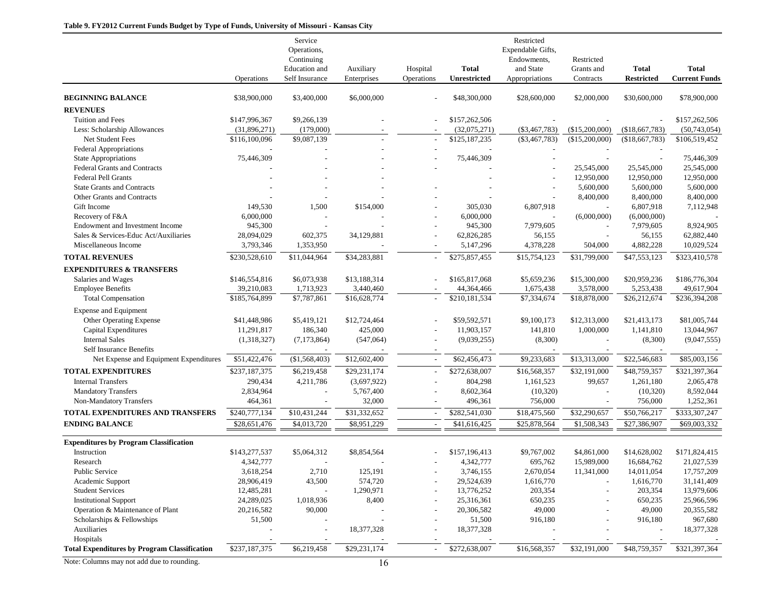**Table 9. FY2012 Current Funds Budget by Type of Funds, University of Missouri - Kansas City**

| | Operations | Service Operations, Continuing Education and Self Insurance | Auxiliary Enterprises | Hospital Operations | **Total Unrestricted** | Restricted Expendable Gifts, Endowments, and State Appropriations | Restricted Grants and Contracts | **Total Restricted** | **Total Current Funds** |
|---|---|---|---|---|---|---|---|---|---|
| **BEGINNING BALANCE** | $38,900,000 | $3,400,000 | $6,000,000 | - | $48,300,000 | $28,600,000 | $2,000,000 | $30,600,000 | $78,900,000 |
| **REVENUES** | | | | | | | | | |
| Tuition and Fees | $147,996,367 | $9,266,139 | - | - | $157,262,506 | - | - | - | $157,262,506 |
| Less: Scholarship Allowances | (31,896,271) | (179,000) | - | - | (32,075,271) | ($3,467,783) | ($15,200,000) | ($18,667,783) | (50,743,054) |
| Net Student Fees | $116,100,096 | $9,087,139 | - | - | $125,187,235 | ($3,467,783) | ($15,200,000) | ($18,667,783) | $106,519,452 |
| Federal Appropriations | - | - | - | - | - | - | - | - | - |
| State Appropriations | 75,446,309 | - | - | - | 75,446,309 | - | - | - | 75,446,309 |
| Federal Grants and Contracts | - | - | - | - | - | - | 25,545,000 | 25,545,000 | 25,545,000 |
| Federal Pell Grants | - | - | - | | - | - | 12,950,000 | 12,950,000 | 12,950,000 |
| State Grants and Contracts | - | - | - | - | - | - | 5,600,000 | 5,600,000 | 5,600,000 |
| Other Grants and Contracts | - | - | - | - | - | - | 8,400,000 | 8,400,000 | 8,400,000 |
| Gift Income | 149,530 | 1,500 | $154,000 | - | 305,030 | 6,807,918 | - | 6,807,918 | 7,112,948 |
| Recovery of F&A | 6,000,000 | - | - | - | 6,000,000 | - | (6,000,000) | (6,000,000) | - |
| Endowment and Investment Income | 945,300 | - | - | - | 945,300 | 7,979,605 | - | 7,979,605 | 8,924,905 |
| Sales & Services-Educ Act/Auxiliaries | 28,094,029 | 602,375 | 34,129,881 | - | 62,826,285 | 56,155 | - | 56,155 | 62,882,440 |
| Miscellaneous Income | 3,793,346 | 1,353,950 | - | - | 5,147,296 | 4,378,228 | 504,000 | 4,882,228 | 10,029,524 |
| **TOTAL REVENUES** | $230,528,610 | $11,044,964 | $34,283,881 | - | $275,857,455 | $15,754,123 | $31,799,000 | $47,553,123 | $323,410,578 |
| **EXPENDITURES & TRANSFERS** | | | | | | | | | |
| Salaries and Wages | $146,554,816 | $6,073,938 | $13,188,314 | - | $165,817,068 | $5,659,236 | $15,300,000 | $20,959,236 | $186,776,304 |
| Employee Benefits | 39,210,083 | 1,713,923 | 3,440,460 | - | 44,364,466 | 1,675,438 | 3,578,000 | 5,253,438 | 49,617,904 |
| Total Compensation | $185,764,899 | $7,787,861 | $16,628,774 | - | $210,181,534 | $7,334,674 | $18,878,000 | $26,212,674 | $236,394,208 |
| Expense and Equipment | | | | | | | | | |
| Other Operating Expense | $41,448,986 | $5,419,121 | $12,724,464 | - | $59,592,571 | $9,100,173 | $12,313,000 | $21,413,173 | $81,005,744 |
| Capital Expenditures | 11,291,817 | 186,340 | 425,000 | - | 11,903,157 | 141,810 | 1,000,000 | 1,141,810 | 13,044,967 |
| Internal Sales | (1,318,327) | (7,173,864) | (547,064) | - | (9,039,255) | (8,300) | - | (8,300) | (9,047,555) |
| Self Insurance Benefits | - | - | - | - | - | - | - | - | - |
| Net Expense and Equipment Expenditures | $51,422,476 | ($1,568,403) | $12,602,400 | - | $62,456,473 | $9,233,683 | $13,313,000 | $22,546,683 | $85,003,156 |
| **TOTAL EXPENDITURES** | $237,187,375 | $6,219,458 | $29,231,174 | - | $272,638,007 | $16,568,357 | $32,191,000 | $48,759,357 | $321,397,364 |
| Internal Transfers | 290,434 | 4,211,786 | (3,697,922) | - | 804,298 | 1,161,523 | 99,657 | 1,261,180 | 2,065,478 |
| Mandatory Transfers | 2,834,964 | - | 5,767,400 | - | 8,602,364 | (10,320) | - | (10,320) | 8,592,044 |
| Non-Mandatory Transfers | 464,361 | - | 32,000 | - | 496,361 | 756,000 | - | 756,000 | 1,252,361 |
| **TOTAL EXPENDITURES AND TRANSFERS** | $240,777,134 | $10,431,244 | $31,332,652 | - | $282,541,030 | $18,475,560 | $32,290,657 | $50,766,217 | $333,307,247 |
| **ENDING BALANCE** | $28,651,476 | $4,013,720 | $8,951,229 | - | $41,616,425 | $25,878,564 | $1,508,343 | $27,386,907 | $69,003,332 |
| **Expenditures by Program Classification** | | | | | | | | | |
| Instruction | $143,277,537 | $5,064,312 | $8,854,564 | - | $157,196,413 | $9,767,002 | $4,861,000 | $14,628,002 | $171,824,415 |
| Research | 4,342,777 | - | - | - | 4,342,777 | 695,762 | 15,989,000 | 16,684,762 | 21,027,539 |
| Public Service | 3,618,254 | 2,710 | 125,191 | - | 3,746,155 | 2,670,054 | 11,341,000 | 14,011,054 | 17,757,209 |
| Academic Support | 28,906,419 | 43,500 | 574,720 | - | 29,524,639 | 1,616,770 | - | 1,616,770 | 31,141,409 |
| Student Services | 12,485,281 | - | 1,290,971 | - | 13,776,252 | 203,354 | - | 203,354 | 13,979,606 |
| Institutional Support | 24,289,025 | 1,018,936 | 8,400 | - | 25,316,361 | 650,235 | - | 650,235 | 25,966,596 |
| Operation & Maintenance of Plant | 20,216,582 | 90,000 | - | - | 20,306,582 | 49,000 | - | 49,000 | 20,355,582 |
| Scholarships & Fellowships | 51,500 | - | - | - | 51,500 | 916,180 | - | 916,180 | 967,680 |
| Auxiliaries | - | - | 18,377,328 | - | 18,377,328 | - | - | - | 18,377,328 |
| Hospitals | - | - | - | - | - | - | - | - | - |
| **Total Expenditures by Program Classification** | $237,187,375 | $6,219,458 | $29,231,174 | - | $272,638,007 | $16,568,357 | $32,191,000 | $48,759,357 | $321,397,364 |

Note: Columns may not add due to rounding.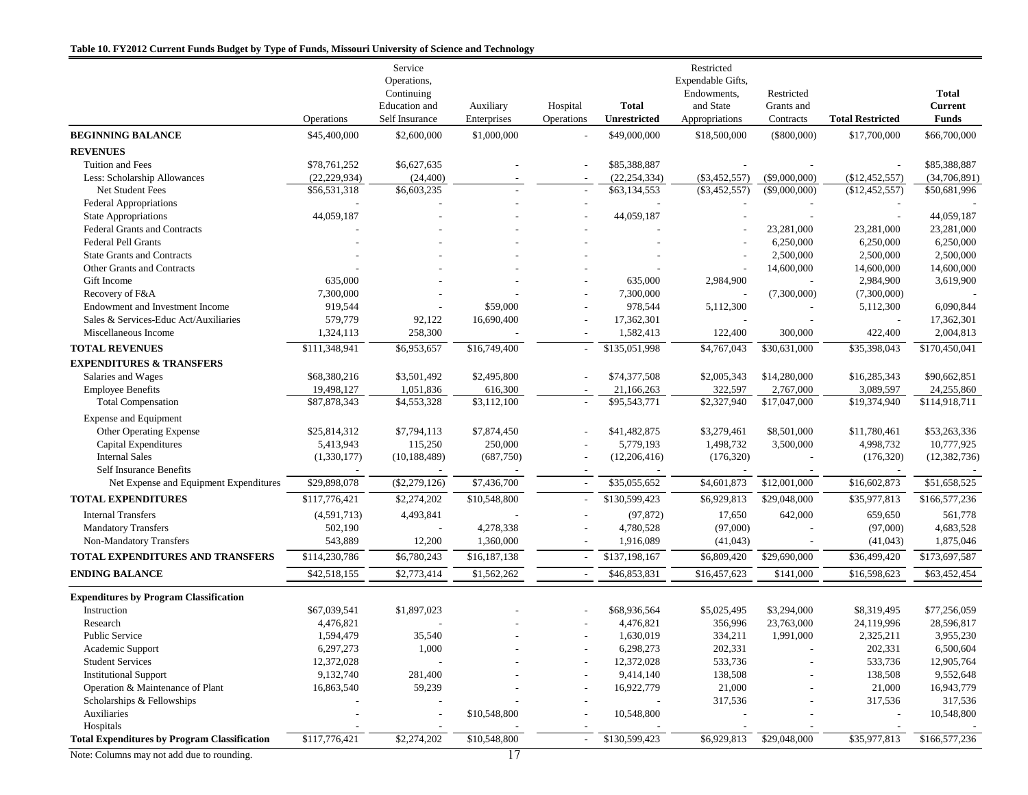**Table 10. FY2012 Current Funds Budget by Type of Funds, Missouri University of Science and Technology**

| | Operations | Service Operations, Continuing Education and Self Insurance | Auxiliary Enterprises | Hospital Operations | **Total Unrestricted** | Restricted Expendable Gifts, Endowments, and State Appropriations | Restricted Grants and Contracts | **Total Restricted** | **Total Current Funds** |
|---|---|---|---|---|---|---|---|---|---|
| **BEGINNING BALANCE** | $45,400,000 | $2,600,000 | $1,000,000 | - | $49,000,000 | $18,500,000 | ($800,000) | $17,700,000 | $66,700,000 |
| **REVENUES** | | | | | | | | | |
| Tuition and Fees | $78,761,252 | $6,627,635 | - | - | $85,388,887 | - | - | - | $85,388,887 |
| Less: Scholarship Allowances | (22,229,934) | (24,400) | - | - | (22,254,334) | ($3,452,557) | ($9,000,000) | ($12,452,557) | (34,706,891) |
| Net Student Fees | $56,531,318 | $6,603,235 | - | - | $63,134,553 | ($3,452,557) | ($9,000,000) | ($12,452,557) | $50,681,996 |
| Federal Appropriations | - | - | - | - | - | - | - | - | - |
| State Appropriations | 44,059,187 | - | - | - | 44,059,187 | - | - | - | 44,059,187 |
| Federal Grants and Contracts | - | - | - | - | - | - | 23,281,000 | 23,281,000 | 23,281,000 |
| Federal Pell Grants | - | - | - | - | - | - | 6,250,000 | 6,250,000 | 6,250,000 |
| State Grants and Contracts | - | - | - | - | - | - | 2,500,000 | 2,500,000 | 2,500,000 |
| Other Grants and Contracts | - | - | - | - | - | - | 14,600,000 | 14,600,000 | 14,600,000 |
| Gift Income | 635,000 | - | - | - | 635,000 | 2,984,900 | - | 2,984,900 | 3,619,900 |
| Recovery of F&A | 7,300,000 | - | - | - | 7,300,000 | - | (7,300,000) | (7,300,000) | - |
| Endowment and Investment Income | 919,544 | - | $59,000 | - | 978,544 | 5,112,300 | - | 5,112,300 | 6,090,844 |
| Sales & Services-Educ Act/Auxiliaries | 579,779 | 92,122 | 16,690,400 | - | 17,362,301 | - | - | - | 17,362,301 |
| Miscellaneous Income | 1,324,113 | 258,300 | - | - | 1,582,413 | 122,400 | 300,000 | 422,400 | 2,004,813 |
| **TOTAL REVENUES** | $111,348,941 | $6,953,657 | $16,749,400 | - | $135,051,998 | $4,767,043 | $30,631,000 | $35,398,043 | $170,450,041 |
| **EXPENDITURES & TRANSFERS** | | | | | | | | | |
| Salaries and Wages | $68,380,216 | $3,501,492 | $2,495,800 | - | $74,377,508 | $2,005,343 | $14,280,000 | $16,285,343 | $90,662,851 |
| Employee Benefits | 19,498,127 | 1,051,836 | 616,300 | - | 21,166,263 | 322,597 | 2,767,000 | 3,089,597 | 24,255,860 |
| Total Compensation | $87,878,343 | $4,553,328 | $3,112,100 | - | $95,543,771 | $2,327,940 | $17,047,000 | $19,374,940 | $114,918,711 |
| Expense and Equipment | | | | | | | | | |
| Other Operating Expense | $25,814,312 | $7,794,113 | $7,874,450 | - | $41,482,875 | $3,279,461 | $8,501,000 | $11,780,461 | $53,263,336 |
| Capital Expenditures | 5,413,943 | 115,250 | 250,000 | - | 5,779,193 | 1,498,732 | 3,500,000 | 4,998,732 | 10,777,925 |
| Internal Sales | (1,330,177) | (10,188,489) | (687,750) | - | (12,206,416) | (176,320) | - | (176,320) | (12,382,736) |
| Self Insurance Benefits | - | - | - | - | - | - | - | - | - |
| Net Expense and Equipment Expenditures | $29,898,078 | ($2,279,126) | $7,436,700 | - | $35,055,652 | $4,601,873 | $12,001,000 | $16,602,873 | $51,658,525 |
| **TOTAL EXPENDITURES** | $117,776,421 | $2,274,202 | $10,548,800 | - | $130,599,423 | $6,929,813 | $29,048,000 | $35,977,813 | $166,577,236 |
| Internal Transfers | (4,591,713) | 4,493,841 | - | - | (97,872) | 17,650 | 642,000 | 659,650 | 561,778 |
| Mandatory Transfers | 502,190 | - | 4,278,338 | - | 4,780,528 | (97,000) | - | (97,000) | 4,683,528 |
| Non-Mandatory Transfers | 543,889 | 12,200 | 1,360,000 | - | 1,916,089 | (41,043) | - | (41,043) | 1,875,046 |
| **TOTAL EXPENDITURES AND TRANSFERS** | $114,230,786 | $6,780,243 | $16,187,138 | - | $137,198,167 | $6,809,420 | $29,690,000 | $36,499,420 | $173,697,587 |
| **ENDING BALANCE** | $42,518,155 | $2,773,414 | $1,562,262 | - | $46,853,831 | $16,457,623 | $141,000 | $16,598,623 | $63,452,454 |
| **Expenditures by Program Classification** | | | | | | | | | |
| Instruction | $67,039,541 | $1,897,023 | - | - | $68,936,564 | $5,025,495 | $3,294,000 | $8,319,495 | $77,256,059 |
| Research | 4,476,821 | - | - | - | 4,476,821 | 356,996 | 23,763,000 | 24,119,996 | 28,596,817 |
| Public Service | 1,594,479 | 35,540 | - | - | 1,630,019 | 334,211 | 1,991,000 | 2,325,211 | 3,955,230 |
| Academic Support | 6,297,273 | 1,000 | - | - | 6,298,273 | 202,331 | - | 202,331 | 6,500,604 |
| Student Services | 12,372,028 | - | - | - | 12,372,028 | 533,736 | - | 533,736 | 12,905,764 |
| Institutional Support | 9,132,740 | 281,400 | - | - | 9,414,140 | 138,508 | - | 138,508 | 9,552,648 |
| Operation & Maintenance of Plant | 16,863,540 | 59,239 | - | - | 16,922,779 | 21,000 | - | 21,000 | 16,943,779 |
| Scholarships & Fellowships | - | - | - | - | - | 317,536 | - | 317,536 | 317,536 |
| Auxiliaries | - | - | $10,548,800 | - | 10,548,800 | - | - | - | 10,548,800 |
| Hospitals | - | - | - | - | - | - | - | - | - |
| **Total Expenditures by Program Classification** | $117,776,421 | $2,274,202 | $10,548,800 | - | $130,599,423 | $6,929,813 | $29,048,000 | $35,977,813 | $166,577,236 |

Note: Columns may not add due to rounding.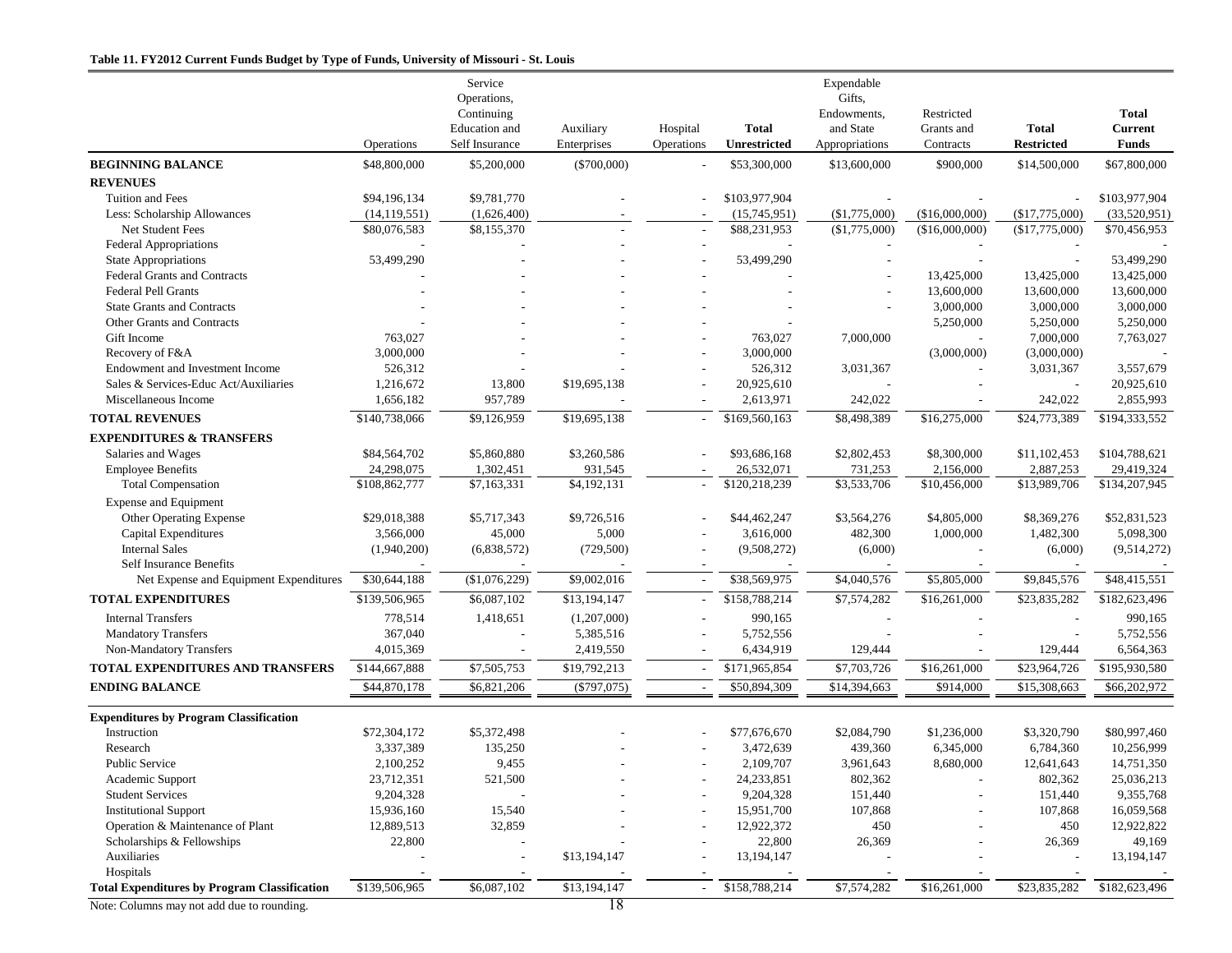**Table 11. FY2012 Current Funds Budget by Type of Funds, University of Missouri - St. Louis**

| | Operations | Service Operations, Continuing Education and Self Insurance | Auxiliary Enterprises | Hospital Operations | **Total Unrestricted** | Expendable Gifts, Endowments, and State Appropriations | Restricted Grants and Contracts | **Total Restricted** | **Total Current Funds** |
|---|---|---|---|---|---|---|---|---|---|
| **BEGINNING BALANCE** | $48,800,000 | $5,200,000 | ($700,000) | - | $53,300,000 | $13,600,000 | $900,000 | $14,500,000 | $67,800,000 |
| **REVENUES** | | | | | | | | | |
| Tuition and Fees | $94,196,134 | $9,781,770 | - | - | $103,977,904 | - | - | - | $103,977,904 |
| Less: Scholarship Allowances | (14,119,551) | (1,626,400) | - | - | (15,745,951) | ($1,775,000) | ($16,000,000) | ($17,775,000) | (33,520,951) |
| Net Student Fees | $80,076,583 | $8,155,370 | - | - | $88,231,953 | ($1,775,000) | ($16,000,000) | ($17,775,000) | $70,456,953 |
| Federal Appropriations | - | - | - | - | - | - | - | - | - |
| State Appropriations | 53,499,290 | - | - | - | 53,499,290 | - | - | - | 53,499,290 |
| Federal Grants and Contracts | - | - | - | - | - | - | 13,425,000 | 13,425,000 | 13,425,000 |
| Federal Pell Grants | - | - | - | - | - | - | 13,600,000 | 13,600,000 | 13,600,000 |
| State Grants and Contracts | - | - | - | - | - | - | 3,000,000 | 3,000,000 | 3,000,000 |
| Other Grants and Contracts | - | - | - | - | - | | 5,250,000 | 5,250,000 | 5,250,000 |
| Gift Income | 763,027 | - | - | - | 763,027 | 7,000,000 | - | 7,000,000 | 7,763,027 |
| Recovery of F&A | 3,000,000 | - | - | - | 3,000,000 | | (3,000,000) | (3,000,000) | - |
| Endowment and Investment Income | 526,312 | - | - | - | 526,312 | 3,031,367 | - | 3,031,367 | 3,557,679 |
| Sales & Services-Educ Act/Auxiliaries | 1,216,672 | 13,800 | $19,695,138 | - | 20,925,610 | - | - | - | 20,925,610 |
| Miscellaneous Income | 1,656,182 | 957,789 | - | - | 2,613,971 | 242,022 | - | 242,022 | 2,855,993 |
| **TOTAL REVENUES** | $140,738,066 | $9,126,959 | $19,695,138 | - | $169,560,163 | $8,498,389 | $16,275,000 | $24,773,389 | $194,333,552 |
| **EXPENDITURES & TRANSFERS** | | | | | | | | | |
| Salaries and Wages | $84,564,702 | $5,860,880 | $3,260,586 | - | $93,686,168 | $2,802,453 | $8,300,000 | $11,102,453 | $104,788,621 |
| Employee Benefits | 24,298,075 | 1,302,451 | 931,545 | - | 26,532,071 | 731,253 | 2,156,000 | 2,887,253 | 29,419,324 |
| Total Compensation | $108,862,777 | $7,163,331 | $4,192,131 | - | $120,218,239 | $3,533,706 | $10,456,000 | $13,989,706 | $134,207,945 |
| Expense and Equipment | | | | | | | | | |
| Other Operating Expense | $29,018,388 | $5,717,343 | $9,726,516 | - | $44,462,247 | $3,564,276 | $4,805,000 | $8,369,276 | $52,831,523 |
| Capital Expenditures | 3,566,000 | 45,000 | 5,000 | - | 3,616,000 | 482,300 | 1,000,000 | 1,482,300 | 5,098,300 |
| Internal Sales | (1,940,200) | (6,838,572) | (729,500) | - | (9,508,272) | (6,000) | - | (6,000) | (9,514,272) |
| Self Insurance Benefits | - | - | - | - | - | - | - | - | - |
| Net Expense and Equipment Expenditures | $30,644,188 | ($1,076,229) | $9,002,016 | - | $38,569,975 | $4,040,576 | $5,805,000 | $9,845,576 | $48,415,551 |
| **TOTAL EXPENDITURES** | $139,506,965 | $6,087,102 | $13,194,147 | - | $158,788,214 | $7,574,282 | $16,261,000 | $23,835,282 | $182,623,496 |
| Internal Transfers | 778,514 | 1,418,651 | (1,207,000) | - | 990,165 | - | - | - | 990,165 |
| Mandatory Transfers | 367,040 | - | 5,385,516 | - | 5,752,556 | - | - | - | 5,752,556 |
| Non-Mandatory Transfers | 4,015,369 | - | 2,419,550 | - | 6,434,919 | 129,444 | - | 129,444 | 6,564,363 |
| **TOTAL EXPENDITURES AND TRANSFERS** | $144,667,888 | $7,505,753 | $19,792,213 | - | $171,965,854 | $7,703,726 | $16,261,000 | $23,964,726 | $195,930,580 |
| **ENDING BALANCE** | $44,870,178 | $6,821,206 | ($797,075) | - | $50,894,309 | $14,394,663 | $914,000 | $15,308,663 | $66,202,972 |
| **Expenditures by Program Classification** | | | | | | | | | |
| Instruction | $72,304,172 | $5,372,498 | - | - | $77,676,670 | $2,084,790 | $1,236,000 | $3,320,790 | $80,997,460 |
| Research | 3,337,389 | 135,250 | - | - | 3,472,639 | 439,360 | 6,345,000 | 6,784,360 | 10,256,999 |
| Public Service | 2,100,252 | 9,455 | - | - | 2,109,707 | 3,961,643 | 8,680,000 | 12,641,643 | 14,751,350 |
| Academic Support | 23,712,351 | 521,500 | - | - | 24,233,851 | 802,362 | - | 802,362 | 25,036,213 |
| Student Services | 9,204,328 | - | - | - | 9,204,328 | 151,440 | - | 151,440 | 9,355,768 |
| Institutional Support | 15,936,160 | 15,540 | - | - | 15,951,700 | 107,868 | - | 107,868 | 16,059,568 |
| Operation & Maintenance of Plant | 12,889,513 | 32,859 | - | - | 12,922,372 | 450 | - | 450 | 12,922,822 |
| Scholarships & Fellowships | 22,800 | - | - | - | 22,800 | 26,369 | - | 26,369 | 49,169 |
| Auxiliaries | - | - | $13,194,147 | - | 13,194,147 | - | - | - | 13,194,147 |
| Hospitals | - | - | - | - | - | - | - | - | - |
| **Total Expenditures by Program Classification** | $139,506,965 | $6,087,102 | $13,194,147 | - | $158,788,214 | $7,574,282 | $16,261,000 | $23,835,282 | $182,623,496 |

Note: Columns may not add due to rounding.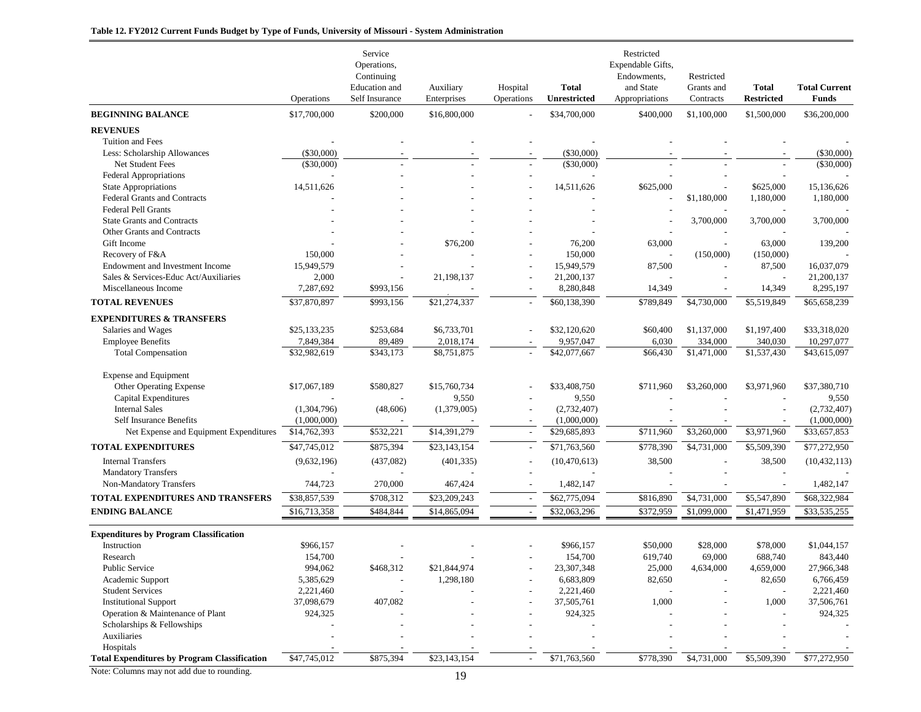**Table 12. FY2012 Current Funds Budget by Type of Funds, University of Missouri - System Administration**

| | Operations | Service Operations, Continuing Education and Self Insurance | Auxiliary Enterprises | Hospital Operations | **Total Unrestricted** | Restricted Expendable Gifts, Endowments, and State Appropriations | Restricted Grants and Contracts | **Total Restricted** | **Total Current Funds** |
|---|---|---|---|---|---|---|---|---|---|
| **BEGINNING BALANCE** | $17,700,000 | $200,000 | $16,800,000 | - | $34,700,000 | $400,000 | $1,100,000 | $1,500,000 | $36,200,000 |
| **REVENUES** | | | | | | | | | |
| Tuition and Fees | - | - | - | - | - | - | - | - | - |
| Less: Scholarship Allowances | ($30,000) | - | - | - | ($30,000) | - | - | - | ($30,000) |
| Net Student Fees | ($30,000) | - | - | - | ($30,000) | - | - | - | ($30,000) |
| Federal Appropriations | - | - | - | - | - | - | - | - | - |
| State Appropriations | 14,511,626 | - | - | - | 14,511,626 | $625,000 | - | $625,000 | 15,136,626 |
| Federal Grants and Contracts | - | - | - | - | - | - | $1,180,000 | 1,180,000 | 1,180,000 |
| Federal Pell Grants | - | - | - | - | - | - | - | - | - |
| State Grants and Contracts | - | - | - | - | - | - | 3,700,000 | 3,700,000 | 3,700,000 |
| Other Grants and Contracts | - | - | - | - | - | - | - | - | - |
| Gift Income | - | - | $76,200 | - | 76,200 | 63,000 | - | 63,000 | 139,200 |
| Recovery of F&A | 150,000 | - | - | - | 150,000 | - | (150,000) | (150,000) | - |
| Endowment and Investment Income | 15,949,579 | - | - | - | 15,949,579 | 87,500 | - | 87,500 | 16,037,079 |
| Sales & Services-Educ Act/Auxiliaries | 2,000 | - | 21,198,137 | - | 21,200,137 | - | - | - | 21,200,137 |
| Miscellaneous Income | 7,287,692 | $993,156 | - | - | 8,280,848 | 14,349 | - | 14,349 | 8,295,197 |
| **TOTAL REVENUES** | $37,870,897 | $993,156 | $21,274,337 | - | $60,138,390 | $789,849 | $4,730,000 | $5,519,849 | $65,658,239 |
| **EXPENDITURES & TRANSFERS** | | | | | | | | | |
| Salaries and Wages | $25,133,235 | $253,684 | $6,733,701 | - | $32,120,620 | $60,400 | $1,137,000 | $1,197,400 | $33,318,020 |
| Employee Benefits | 7,849,384 | 89,489 | 2,018,174 | - | 9,957,047 | 6,030 | 334,000 | 340,030 | 10,297,077 |
| Total Compensation | $32,982,619 | $343,173 | $8,751,875 | - | $42,077,667 | $66,430 | $1,471,000 | $1,537,430 | $43,615,097 |
| Expense and Equipment | | | | | | | | | |
| Other Operating Expense | $17,067,189 | $580,827 | $15,760,734 | - | $33,408,750 | $711,960 | $3,260,000 | $3,971,960 | $37,380,710 |
| Capital Expenditures | - | - | 9,550 | - | 9,550 | - | - | - | 9,550 |
| Internal Sales | (1,304,796) | (48,606) | (1,379,005) | - | (2,732,407) | - | - | - | (2,732,407) |
| Self Insurance Benefits | (1,000,000) | - | - | - | (1,000,000) | - | - | - | (1,000,000) |
| Net Expense and Equipment Expenditures | $14,762,393 | $532,221 | $14,391,279 | - | $29,685,893 | $711,960 | $3,260,000 | $3,971,960 | $33,657,853 |
| **TOTAL EXPENDITURES** | $47,745,012 | $875,394 | $23,143,154 | - | $71,763,560 | $778,390 | $4,731,000 | $5,509,390 | $77,272,950 |
| Internal Transfers | (9,632,196) | (437,082) | (401,335) | - | (10,470,613) | 38,500 | - | 38,500 | (10,432,113) |
| Mandatory Transfers | - | - | - | - | - | - | - | - | - |
| Non-Mandatory Transfers | 744,723 | 270,000 | 467,424 | - | 1,482,147 | - | - | - | 1,482,147 |
| **TOTAL EXPENDITURES AND TRANSFERS** | $38,857,539 | $708,312 | $23,209,243 | - | $62,775,094 | $816,890 | $4,731,000 | $5,547,890 | $68,322,984 |
| **ENDING BALANCE** | $16,713,358 | $484,844 | $14,865,094 | - | $32,063,296 | $372,959 | $1,099,000 | $1,471,959 | $33,535,255 |
| **Expenditures by Program Classification** | | | | | | | | | |
| Instruction | $966,157 | - | - | - | $966,157 | $50,000 | $28,000 | $78,000 | $1,044,157 |
| Research | 154,700 | - | - | - | 154,700 | 619,740 | 69,000 | 688,740 | 843,440 |
| Public Service | 994,062 | $468,312 | $21,844,974 | - | 23,307,348 | 25,000 | 4,634,000 | 4,659,000 | 27,966,348 |
| Academic Support | 5,385,629 | - | 1,298,180 | - | 6,683,809 | 82,650 | - | 82,650 | 6,766,459 |
| Student Services | 2,221,460 | - | - | - | 2,221,460 | - | - | - | 2,221,460 |
| Institutional Support | 37,098,679 | 407,082 | - | - | 37,505,761 | 1,000 | - | 1,000 | 37,506,761 |
| Operation & Maintenance of Plant | 924,325 | - | - | - | 924,325 | - | - | - | 924,325 |
| Scholarships & Fellowships | - | - | - | - | - | - | - | - | - |
| Auxiliaries | - | - | - | - | - | - | - | - | - |
| Hospitals | - | - | - | - | - | - | - | - | - |
| **Total Expenditures by Program Classification** | $47,745,012 | $875,394 | $23,143,154 | - | $71,763,560 | $778,390 | $4,731,000 | $5,509,390 | $77,272,950 |

Note: Columns may not add due to rounding.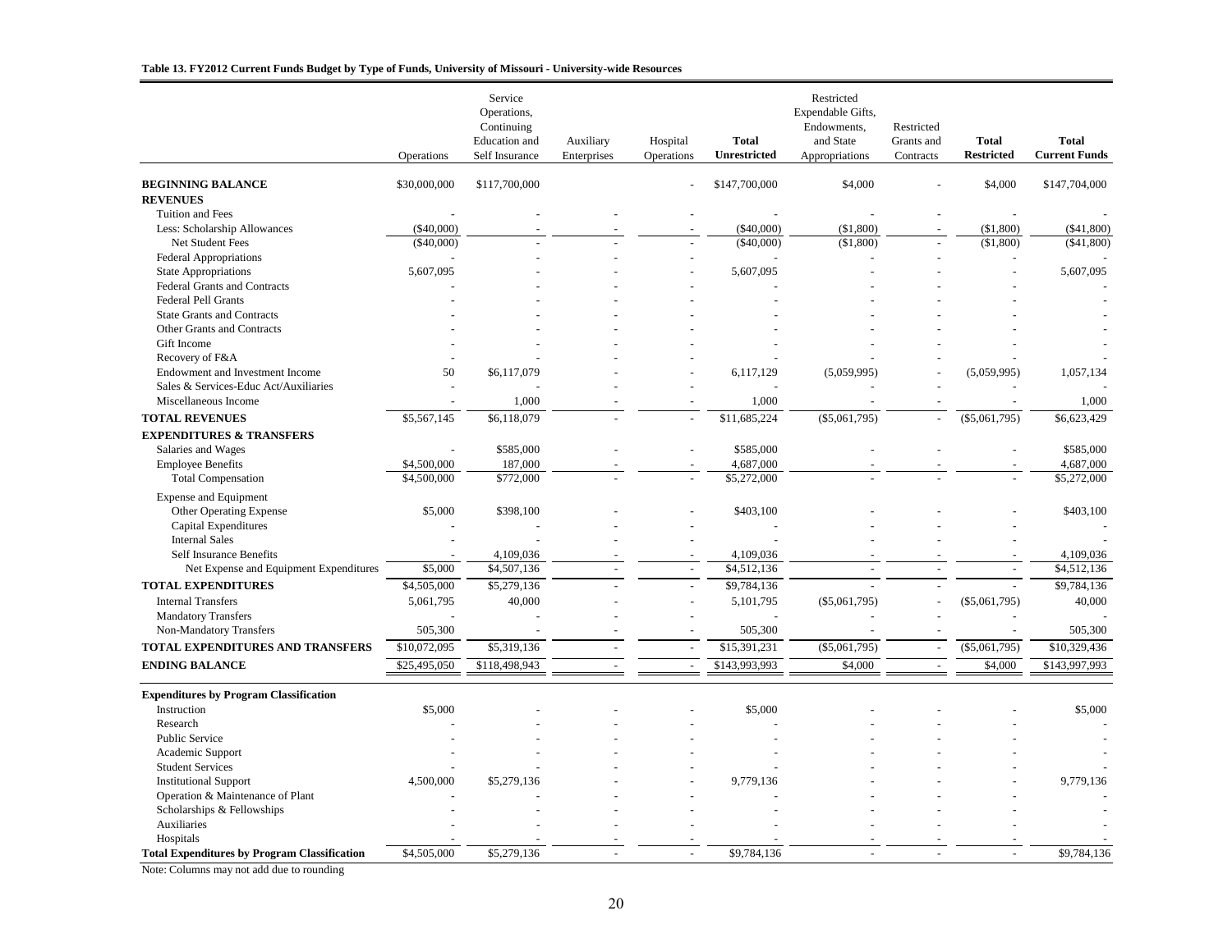**Table 13. FY2012 Current Funds Budget by Type of Funds, University of Missouri - University-wide Resources**

| | Operations | Service Operations, Continuing Education and Self Insurance | Auxiliary Enterprises | Hospital Operations | **Total Unrestricted** | Restricted Expendable Gifts, Endowments, and State Appropriations | Restricted Grants and Contracts | **Total Restricted** | **Total Current Funds** |
|---|---|---|---|---|---|---|---|---|---|
| **BEGINNING BALANCE** | $30,000,000 | $117,700,000 | | - | $147,700,000 | $4,000 | - | $4,000 | $147,704,000 |
| **REVENUES** | | | | | | | | | |
| Tuition and Fees | - | - | - | - | - | - | - | - | - |
| Less: Scholarship Allowances | ($40,000) | - | - | - | ($40,000) | ($1,800) | - | ($1,800) | ($41,800) |
| Net Student Fees | ($40,000) | - | - | - | ($40,000) | ($1,800) | - | ($1,800) | ($41,800) |
| Federal Appropriations | - | - | - | - | - | - | - | - | - |
| State Appropriations | 5,607,095 | - | - | - | 5,607,095 | - | - | - | 5,607,095 |
| Federal Grants and Contracts | - | - | - | - | - | - | - | - | - |
| Federal Pell Grants | - | - | - | - | - | - | - | - | - |
| State Grants and Contracts | - | - | - | - | - | - | - | - | - |
| Other Grants and Contracts | - | - | - | - | - | - | - | - | - |
| Gift Income | - | - | - | - | - | - | - | - | - |
| Recovery of F&A | - | - | - | - | - | - | - | - | - |
| Endowment and Investment Income | 50 | $6,117,079 | - | - | 6,117,129 | (5,059,995) | - | (5,059,995) | 1,057,134 |
| Sales & Services-Educ Act/Auxiliaries | - | - | - | - | - | - | - | - | - |
| Miscellaneous Income | - | 1,000 | - | - | 1,000 | - | - | - | 1,000 |
| **TOTAL REVENUES** | $5,567,145 | $6,118,079 | - | - | $11,685,224 | ($5,061,795) | - | ($5,061,795) | $6,623,429 |
| **EXPENDITURES & TRANSFERS** | | | | | | | | | |
| Salaries and Wages | - | $585,000 | - | - | $585,000 | - | - | - | $585,000 |
| Employee Benefits | $4,500,000 | 187,000 | - | - | 4,687,000 | - | - | - | 4,687,000 |
| Total Compensation | $4,500,000 | $772,000 | - | - | $5,272,000 | - | - | - | $5,272,000 |
| Expense and Equipment | | | | | | | | | |
| Other Operating Expense | $5,000 | $398,100 | - | - | $403,100 | - | - | - | $403,100 |
| Capital Expenditures | - | - | - | - | - | - | - | - | - |
| Internal Sales | - | - | - | - | - | - | - | - | - |
| Self Insurance Benefits | - | 4,109,036 | - | - | 4,109,036 | - | - | - | 4,109,036 |
| Net Expense and Equipment Expenditures | $5,000 | $4,507,136 | - | - | $4,512,136 | - | - | - | $4,512,136 |
| **TOTAL EXPENDITURES** | $4,505,000 | $5,279,136 | - | - | $9,784,136 | - | - | - | $9,784,136 |
| Internal Transfers | 5,061,795 | 40,000 | - | - | 5,101,795 | ($5,061,795) | - | ($5,061,795) | 40,000 |
| Mandatory Transfers | - | - | - | - | - | - | - | - | - |
| Non-Mandatory Transfers | 505,300 | - | - | - | 505,300 | - | - | - | 505,300 |
| **TOTAL EXPENDITURES AND TRANSFERS** | $10,072,095 | $5,319,136 | - | - | $15,391,231 | ($5,061,795) | - | ($5,061,795) | $10,329,436 |
| **ENDING BALANCE** | $25,495,050 | $118,498,943 | - | - | $143,993,993 | $4,000 | - | $4,000 | $143,997,993 |
| **Expenditures by Program Classification** | | | | | | | | | |
| Instruction | $5,000 | - | - | - | $5,000 | - | - | - | $5,000 |
| Research | - | - | - | - | - | - | - | - | - |
| Public Service | - | - | - | - | - | - | - | - | - |
| Academic Support | - | - | - | - | - | - | - | - | - |
| Student Services | - | - | - | - | - | - | - | - | - |
| Institutional Support | 4,500,000 | $5,279,136 | - | - | 9,779,136 | - | - | - | 9,779,136 |
| Operation & Maintenance of Plant | - | - | - | - | - | - | - | - | - |
| Scholarships & Fellowships | - | - | - | - | - | - | - | - | - |
| Auxiliaries | - | - | - | - | - | - | - | - | - |
| Hospitals | - | - | - | - | - | - | - | - | - |
| **Total Expenditures by Program Classification** | $4,505,000 | $5,279,136 | - | - | $9,784,136 | - | - | - | $9,784,136 |

Note: Columns may not add due to rounding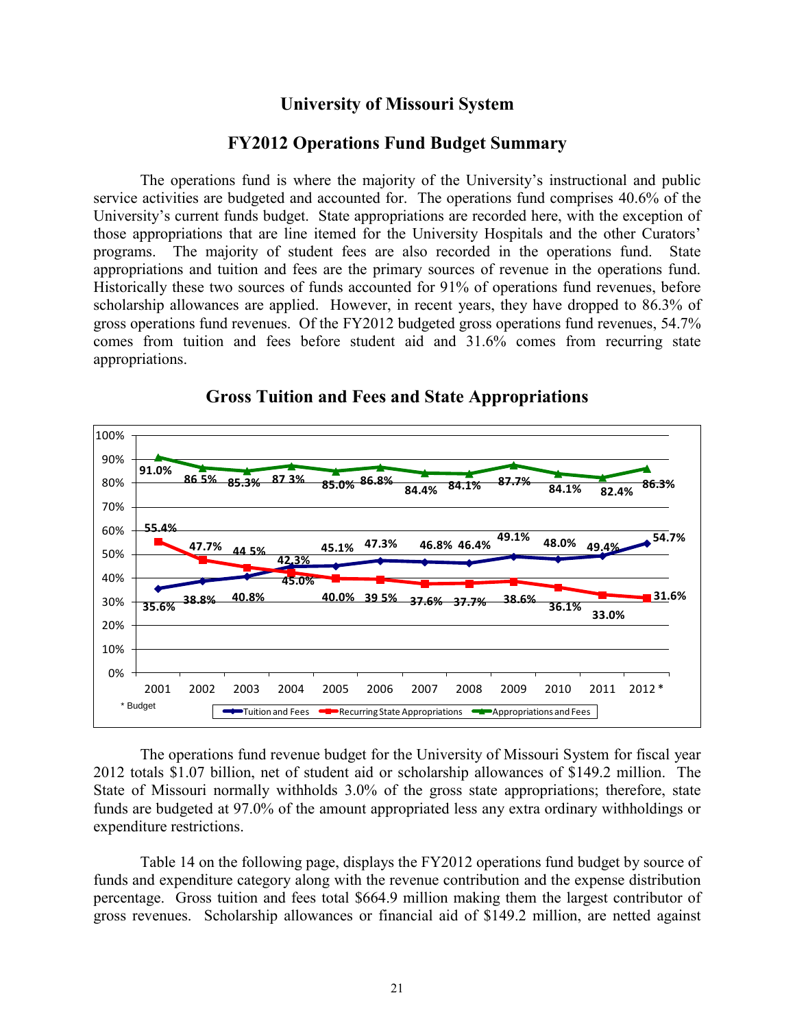# University of Missouri System

## FY2012 Operations Fund Budget Summary

The operations fund is where the majority of the University's instructional and public service activities are budgeted and accounted for. The operations fund comprises 40.6% of the University's current funds budget. State appropriations are recorded here, with the exception of those appropriations that are line itemed for the University Hospitals and the other Curators' programs. The majority of student fees are also recorded in the operations fund. State appropriations and tuition and fees are the primary sources of revenue in the operations fund. Historically these two sources of funds accounted for 91% of operations fund revenues, before scholarship allowances are applied. However, in recent years, they have dropped to 86.3% of gross operations fund revenues. Of the FY2012 budgeted gross operations fund revenues, 54.7% comes from tuition and fees before student aid and 31.6% comes from recurring state appropriations.

### Gross Tuition and Fees and State Appropriations

| Year | Tuition and Fees | Recurring State Appropriations | Appropriations and Fees |
|---|---|---|---|
| 2001 | 35.6% | 55.4% | 91.0% |
| 2002 | 38.8% | 47.7% | 86.5% |
| 2003 | 40.8% | 44.5% | 85.3% |
| 2004 | 45.0% | 42.3% | 87.3% |
| 2005 | 45.1% | 40.0% | 85.0% |
| 2006 | 47.3% | 39.5% | 86.8% |
| 2007 | 46.8% | 37.6% | 84.4% |
| 2008 | 46.4% | 37.7% | 84.1% |
| 2009 | 49.1% | 38.6% | 87.7% |
| 2010 | 48.0% | 36.1% | 84.1% |
| 2011 | 49.4% | 33.0% | 82.4% |
| 2012 * | 54.7% | 31.6% | 86.3% |

\* Budget

The operations fund revenue budget for the University of Missouri System for fiscal year 2012 totals $1.07 billion, net of student aid or scholarship allowances of $149.2 million. The State of Missouri normally withholds 3.0% of the gross state appropriations; therefore, state funds are budgeted at 97.0% of the amount appropriated less any extra ordinary withholdings or expenditure restrictions.

Table 14 on the following page, displays the FY2012 operations fund budget by source of funds and expenditure category along with the revenue contribution and the expense distribution percentage. Gross tuition and fees total $664.9 million making them the largest contributor of gross revenues. Scholarship allowances or financial aid of $149.2 million, are netted against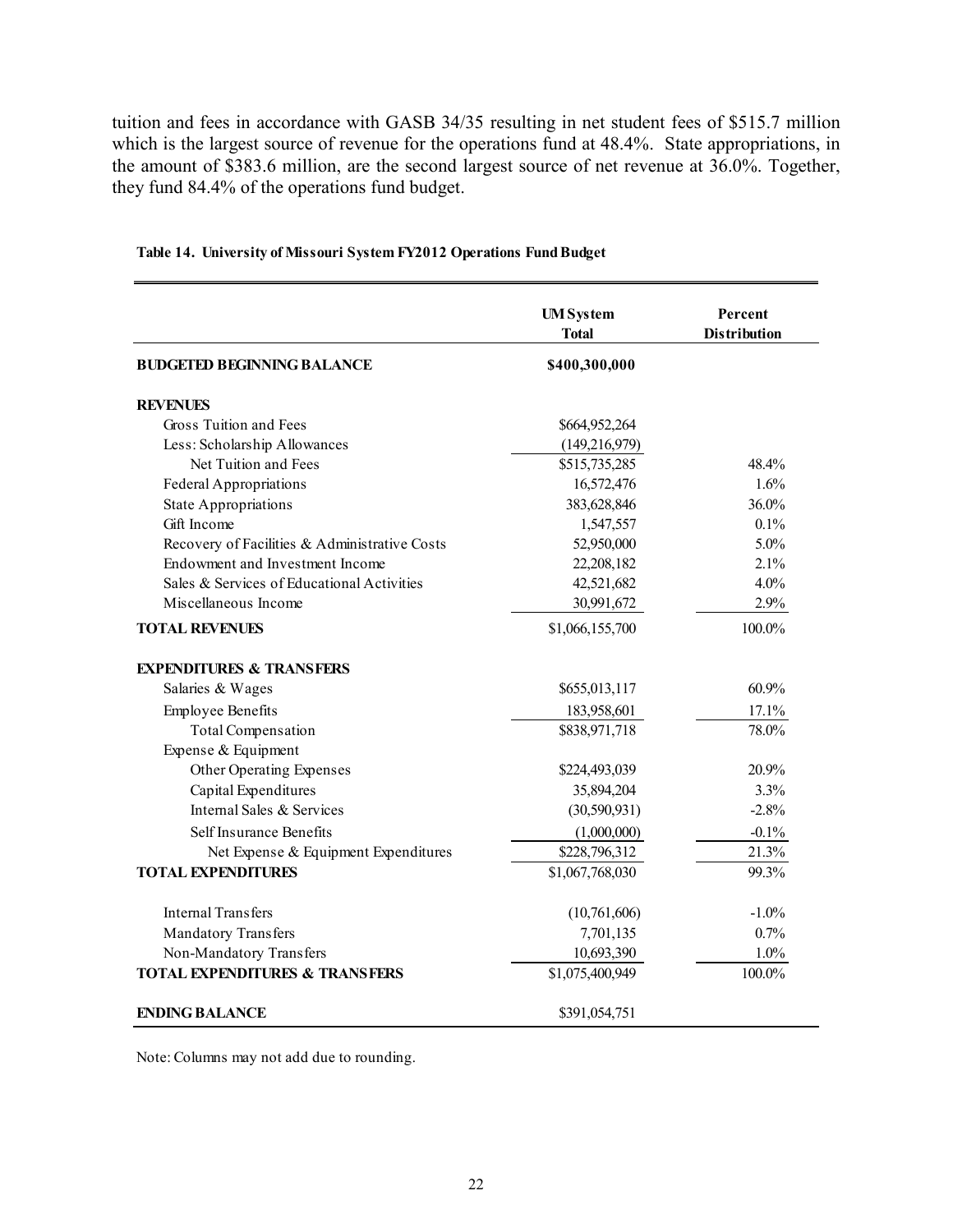tuition and fees in accordance with GASB 34/35 resulting in net student fees of $515.7 million which is the largest source of revenue for the operations fund at 48.4%. State appropriations, in the amount of $383.6 million, are the second largest source of net revenue at 36.0%. Together, they fund 84.4% of the operations fund budget.

**Table 14. University of Missouri System FY2012 Operations Fund Budget**

| | UM System Total | Percent Distribution |
|---|---|---|
| **BUDGETED BEGINNING BALANCE** | **$400,300,000** | |
| **REVENUES** | | |
| Gross Tuition and Fees | $664,952,264 | |
| Less: Scholarship Allowances | (149,216,979) | |
| Net Tuition and Fees | $515,735,285 | 48.4% |
| Federal Appropriations | 16,572,476 | 1.6% |
| State Appropriations | 383,628,846 | 36.0% |
| Gift Income | 1,547,557 | 0.1% |
| Recovery of Facilities & Administrative Costs | 52,950,000 | 5.0% |
| Endowment and Investment Income | 22,208,182 | 2.1% |
| Sales & Services of Educational Activities | 42,521,682 | 4.0% |
| Miscellaneous Income | 30,991,672 | 2.9% |
| **TOTAL REVENUES** | $1,066,155,700 | 100.0% |
| **EXPENDITURES & TRANSFERS** | | |
| Salaries & Wages | $655,013,117 | 60.9% |
| Employee Benefits | 183,958,601 | 17.1% |
| Total Compensation | $838,971,718 | 78.0% |
| Expense & Equipment | | |
| Other Operating Expenses | $224,493,039 | 20.9% |
| Capital Expenditures | 35,894,204 | 3.3% |
| Internal Sales & Services | (30,590,931) | -2.8% |
| Self Insurance Benefits | (1,000,000) | -0.1% |
| Net Expense & Equipment Expenditures | $228,796,312 | 21.3% |
| **TOTAL EXPENDITURES** | $1,067,768,030 | 99.3% |
| Internal Transfers | (10,761,606) | -1.0% |
| Mandatory Transfers | 7,701,135 | 0.7% |
| Non-Mandatory Transfers | 10,693,390 | 1.0% |
| **TOTAL EXPENDITURES & TRANSFERS** | $1,075,400,949 | 100.0% |
| **ENDING BALANCE** | $391,054,751 | |

Note: Columns may not add due to rounding.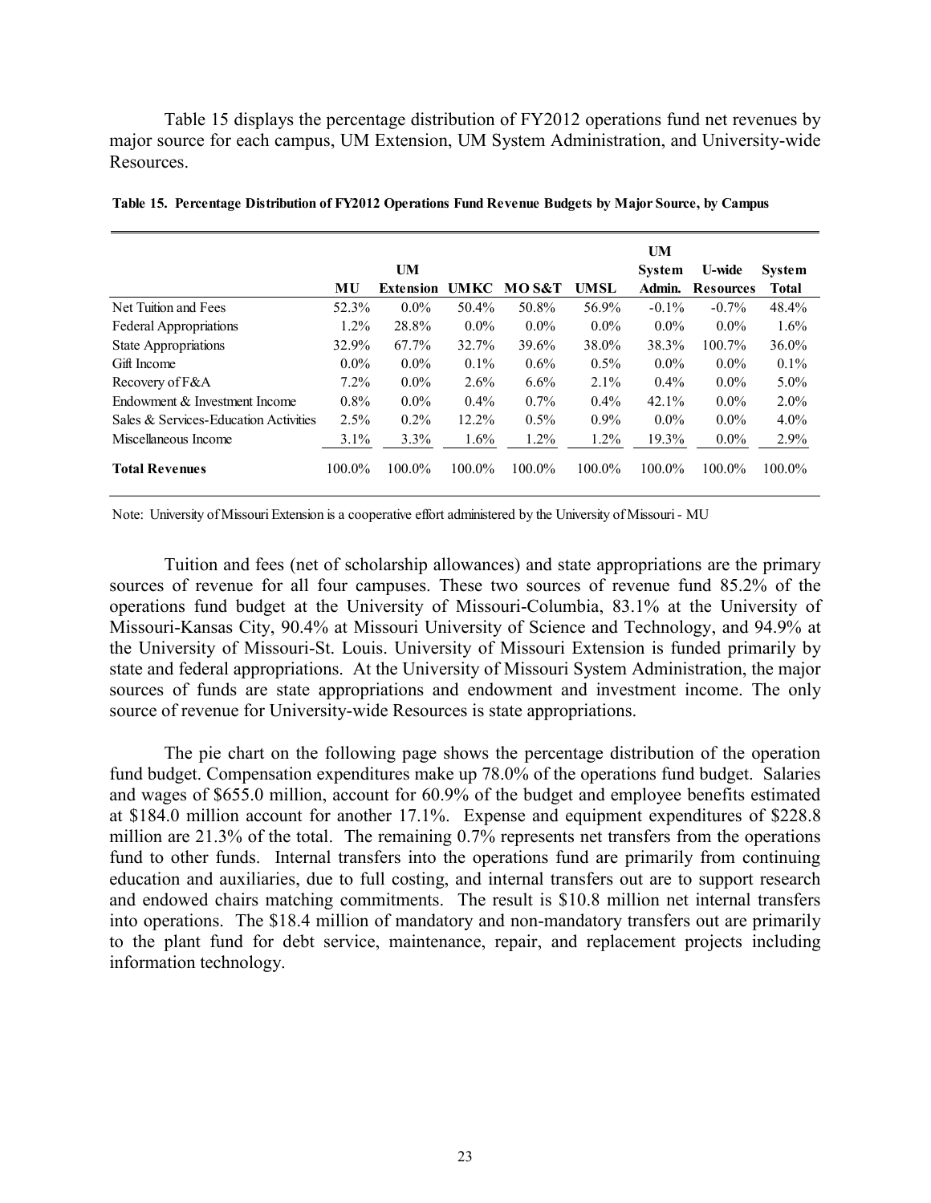Table 15 displays the percentage distribution of FY2012 operations fund net revenues by major source for each campus, UM Extension, UM System Administration, and University-wide Resources.

**Table 15. Percentage Distribution of FY2012 Operations Fund Revenue Budgets by Major Source, by Campus**

| | MU | UM Extension | UMKC | MO S&T | UMSL | UM System Admin. | U-wide Resources | System Total |
|---|---|---|---|---|---|---|---|---|
| Net Tuition and Fees | 52.3% | 0.0% | 50.4% | 50.8% | 56.9% | -0.1% | -0.7% | 48.4% |
| Federal Appropriations | 1.2% | 28.8% | 0.0% | 0.0% | 0.0% | 0.0% | 0.0% | 1.6% |
| State Appropriations | 32.9% | 67.7% | 32.7% | 39.6% | 38.0% | 38.3% | 100.7% | 36.0% |
| Gift Income | 0.0% | 0.0% | 0.1% | 0.6% | 0.5% | 0.0% | 0.0% | 0.1% |
| Recovery of F&A | 7.2% | 0.0% | 2.6% | 6.6% | 2.1% | 0.4% | 0.0% | 5.0% |
| Endowment & Investment Income | 0.8% | 0.0% | 0.4% | 0.7% | 0.4% | 42.1% | 0.0% | 2.0% |
| Sales & Services-Education Activities | 2.5% | 0.2% | 12.2% | 0.5% | 0.9% | 0.0% | 0.0% | 4.0% |
| Miscellaneous Income | 3.1% | 3.3% | 1.6% | 1.2% | 1.2% | 19.3% | 0.0% | 2.9% |
| **Total Revenues** | 100.0% | 100.0% | 100.0% | 100.0% | 100.0% | 100.0% | 100.0% | 100.0% |

Note: University of Missouri Extension is a cooperative effort administered by the University of Missouri - MU

Tuition and fees (net of scholarship allowances) and state appropriations are the primary sources of revenue for all four campuses. These two sources of revenue fund 85.2% of the operations fund budget at the University of Missouri-Columbia, 83.1% at the University of Missouri-Kansas City, 90.4% at Missouri University of Science and Technology, and 94.9% at the University of Missouri-St. Louis. University of Missouri Extension is funded primarily by state and federal appropriations. At the University of Missouri System Administration, the major sources of funds are state appropriations and endowment and investment income. The only source of revenue for University-wide Resources is state appropriations.

The pie chart on the following page shows the percentage distribution of the operation fund budget. Compensation expenditures make up 78.0% of the operations fund budget. Salaries and wages of $655.0 million, account for 60.9% of the budget and employee benefits estimated at $184.0 million account for another 17.1%. Expense and equipment expenditures of $228.8 million are 21.3% of the total. The remaining 0.7% represents net transfers from the operations fund to other funds. Internal transfers into the operations fund are primarily from continuing education and auxiliaries, due to full costing, and internal transfers out are to support research and endowed chairs matching commitments. The result is $10.8 million net internal transfers into operations. The $18.4 million of mandatory and non-mandatory transfers out are primarily to the plant fund for debt service, maintenance, repair, and replacement projects including information technology.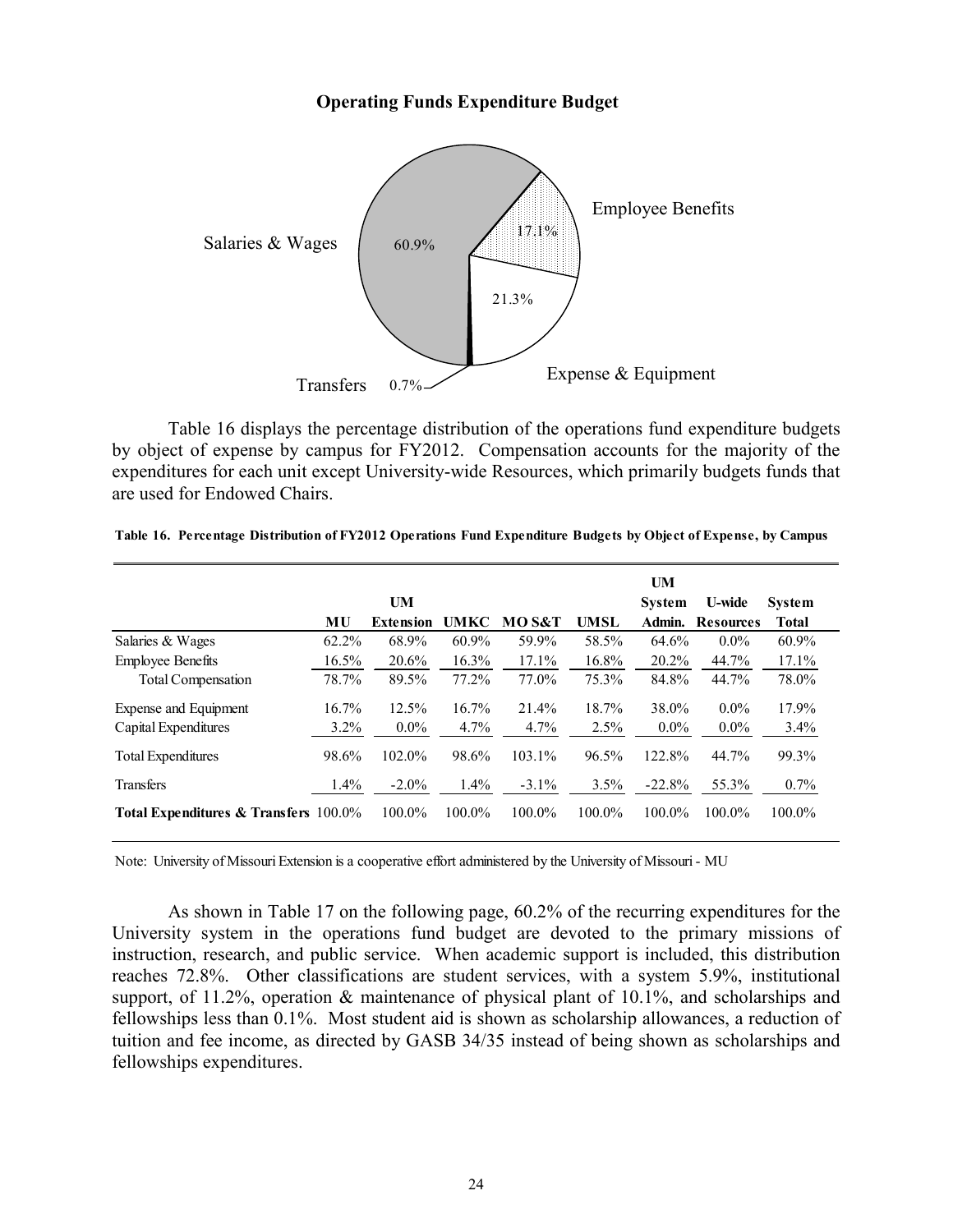**Operating Funds Expenditure Budget**

Salaries & Wages 60.9%

Employee Benefits 17.1%

Expense & Equipment 21.3%

Transfers 0.7%

Table 16 displays the percentage distribution of the operations fund expenditure budgets by object of expense by campus for FY2012. Compensation accounts for the majority of the expenditures for each unit except University-wide Resources, which primarily budgets funds that are used for Endowed Chairs.

**Table 16. Percentage Distribution of FY2012 Operations Fund Expenditure Budgets by Object of Expense, by Campus**

| | MU | UM Extension | UMKC | MO S&T | UMSL | UM System Admin. | U-wide Resources | System Total |
|---|---|---|---|---|---|---|---|---|
| Salaries & Wages | 62.2% | 68.9% | 60.9% | 59.9% | 58.5% | 64.6% | 0.0% | 60.9% |
| Employee Benefits | 16.5% | 20.6% | 16.3% | 17.1% | 16.8% | 20.2% | 44.7% | 17.1% |
| Total Compensation | 78.7% | 89.5% | 77.2% | 77.0% | 75.3% | 84.8% | 44.7% | 78.0% |
| Expense and Equipment | 16.7% | 12.5% | 16.7% | 21.4% | 18.7% | 38.0% | 0.0% | 17.9% |
| Capital Expenditures | 3.2% | 0.0% | 4.7% | 4.7% | 2.5% | 0.0% | 0.0% | 3.4% |
| Total Expenditures | 98.6% | 102.0% | 98.6% | 103.1% | 96.5% | 122.8% | 44.7% | 99.3% |
| Transfers | 1.4% | -2.0% | 1.4% | -3.1% | 3.5% | -22.8% | 55.3% | 0.7% |
| **Total Expenditures & Transfers** | 100.0% | 100.0% | 100.0% | 100.0% | 100.0% | 100.0% | 100.0% | 100.0% |

Note: University of Missouri Extension is a cooperative effort administered by the University of Missouri - MU

As shown in Table 17 on the following page, 60.2% of the recurring expenditures for the University system in the operations fund budget are devoted to the primary missions of instruction, research, and public service. When academic support is included, this distribution reaches 72.8%. Other classifications are student services, with a system 5.9%, institutional support, of 11.2%, operation & maintenance of physical plant of 10.1%, and scholarships and fellowships less than 0.1%. Most student aid is shown as scholarship allowances, a reduction of tuition and fee income, as directed by GASB 34/35 instead of being shown as scholarships and fellowships expenditures.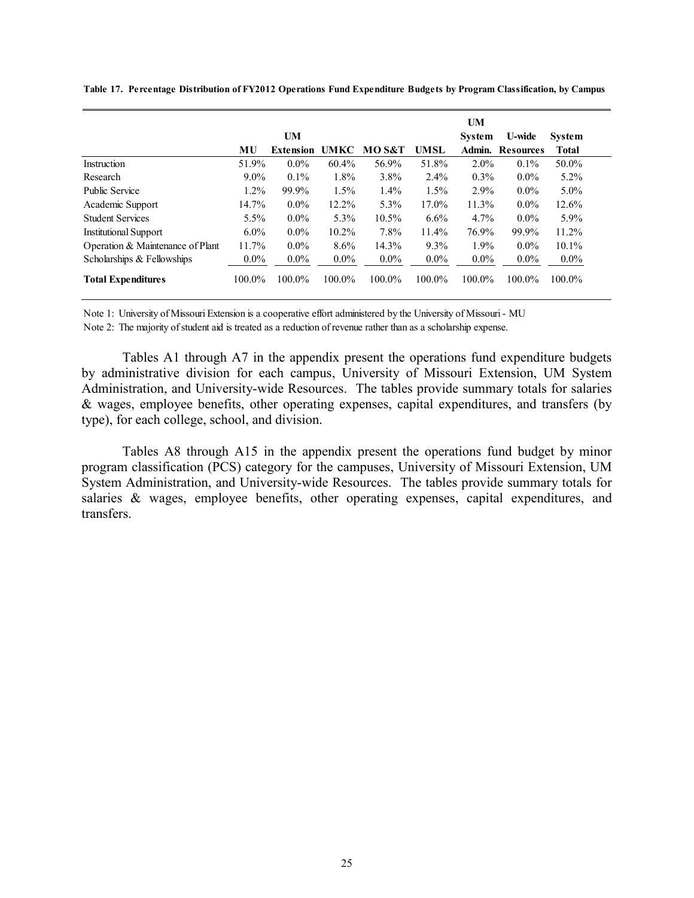**Table 17. Percentage Distribution of FY2012 Operations Fund Expenditure Budgets by Program Classification, by Campus**

| | MU | UM Extension | UMKC | MO S&T | UMSL | UM System Admin. | U-wide Resources | System Total |
|---|---|---|---|---|---|---|---|---|
| Instruction | 51.9% | 0.0% | 60.4% | 56.9% | 51.8% | 2.0% | 0.1% | 50.0% |
| Research | 9.0% | 0.1% | 1.8% | 3.8% | 2.4% | 0.3% | 0.0% | 5.2% |
| Public Service | 1.2% | 99.9% | 1.5% | 1.4% | 1.5% | 2.9% | 0.0% | 5.0% |
| Academic Support | 14.7% | 0.0% | 12.2% | 5.3% | 17.0% | 11.3% | 0.0% | 12.6% |
| Student Services | 5.5% | 0.0% | 5.3% | 10.5% | 6.6% | 4.7% | 0.0% | 5.9% |
| Institutional Support | 6.0% | 0.0% | 10.2% | 7.8% | 11.4% | 76.9% | 99.9% | 11.2% |
| Operation & Maintenance of Plant | 11.7% | 0.0% | 8.6% | 14.3% | 9.3% | 1.9% | 0.0% | 10.1% |
| Scholarships & Fellowships | 0.0% | 0.0% | 0.0% | 0.0% | 0.0% | 0.0% | 0.0% | 0.0% |
| **Total Expenditures** | 100.0% | 100.0% | 100.0% | 100.0% | 100.0% | 100.0% | 100.0% | 100.0% |

Note 1: University of Missouri Extension is a cooperative effort administered by the University of Missouri - MU

Note 2: The majority of student aid is treated as a reduction of revenue rather than as a scholarship expense.

Tables A1 through A7 in the appendix present the operations fund expenditure budgets by administrative division for each campus, University of Missouri Extension, UM System Administration, and University-wide Resources. The tables provide summary totals for salaries & wages, employee benefits, other operating expenses, capital expenditures, and transfers (by type), for each college, school, and division.

Tables A8 through A15 in the appendix present the operations fund budget by minor program classification (PCS) category for the campuses, University of Missouri Extension, UM System Administration, and University-wide Resources. The tables provide summary totals for salaries & wages, employee benefits, other operating expenses, capital expenditures, and transfers.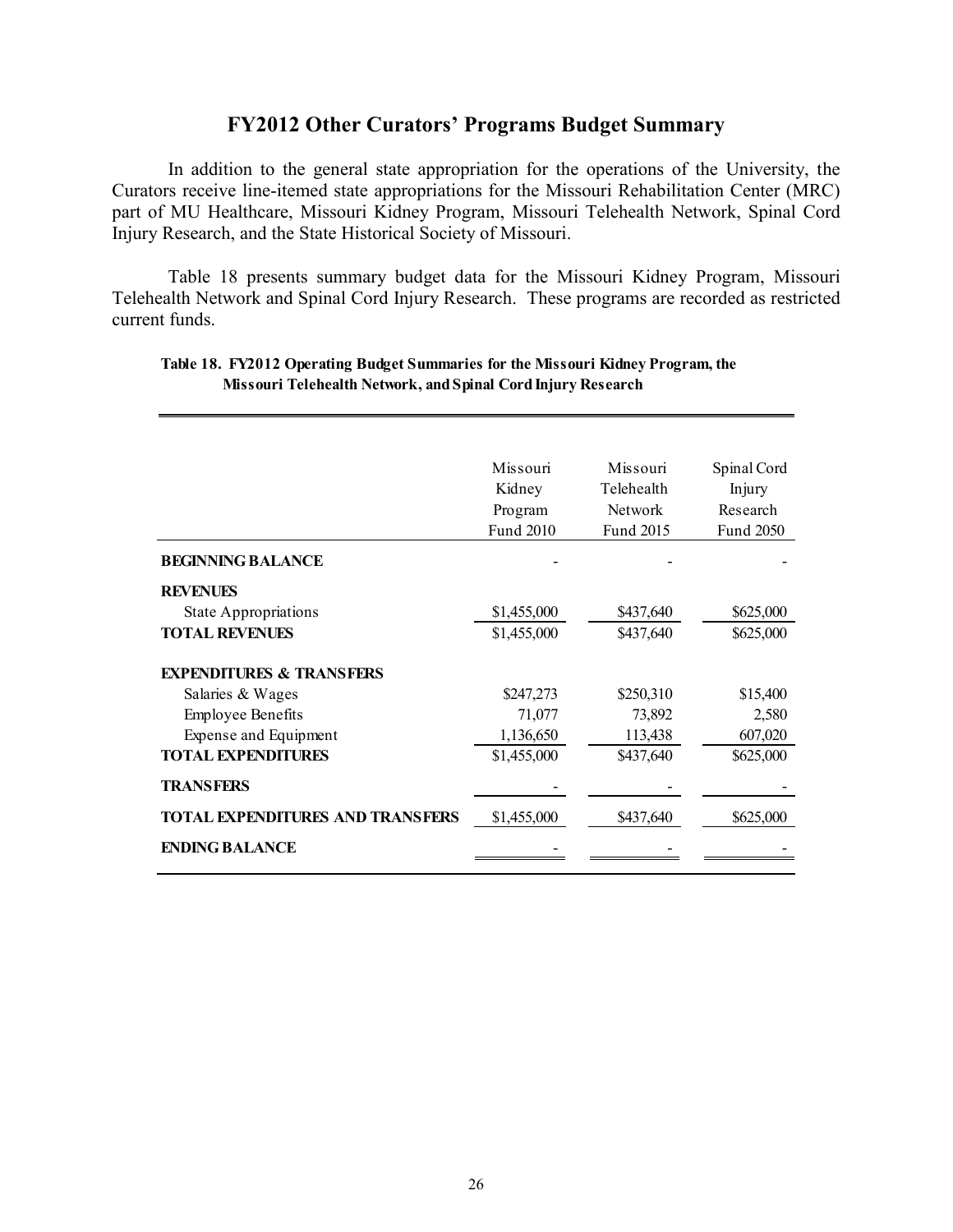# FY2012 Other Curators' Programs Budget Summary

In addition to the general state appropriation for the operations of the University, the Curators receive line-itemed state appropriations for the Missouri Rehabilitation Center (MRC) part of MU Healthcare, Missouri Kidney Program, Missouri Telehealth Network, Spinal Cord Injury Research, and the State Historical Society of Missouri.

Table 18 presents summary budget data for the Missouri Kidney Program, Missouri Telehealth Network and Spinal Cord Injury Research. These programs are recorded as restricted current funds.

**Table 18. FY2012 Operating Budget Summaries for the Missouri Kidney Program, the Missouri Telehealth Network, and Spinal Cord Injury Research**

| | Missouri Kidney Program Fund 2010 | Missouri Telehealth Network Fund 2015 | Spinal Cord Injury Research Fund 2050 |
|---|---|---|---|
| **BEGINNING BALANCE** | - | - | - |
| **REVENUES** | | | |
| State Appropriations | $1,455,000 | $437,640 | $625,000 |
| **TOTAL REVENUES** | $1,455,000 | $437,640 | $625,000 |
| **EXPENDITURES & TRANSFERS** | | | |
| Salaries & Wages | $247,273 | $250,310 | $15,400 |
| Employee Benefits | 71,077 | 73,892 | 2,580 |
| Expense and Equipment | 1,136,650 | 113,438 | 607,020 |
| **TOTAL EXPENDITURES** | $1,455,000 | $437,640 | $625,000 |
| **TRANSFERS** | - | - | - |
| **TOTAL EXPENDITURES AND TRANSFERS** | $1,455,000 | $437,640 | $625,000 |
| **ENDING BALANCE** | - | - | - |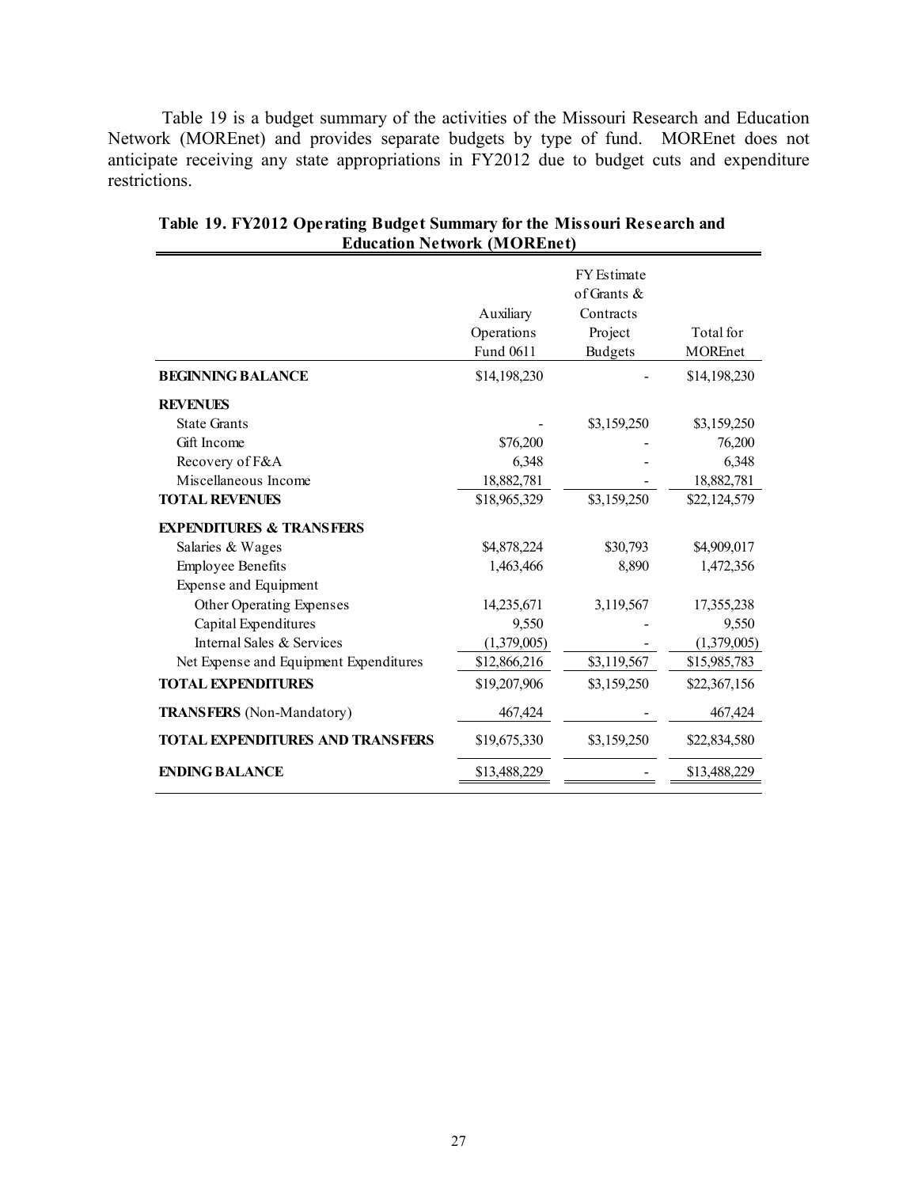Table 19 is a budget summary of the activities of the Missouri Research and Education Network (MOREnet) and provides separate budgets by type of fund. MOREnet does not anticipate receiving any state appropriations in FY2012 due to budget cuts and expenditure restrictions.

**Table 19. FY2012 Operating Budget Summary for the Missouri Research and Education Network (MOREnet)**

| | Auxiliary Operations Fund 0611 | FY Estimate of Grants & Contracts Project Budgets | Total for MOREnet |
|---|---|---|---|
| **BEGINNING BALANCE** | $14,198,230 | - | $14,198,230 |
| **REVENUES** | | | |
| State Grants | - | $3,159,250 | $3,159,250 |
| Gift Income | $76,200 | - | 76,200 |
| Recovery of F&A | 6,348 | - | 6,348 |
| Miscellaneous Income | 18,882,781 | - | 18,882,781 |
| **TOTAL REVENUES** | $18,965,329 | $3,159,250 | $22,124,579 |
| **EXPENDITURES & TRANSFERS** | | | |
| Salaries & Wages | $4,878,224 | $30,793 | $4,909,017 |
| Employee Benefits | 1,463,466 | 8,890 | 1,472,356 |
| Expense and Equipment | | | |
| Other Operating Expenses | 14,235,671 | 3,119,567 | 17,355,238 |
| Capital Expenditures | 9,550 | - | 9,550 |
| Internal Sales & Services | (1,379,005) | - | (1,379,005) |
| Net Expense and Equipment Expenditures | $12,866,216 | $3,119,567 | $15,985,783 |
| **TOTAL EXPENDITURES** | $19,207,906 | $3,159,250 | $22,367,156 |
| **TRANSFERS** (Non-Mandatory) | 467,424 | - | 467,424 |
| **TOTAL EXPENDITURES AND TRANSFERS** | $19,675,330 | $3,159,250 | $22,834,580 |
| **ENDING BALANCE** | $13,488,229 | - | $13,488,229 |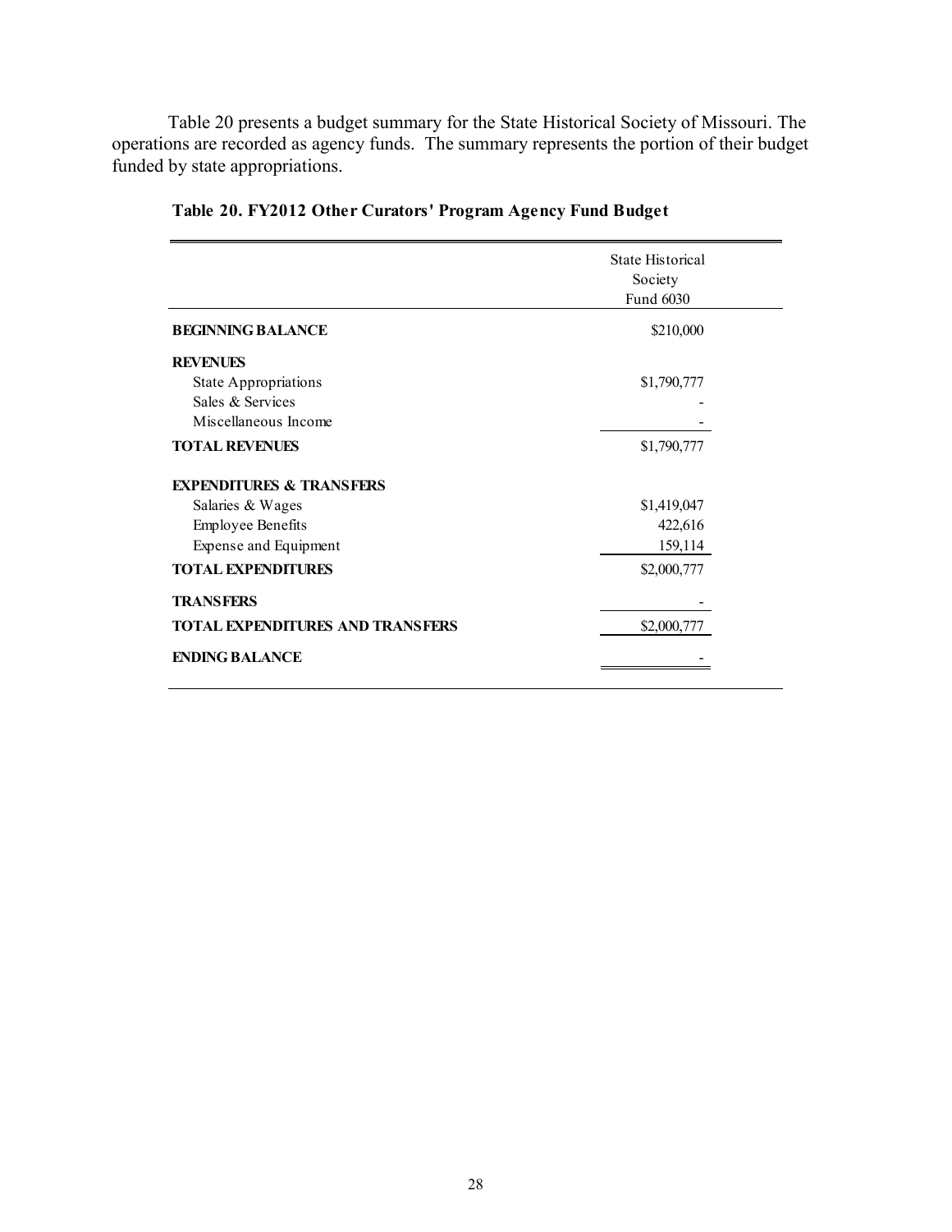Table 20 presents a budget summary for the State Historical Society of Missouri. The operations are recorded as agency funds. The summary represents the portion of their budget funded by state appropriations.

**Table 20. FY2012 Other Curators' Program Agency Fund Budget**

| | State Historical Society Fund 6030 |
|---|---|
| **BEGINNING BALANCE** | $210,000 |
| **REVENUES** | |
| State Appropriations | $1,790,777 |
| Sales & Services | - |
| Miscellaneous Income | - |
| **TOTAL REVENUES** | $1,790,777 |
| **EXPENDITURES & TRANSFERS** | |
| Salaries & Wages | $1,419,047 |
| Employee Benefits | 422,616 |
| Expense and Equipment | 159,114 |
| **TOTAL EXPENDITURES** | $2,000,777 |
| **TRANSFERS** | - |
| **TOTAL EXPENDITURES AND TRANSFERS** | $2,000,777 |
| **ENDING BALANCE** | - |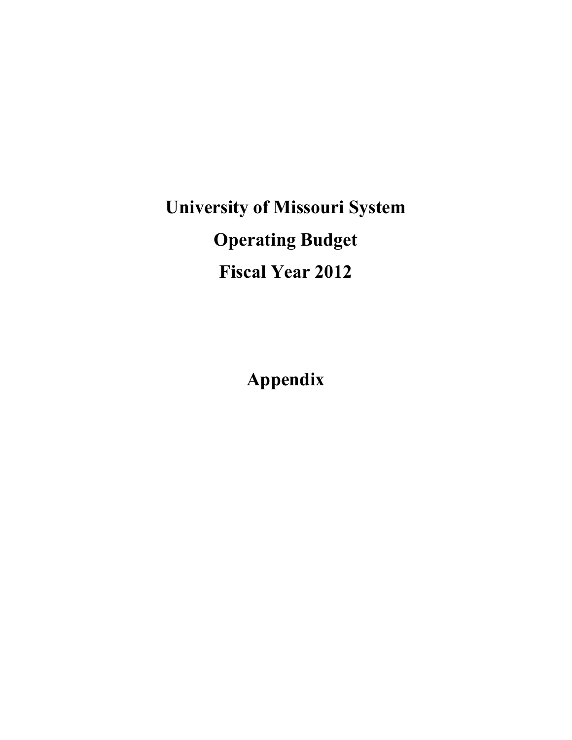# University of Missouri System

# Operating Budget

# Fiscal Year 2012

# Appendix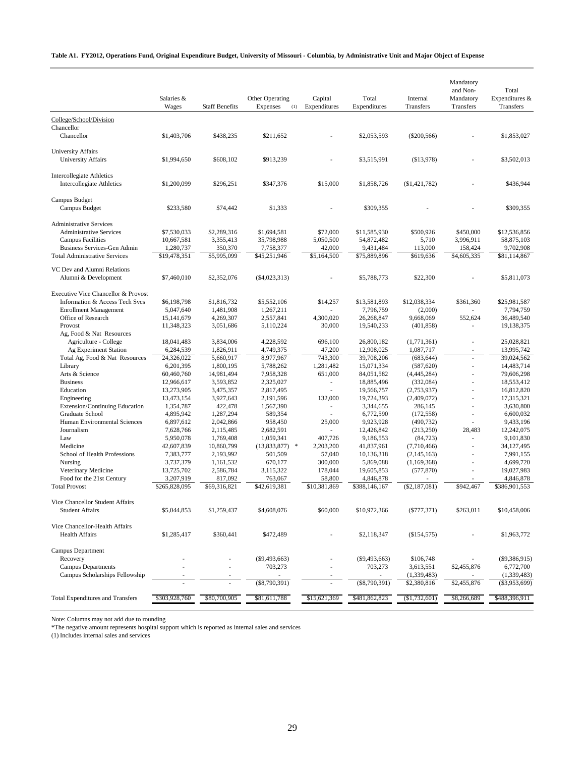**Table A1. FY2012, Operations Fund, Original Expenditure Budget, University of Missouri - Columbia, by Administrative Unit and Major Object of Expense**

| | Salaries & Wages | Staff Benefits | Other Operating Expenses (1) | Capital Expenditures | Total Expenditures | Internal Transfers | Mandatory and Non-Mandatory Transfers | Total Expenditures & Transfers |
|---|---|---|---|---|---|---|---|---|
| College/School/Division | | | | | | | | |
| Chancellor | | | | | | | | |
| Chancellor | $1,403,706 | $438,235 | $211,652 | - | $2,053,593 | ($200,566) | - | $1,853,027 |
| University Affairs | | | | | | | | |
| University Affairs | $1,994,650 | $608,102 | $913,239 | - | $3,515,991 | ($13,978) | - | $3,502,013 |
| Intercollegiate Athletics | | | | | | | | |
| Intercollegiate Athletics | $1,200,099 | $296,251 | $347,376 | $15,000 | $1,858,726 | ($1,421,782) | - | $436,944 |
| Campus Budget | | | | | | | | |
| Campus Budget | $233,580 | $74,442 | $1,333 | - | $309,355 | - | - | $309,355 |
| Administrative Services | | | | | | | | |
| Administrative Services | $7,530,033 | $2,289,316 | $1,694,581 | $72,000 | $11,585,930 | $500,926 | $450,000 | $12,536,856 |
| Campus Facilities | 10,667,581 | 3,355,413 | 35,798,988 | 5,050,500 | 54,872,482 | 5,710 | 3,996,911 | 58,875,103 |
| Business Services-Gen Admin | 1,280,737 | 350,370 | 7,758,377 | 42,000 | 9,431,484 | 113,000 | 158,424 | 9,702,908 |
| Total Administrative Services | $19,478,351 | $5,995,099 | $45,251,946 | $5,164,500 | $75,889,896 | $619,636 | $4,605,335 | $81,114,867 |
| VC Dev and Alumni Relations | | | | | | | | |
| Alumni & Development | $7,460,010 | $2,352,076 | ($4,023,313) | - | $5,788,773 | $22,300 | - | $5,811,073 |
| Executive Vice Chancellor & Provost | | | | | | | | |
| Information & Access Tech Svcs | $6,198,798 | $1,816,732 | $5,552,106 | $14,257 | $13,581,893 | $12,038,334 | $361,360 | $25,981,587 |
| Enrollment Management | 5,047,640 | 1,481,908 | 1,267,211 | - | 7,796,759 | (2,000) | - | 7,794,759 |
| Office of Research | 15,141,679 | 4,269,307 | 2,557,841 | 4,300,020 | 26,268,847 | 9,668,069 | 552,624 | 36,489,540 |
| Provost | 11,348,323 | 3,051,686 | 5,110,224 | 30,000 | 19,540,233 | (401,858) | - | 19,138,375 |
| Ag, Food & Nat Resources | | | | | | | | |
| Agriculture - College | 18,041,483 | 3,834,006 | 4,228,592 | 696,100 | 26,800,182 | (1,771,361) | - | 25,028,821 |
| Ag Experiment Station | 6,284,539 | 1,826,911 | 4,749,375 | 47,200 | 12,908,025 | 1,087,717 | - | 13,995,742 |
| Total Ag, Food & Nat Resources | 24,326,022 | 5,660,917 | 8,977,967 | 743,300 | 39,708,206 | (683,644) | - | 39,024,562 |
| Library | 6,201,395 | 1,800,195 | 5,788,262 | 1,281,482 | 15,071,334 | (587,620) | - | 14,483,714 |
| Arts & Science | 60,460,760 | 14,981,494 | 7,958,328 | 651,000 | 84,051,582 | (4,445,284) | - | 79,606,298 |
| Business | 12,966,617 | 3,593,852 | 2,325,027 | - | 18,885,496 | (332,084) | - | 18,553,412 |
| Education | 13,273,905 | 3,475,357 | 2,817,495 | - | 19,566,757 | (2,753,937) | - | 16,812,820 |
| Engineering | 13,473,154 | 3,927,643 | 2,191,596 | 132,000 | 19,724,393 | (2,409,072) | - | 17,315,321 |
| Extension/Continuing Education | 1,354,787 | 422,478 | 1,567,390 | - | 3,344,655 | 286,145 | - | 3,630,800 |
| Graduate School | 4,895,942 | 1,287,294 | 589,354 | - | 6,772,590 | (172,558) | - | 6,600,032 |
| Human Environmental Sciences | 6,897,612 | 2,042,866 | 958,450 | 25,000 | 9,923,928 | (490,732) | - | 9,433,196 |
| Journalism | 7,628,766 | 2,115,485 | 2,682,591 | - | 12,426,842 | (213,250) | 28,483 | 12,242,075 |
| Law | 5,950,078 | 1,769,408 | 1,059,341 | 407,726 | 9,186,553 | (84,723) | - | 9,101,830 |
| Medicine | 42,607,839 | 10,860,799 | (13,833,877) * | 2,203,200 | 41,837,961 | (7,710,466) | - | 34,127,495 |
| School of Health Professions | 7,383,777 | 2,193,992 | 501,509 | 57,040 | 10,136,318 | (2,145,163) | - | 7,991,155 |
| Nursing | 3,737,379 | 1,161,532 | 670,177 | 300,000 | 5,869,088 | (1,169,368) | - | 4,699,720 |
| Veterinary Medicine | 13,725,702 | 2,586,784 | 3,115,322 | 178,044 | 19,605,853 | (577,870) | - | 19,027,983 |
| Food for the 21st Century | 3,207,919 | 817,092 | 763,067 | 58,800 | 4,846,878 | - | - | 4,846,878 |
| Total Provost | $265,828,095 | $69,316,821 | $42,619,381 | $10,381,869 | $388,146,167 | ($2,187,081) | $942,467 | $386,901,553 |
| Vice Chancellor Student Affairs | | | | | | | | |
| Student Affairs | $5,044,853 | $1,259,437 | $4,608,076 | $60,000 | $10,972,366 | ($777,371) | $263,011 | $10,458,006 |
| Vice Chancellor-Health Affairs | | | | | | | | |
| Health Affairs | $1,285,417 | $360,441 | $472,489 | - | $2,118,347 | ($154,575) | - | $1,963,772 |
| Campus Department | | | | | | | | |
| Recovery | - | - | ($9,493,663) | - | ($9,493,663) | $106,748 | - | ($9,386,915) |
| Campus Departments | - | - | 703,273 | - | 703,273 | 3,613,551 | $2,455,876 | 6,772,700 |
| Campus Scholarships Fellowship | - | - | - | - | - | (1,339,483) | - | (1,339,483) |
| | - | - | ($8,790,391) | - | ($8,790,391) | $2,380,816 | $2,455,876 | ($3,953,699) |
| Total Expenditures and Transfers | $303,928,760 | $80,700,905 | $81,611,788 | $15,621,369 | $481,862,823 | ($1,732,601) | $8,266,689 | $488,396,911 |

Note: Columns may not add due to rounding

*The negative amount represents hospital support which is reported as internal sales and services

(1) Includes internal sales and services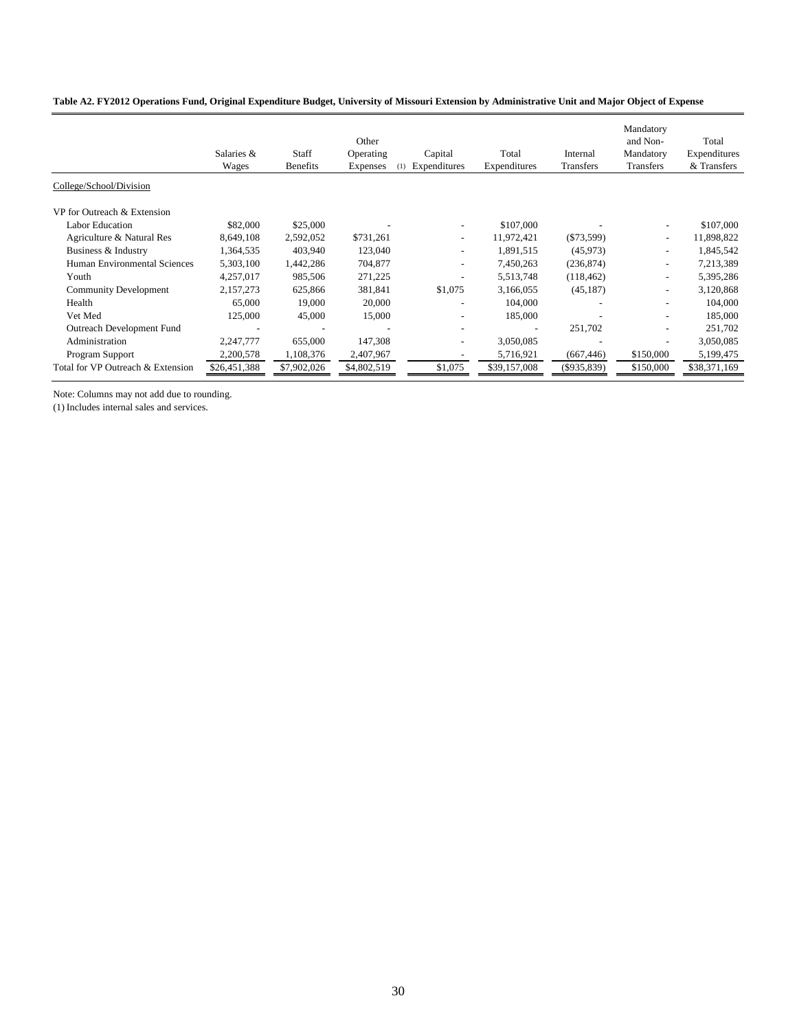**Table A2. FY2012 Operations Fund, Original Expenditure Budget, University of Missouri Extension by Administrative Unit and Major Object of Expense**

| | Salaries & Wages | Staff Benefits | Other Operating Expenses (1) | Capital Expenditures | Total Expenditures | Internal Transfers | Mandatory and Non-Mandatory Transfers | Total Expenditures & Transfers |
|---|---|---|---|---|---|---|---|---|
| College/School/Division | | | | | | | | |
| VP for Outreach & Extension | | | | | | | | |
| Labor Education | $82,000 | $25,000 | - | - | $107,000 | - | - | $107,000 |
| Agriculture & Natural Res | 8,649,108 | 2,592,052 | $731,261 | - | 11,972,421 | ($73,599) | - | 11,898,822 |
| Business & Industry | 1,364,535 | 403,940 | 123,040 | - | 1,891,515 | (45,973) | - | 1,845,542 |
| Human Environmental Sciences | 5,303,100 | 1,442,286 | 704,877 | - | 7,450,263 | (236,874) | - | 7,213,389 |
| Youth | 4,257,017 | 985,506 | 271,225 | - | 5,513,748 | (118,462) | - | 5,395,286 |
| Community Development | 2,157,273 | 625,866 | 381,841 | $1,075 | 3,166,055 | (45,187) | - | 3,120,868 |
| Health | 65,000 | 19,000 | 20,000 | - | 104,000 | - | - | 104,000 |
| Vet Med | 125,000 | 45,000 | 15,000 | - | 185,000 | - | - | 185,000 |
| Outreach Development Fund | - | - | - | - | - | 251,702 | - | 251,702 |
| Administration | 2,247,777 | 655,000 | 147,308 | - | 3,050,085 | - | - | 3,050,085 |
| Program Support | 2,200,578 | 1,108,376 | 2,407,967 | - | 5,716,921 | (667,446) | $150,000 | 5,199,475 |
| Total for VP Outreach & Extension | $26,451,388 | $7,902,026 | $4,802,519 | $1,075 | $39,157,008 | ($935,839) | $150,000 | $38,371,169 |

Note: Columns may not add due to rounding.

(1) Includes internal sales and services.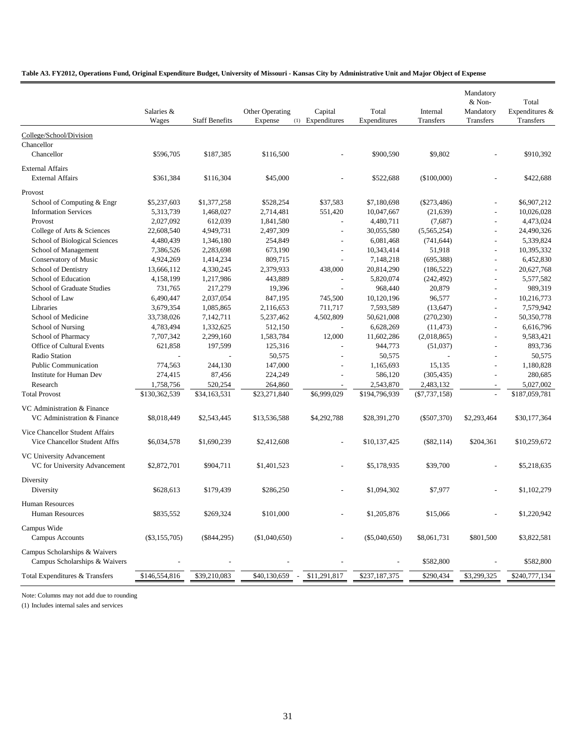**Table A3. FY2012, Operations Fund, Original Expenditure Budget, University of Missouri - Kansas City by Administrative Unit and Major Object of Expense**

| | Salaries & Wages | Staff Benefits | Other Operating Expense (1) | Capital Expenditures | Total Expenditures | Internal Transfers | Mandatory & Non-Mandatory Transfers | Total Expenditures & Transfers |
|---|---|---|---|---|---|---|---|---|
| College/School/Division | | | | | | | | |
| Chancellor | | | | | | | | |
| Chancellor | $596,705 | $187,385 | $116,500 | - | $900,590 | $9,802 | - | $910,392 |
| External Affairs | | | | | | | | |
| External Affairs | $361,384 | $116,304 | $45,000 | - | $522,688 | ($100,000) | - | $422,688 |
| Provost | | | | | | | | |
| School of Computing & Engr | $5,237,603 | $1,377,258 | $528,254 | $37,583 | $7,180,698 | ($273,486) | - | $6,907,212 |
| Information Services | 5,313,739 | 1,468,027 | 2,714,481 | 551,420 | 10,047,667 | (21,639) | - | 10,026,028 |
| Provost | 2,027,092 | 612,039 | 1,841,580 | - | 4,480,711 | (7,687) | - | 4,473,024 |
| College of Arts & Sciences | 22,608,540 | 4,949,731 | 2,497,309 | - | 30,055,580 | (5,565,254) | - | 24,490,326 |
| School of Biological Sciences | 4,480,439 | 1,346,180 | 254,849 | - | 6,081,468 | (741,644) | - | 5,339,824 |
| School of Management | 7,386,526 | 2,283,698 | 673,190 | - | 10,343,414 | 51,918 | - | 10,395,332 |
| Conservatory of Music | 4,924,269 | 1,414,234 | 809,715 | - | 7,148,218 | (695,388) | - | 6,452,830 |
| School of Dentistry | 13,666,112 | 4,330,245 | 2,379,933 | 438,000 | 20,814,290 | (186,522) | - | 20,627,768 |
| School of Education | 4,158,199 | 1,217,986 | 443,889 | - | 5,820,074 | (242,492) | - | 5,577,582 |
| School of Graduate Studies | 731,765 | 217,279 | 19,396 | - | 968,440 | 20,879 | - | 989,319 |
| School of Law | 6,490,447 | 2,037,054 | 847,195 | 745,500 | 10,120,196 | 96,577 | - | 10,216,773 |
| Libraries | 3,679,354 | 1,085,865 | 2,116,653 | 711,717 | 7,593,589 | (13,647) | - | 7,579,942 |
| School of Medicine | 33,738,026 | 7,142,711 | 5,237,462 | 4,502,809 | 50,621,008 | (270,230) | - | 50,350,778 |
| School of Nursing | 4,783,494 | 1,332,625 | 512,150 | - | 6,628,269 | (11,473) | - | 6,616,796 |
| School of Pharmacy | 7,707,342 | 2,299,160 | 1,583,784 | 12,000 | 11,602,286 | (2,018,865) | - | 9,583,421 |
| Office of Cultural Events | 621,858 | 197,599 | 125,316 | - | 944,773 | (51,037) | - | 893,736 |
| Radio Station | - | - | 50,575 | - | 50,575 | - | - | 50,575 |
| Public Communication | 774,563 | 244,130 | 147,000 | - | 1,165,693 | 15,135 | - | 1,180,828 |
| Institute for Human Dev | 274,415 | 87,456 | 224,249 | - | 586,120 | (305,435) | - | 280,685 |
| Research | 1,758,756 | 520,254 | 264,860 | - | 2,543,870 | 2,483,132 | - | 5,027,002 |
| Total Provost | $130,362,539 | $34,163,531 | $23,271,840 | $6,999,029 | $194,796,939 | ($7,737,158) | - | $187,059,781 |
| VC Administration & Finance | | | | | | | | |
| VC Administration & Finance | $8,018,449 | $2,543,445 | $13,536,588 | $4,292,788 | $28,391,270 | ($507,370) | $2,293,464 | $30,177,364 |
| Vice Chancellor Student Affairs | | | | | | | | |
| Vice Chancellor Student Affrs | $6,034,578 | $1,690,239 | $2,412,608 | - | $10,137,425 | ($82,114) | $204,361 | $10,259,672 |
| VC University Advancement | | | | | | | | |
| VC for University Advancement | $2,872,701 | $904,711 | $1,401,523 | - | $5,178,935 | $39,700 | - | $5,218,635 |
| Diversity | | | | | | | | |
| Diversity | $628,613 | $179,439 | $286,250 | - | $1,094,302 | $7,977 | - | $1,102,279 |
| Human Resources | | | | | | | | |
| Human Resources | $835,552 | $269,324 | $101,000 | - | $1,205,876 | $15,066 | - | $1,220,942 |
| Campus Wide | | | | | | | | |
| Campus Accounts | ($3,155,705) | ($844,295) | ($1,040,650) | - | ($5,040,650) | $8,061,731 | $801,500 | $3,822,581 |
| Campus Scholarships & Waivers | | | | | | | | |
| Campus Scholarships & Waivers | - | - | - | - | - | $582,800 | - | $582,800 |
| Total Expenditures & Transfers | $146,554,816 | $39,210,083 | $40,130,659 | $11,291,817 | $237,187,375 | $290,434 | $3,299,325 | $240,777,134 |

Note: Columns may not add due to rounding

(1) Includes internal sales and services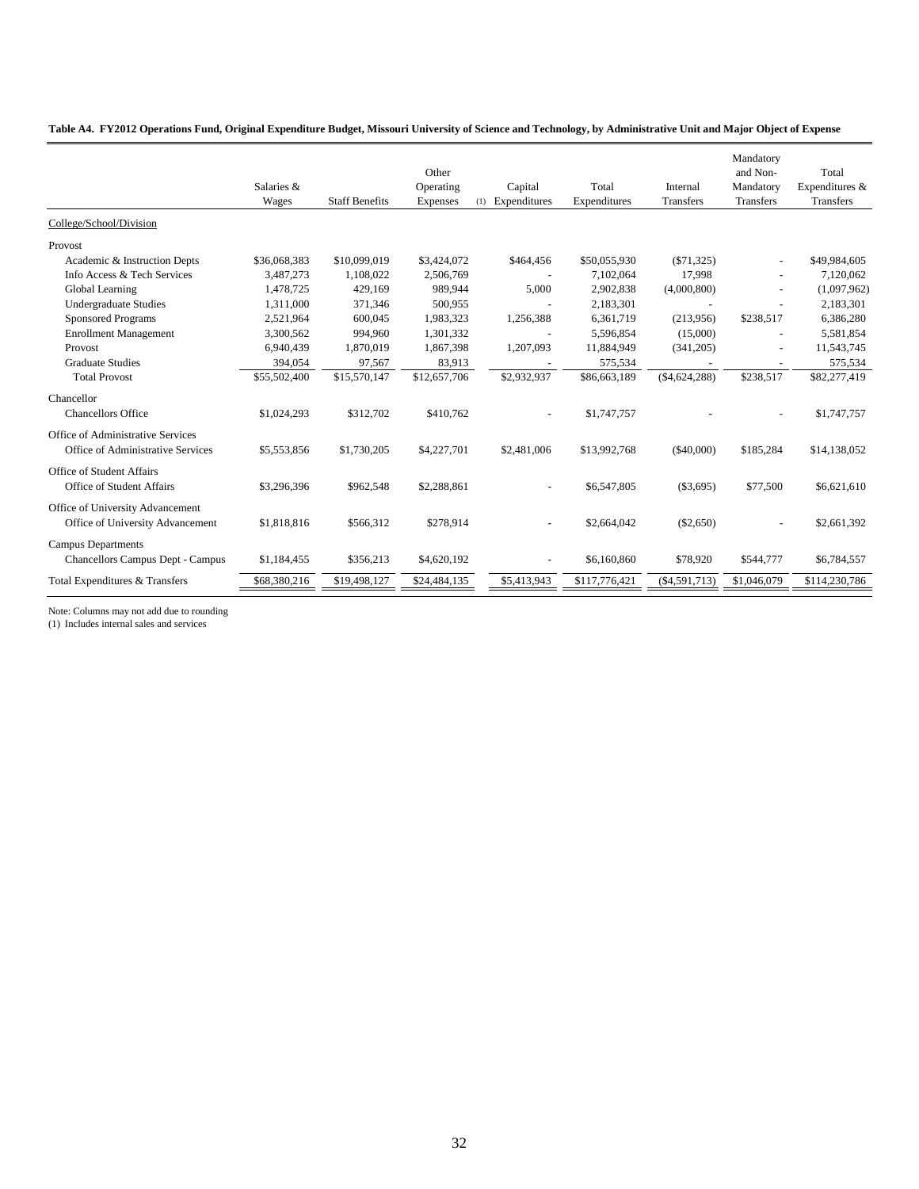**Table A4. FY2012 Operations Fund, Original Expenditure Budget, Missouri University of Science and Technology, by Administrative Unit and Major Object of Expense**

| | Salaries & Wages | Staff Benefits | Other Operating Expenses (1) | Capital Expenditures | Total Expenditures | Internal Transfers | Mandatory and Non-Mandatory Transfers | Total Expenditures & Transfers |
|---|---|---|---|---|---|---|---|---|
| College/School/Division | | | | | | | | |
| Provost | | | | | | | | |
| Academic & Instruction Depts | $36,068,383 | $10,099,019 | $3,424,072 | $464,456 | $50,055,930 | ($71,325) | - | $49,984,605 |
| Info Access & Tech Services | 3,487,273 | 1,108,022 | 2,506,769 | - | 7,102,064 | 17,998 | - | 7,120,062 |
| Global Learning | 1,478,725 | 429,169 | 989,944 | 5,000 | 2,902,838 | (4,000,800) | - | (1,097,962) |
| Undergraduate Studies | 1,311,000 | 371,346 | 500,955 | - | 2,183,301 | - | - | 2,183,301 |
| Sponsored Programs | 2,521,964 | 600,045 | 1,983,323 | 1,256,388 | 6,361,719 | (213,956) | $238,517 | 6,386,280 |
| Enrollment Management | 3,300,562 | 994,960 | 1,301,332 | - | 5,596,854 | (15,000) | - | 5,581,854 |
| Provost | 6,940,439 | 1,870,019 | 1,867,398 | 1,207,093 | 11,884,949 | (341,205) | - | 11,543,745 |
| Graduate Studies | 394,054 | 97,567 | 83,913 | - | 575,534 | - | - | 575,534 |
| Total Provost | $55,502,400 | $15,570,147 | $12,657,706 | $2,932,937 | $86,663,189 | ($4,624,288) | $238,517 | $82,277,419 |
| Chancellor | | | | | | | | |
| Chancellors Office | $1,024,293 | $312,702 | $410,762 | - | $1,747,757 | - | - | $1,747,757 |
| Office of Administrative Services | | | | | | | | |
| Office of Administrative Services | $5,553,856 | $1,730,205 | $4,227,701 | $2,481,006 | $13,992,768 | ($40,000) | $185,284 | $14,138,052 |
| Office of Student Affairs | | | | | | | | |
| Office of Student Affairs | $3,296,396 | $962,548 | $2,288,861 | - | $6,547,805 | ($3,695) | $77,500 | $6,621,610 |
| Office of University Advancement | | | | | | | | |
| Office of University Advancement | $1,818,816 | $566,312 | $278,914 | - | $2,664,042 | ($2,650) | - | $2,661,392 |
| Campus Departments | | | | | | | | |
| Chancellors Campus Dept - Campus | $1,184,455 | $356,213 | $4,620,192 | - | $6,160,860 | $78,920 | $544,777 | $6,784,557 |
| Total Expenditures & Transfers | $68,380,216 | $19,498,127 | $24,484,135 | $5,413,943 | $117,776,421 | ($4,591,713) | $1,046,079 | $114,230,786 |

Note: Columns may not add due to rounding
(1) Includes internal sales and services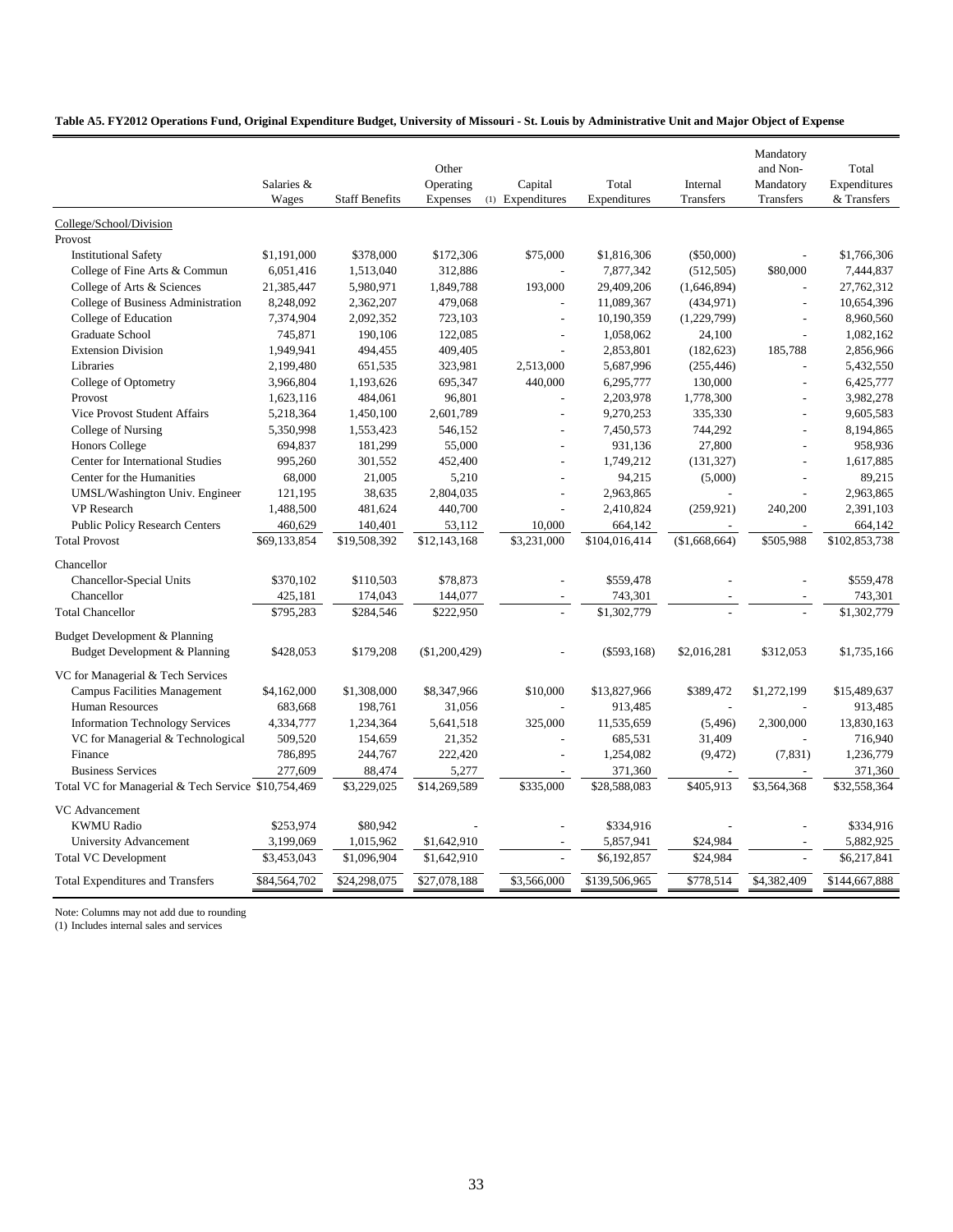**Table A5. FY2012 Operations Fund, Original Expenditure Budget, University of Missouri - St. Louis by Administrative Unit and Major Object of Expense**

| | Salaries & Wages | Staff Benefits | Other Operating Expenses (1) | Capital Expenditures | Total Expenditures | Internal Transfers | Mandatory and Non-Mandatory Transfers | Total Expenditures & Transfers |
|---|---|---|---|---|---|---|---|---|
| College/School/Division | | | | | | | | |
| Provost | | | | | | | | |
| Institutional Safety | $1,191,000 | $378,000 | $172,306 | $75,000 | $1,816,306 | ($50,000) | - | $1,766,306 |
| College of Fine Arts & Commun | 6,051,416 | 1,513,040 | 312,886 | - | 7,877,342 | (512,505) | $80,000 | 7,444,837 |
| College of Arts & Sciences | 21,385,447 | 5,980,971 | 1,849,788 | 193,000 | 29,409,206 | (1,646,894) | - | 27,762,312 |
| College of Business Administration | 8,248,092 | 2,362,207 | 479,068 | - | 11,089,367 | (434,971) | - | 10,654,396 |
| College of Education | 7,374,904 | 2,092,352 | 723,103 | - | 10,190,359 | (1,229,799) | - | 8,960,560 |
| Graduate School | 745,871 | 190,106 | 122,085 | - | 1,058,062 | 24,100 | - | 1,082,162 |
| Extension Division | 1,949,941 | 494,455 | 409,405 | - | 2,853,801 | (182,623) | 185,788 | 2,856,966 |
| Libraries | 2,199,480 | 651,535 | 323,981 | 2,513,000 | 5,687,996 | (255,446) | - | 5,432,550 |
| College of Optometry | 3,966,804 | 1,193,626 | 695,347 | 440,000 | 6,295,777 | 130,000 | - | 6,425,777 |
| Provost | 1,623,116 | 484,061 | 96,801 | - | 2,203,978 | 1,778,300 | - | 3,982,278 |
| Vice Provost Student Affairs | 5,218,364 | 1,450,100 | 2,601,789 | - | 9,270,253 | 335,330 | - | 9,605,583 |
| College of Nursing | 5,350,998 | 1,553,423 | 546,152 | - | 7,450,573 | 744,292 | - | 8,194,865 |
| Honors College | 694,837 | 181,299 | 55,000 | - | 931,136 | 27,800 | - | 958,936 |
| Center for International Studies | 995,260 | 301,552 | 452,400 | - | 1,749,212 | (131,327) | - | 1,617,885 |
| Center for the Humanities | 68,000 | 21,005 | 5,210 | - | 94,215 | (5,000) | - | 89,215 |
| UMSL/Washington Univ. Engineer | 121,195 | 38,635 | 2,804,035 | - | 2,963,865 | - | - | 2,963,865 |
| VP Research | 1,488,500 | 481,624 | 440,700 | - | 2,410,824 | (259,921) | 240,200 | 2,391,103 |
| Public Policy Research Centers | 460,629 | 140,401 | 53,112 | 10,000 | 664,142 | - | - | 664,142 |
| Total Provost | $69,133,854 | $19,508,392 | $12,143,168 | $3,231,000 | $104,016,414 | ($1,668,664) | $505,988 | $102,853,738 |
| Chancellor | | | | | | | | |
| Chancellor-Special Units | $370,102 | $110,503 | $78,873 | - | $559,478 | - | - | $559,478 |
| Chancellor | 425,181 | 174,043 | 144,077 | - | 743,301 | - | - | 743,301 |
| Total Chancellor | $795,283 | $284,546 | $222,950 | - | $1,302,779 | - | - | $1,302,779 |
| Budget Development & Planning | | | | | | | | |
| Budget Development & Planning | $428,053 | $179,208 | ($1,200,429) | - | ($593,168) | $2,016,281 | $312,053 | $1,735,166 |
| VC for Managerial & Tech Services | | | | | | | | |
| Campus Facilities Management | $4,162,000 | $1,308,000 | $8,347,966 | $10,000 | $13,827,966 | $389,472 | $1,272,199 | $15,489,637 |
| Human Resources | 683,668 | 198,761 | 31,056 | - | 913,485 | - | - | 913,485 |
| Information Technology Services | 4,334,777 | 1,234,364 | 5,641,518 | 325,000 | 11,535,659 | (5,496) | 2,300,000 | 13,830,163 |
| VC for Managerial & Technological | 509,520 | 154,659 | 21,352 | - | 685,531 | 31,409 | - | 716,940 |
| Finance | 786,895 | 244,767 | 222,420 | - | 1,254,082 | (9,472) | (7,831) | 1,236,779 |
| Business Services | 277,609 | 88,474 | 5,277 | - | 371,360 | - | - | 371,360 |
| Total VC for Managerial & Tech Service | $10,754,469 | $3,229,025 | $14,269,589 | $335,000 | $28,588,083 | $405,913 | $3,564,368 | $32,558,364 |
| VC Advancement | | | | | | | | |
| KWMU Radio | $253,974 | $80,942 | - | - | $334,916 | - | - | $334,916 |
| University Advancement | 3,199,069 | 1,015,962 | $1,642,910 | - | 5,857,941 | $24,984 | - | 5,882,925 |
| Total VC Development | $3,453,043 | $1,096,904 | $1,642,910 | - | $6,192,857 | $24,984 | - | $6,217,841 |
| Total Expenditures and Transfers | $84,564,702 | $24,298,075 | $27,078,188 | $3,566,000 | $139,506,965 | $778,514 | $4,382,409 | $144,667,888 |

Note: Columns may not add due to rounding
(1) Includes internal sales and services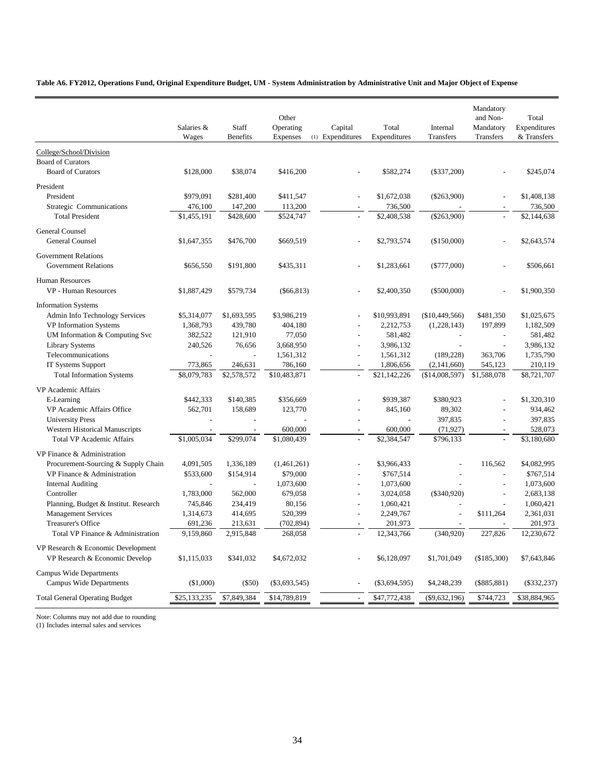**Table A6. FY2012, Operations Fund, Original Expenditure Budget, UM - System Administration by Administrative Unit and Major Object of Expense**

| | Salaries & Wages | Staff Benefits | Other Operating Expenses | Capital (1) Expenditures | Total Expenditures | Internal Transfers | Mandatory and Non-Mandatory Transfers | Total Expenditures & Transfers |
|---|---|---|---|---|---|---|---|---|
| College/School/Division | | | | | | | | |
| Board of Curators | | | | | | | | |
| Board of Curators | $128,000 | $38,074 | $416,200 | - | $582,274 | ($337,200) | - | $245,074 |
| President | | | | | | | | |
| President | $979,091 | $281,400 | $411,547 | - | $1,672,038 | ($263,900) | - | $1,408,138 |
| Strategic Communications | 476,100 | 147,200 | 113,200 | - | 736,500 | - | - | 736,500 |
| Total President | $1,455,191 | $428,600 | $524,747 | - | $2,408,538 | ($263,900) | - | $2,144,638 |
| General Counsel | | | | | | | | |
| General Counsel | $1,647,355 | $476,700 | $669,519 | - | $2,793,574 | ($150,000) | - | $2,643,574 |
| Government Relations | | | | | | | | |
| Government Relations | $656,550 | $191,800 | $435,311 | - | $1,283,661 | ($777,000) | - | $506,661 |
| Human Resources | | | | | | | | |
| VP - Human Resources | $1,887,429 | $579,734 | ($66,813) | - | $2,400,350 | ($500,000) | - | $1,900,350 |
| Information Systems | | | | | | | | |
| Admin Info Technology Services | $5,314,077 | $1,693,595 | $3,986,219 | - | $10,993,891 | ($10,449,566) | $481,350 | $1,025,675 |
| VP Information Systems | 1,368,793 | 439,780 | 404,180 | - | 2,212,753 | (1,228,143) | 197,899 | 1,182,509 |
| UM Information & Computing Svc | 382,522 | 121,910 | 77,050 | - | 581,482 | - | - | 581,482 |
| Library Systems | 240,526 | 76,656 | 3,668,950 | - | 3,986,132 | - | - | 3,986,132 |
| Telecommunications | - | - | 1,561,312 | - | 1,561,312 | (189,228) | 363,706 | 1,735,790 |
| IT Systems Support | 773,865 | 246,631 | 786,160 | - | 1,806,656 | (2,141,660) | 545,123 | 210,119 |
| Total Information Systems | $8,079,783 | $2,578,572 | $10,483,871 | - | $21,142,226 | ($14,008,597) | $1,588,078 | $8,721,707 |
| VP Academic Affairs | | | | | | | | |
| E-Learning | $442,333 | $140,385 | $356,669 | - | $939,387 | $380,923 | - | $1,320,310 |
| VP Academic Affairs Office | 562,701 | 158,689 | 123,770 | - | 845,160 | 89,302 | - | 934,462 |
| University Press | - | - | - | - | - | 397,835 | - | 397,835 |
| Western Historical Manuscripts | - | - | 600,000 | - | 600,000 | (71,927) | - | 528,073 |
| Total VP Academic Affairs | $1,005,034 | $299,074 | $1,080,439 | - | $2,384,547 | $796,133 | - | $3,180,680 |
| VP Finance & Administration | | | | | | | | |
| Procurement-Sourcing & Supply Chain | 4,091,505 | 1,336,189 | (1,461,261) | - | $3,966,433 | - | 116,562 | $4,082,995 |
| VP Finance & Administration | $533,600 | $154,914 | $79,000 | - | $767,514 | - | - | $767,514 |
| Internal Auditing | - | - | 1,073,600 | - | 1,073,600 | - | - | 1,073,600 |
| Controller | 1,783,000 | 562,000 | 679,058 | - | 3,024,058 | ($340,920) | - | 2,683,138 |
| Planning, Budget & Institut. Research | 745,846 | 234,419 | 80,156 | - | 1,060,421 | - | - | 1,060,421 |
| Management Services | 1,314,673 | 414,695 | 520,399 | - | 2,249,767 | - | $111,264 | 2,361,031 |
| Treasurer's Office | 691,236 | 213,631 | (702,894) | - | 201,973 | - | - | 201,973 |
| Total VP Finance & Administration | 9,159,860 | 2,915,848 | 268,058 | - | 12,343,766 | (340,920) | 227,826 | 12,230,672 |
| VP Research & Economic Development | | | | | | | | |
| VP Research & Economic Develop | $1,115,033 | $341,032 | $4,672,032 | - | $6,128,097 | $1,701,049 | ($185,300) | $7,643,846 |
| Campus Wide Departments | | | | | | | | |
| Campus Wide Departments | ($1,000) | ($50) | ($3,693,545) | - | ($3,694,595) | $4,248,239 | ($885,881) | ($332,237) |
| Total General Operating Budget | $25,133,235 | $7,849,384 | $14,789,819 | - | $47,772,438 | ($9,632,196) | $744,723 | $38,884,965 |

Note: Columns may not add due to rounding
(1) Includes internal sales and services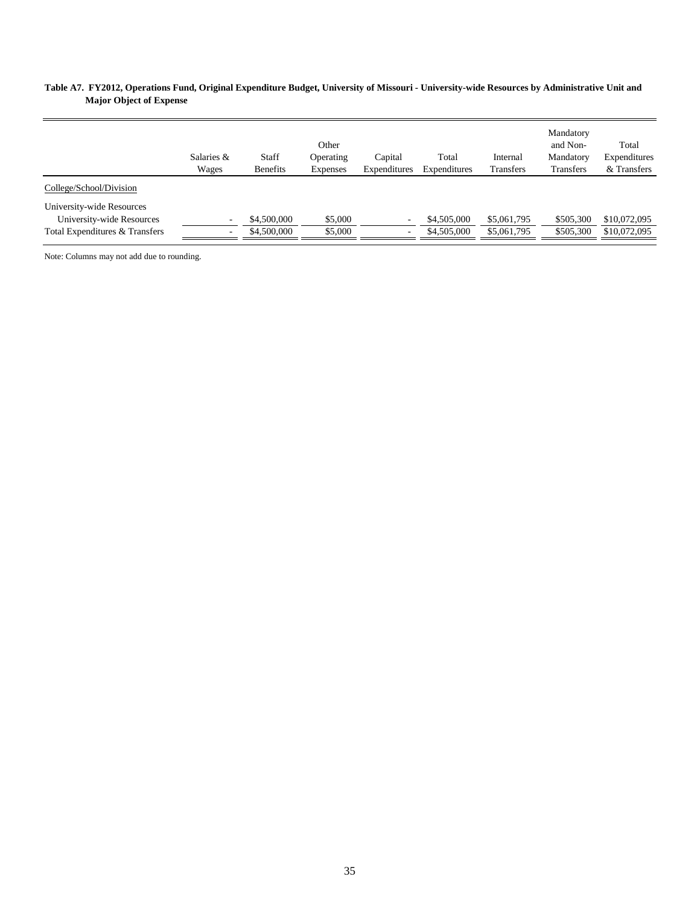**Table A7. FY2012, Operations Fund, Original Expenditure Budget, University of Missouri - University-wide Resources by Administrative Unit and Major Object of Expense**

| | Salaries & Wages | Staff Benefits | Other Operating Expenses | Capital Expenditures | Total Expenditures | Internal Transfers | Mandatory and Non-Mandatory Transfers | Total Expenditures & Transfers |
|---|---|---|---|---|---|---|---|---|
| College/School/Division | | | | | | | | |
| University-wide Resources | | | | | | | | |
| University-wide Resources | - | $4,500,000 | $5,000 | - | $4,505,000 | $5,061,795 | $505,300 | $10,072,095 |
| Total Expenditures & Transfers | - | $4,500,000 | $5,000 | - | $4,505,000 | $5,061,795 | $505,300 | $10,072,095 |

Note: Columns may not add due to rounding.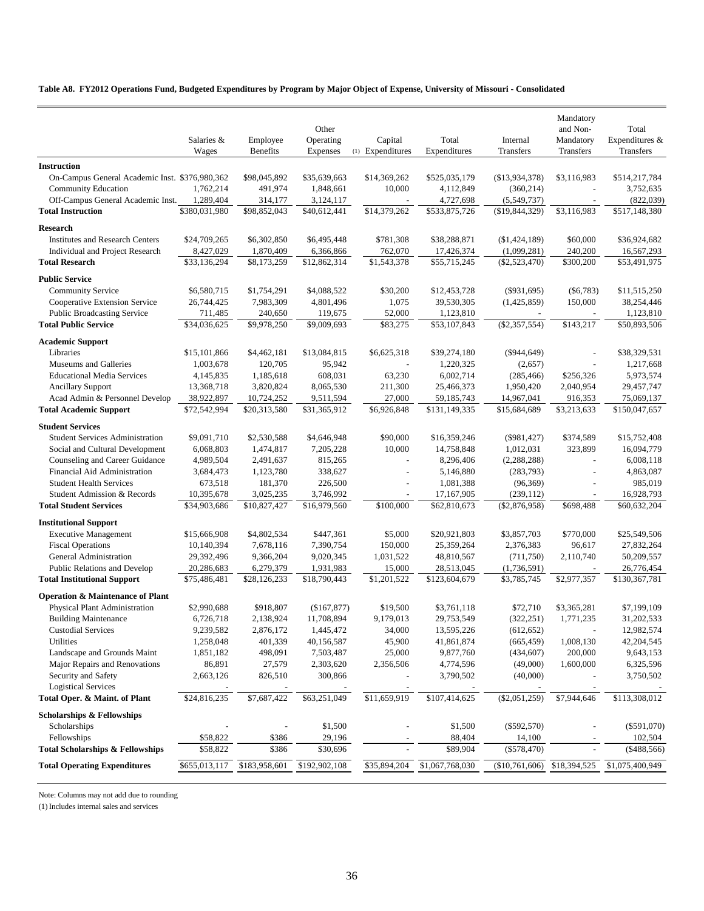**Table A8. FY2012 Operations Fund, Budgeted Expenditures by Program by Major Object of Expense, University of Missouri - Consolidated**

| | Salaries & Wages | Employee Benefits | Other Operating Expenses (1) | Capital Expenditures | Total Expenditures | Internal Transfers | Mandatory and Non-Mandatory Transfers | Total Expenditures & Transfers |
|---|---|---|---|---|---|---|---|---|
| **Instruction** | | | | | | | | |
| On-Campus General Academic Inst. | $376,980,362 | $98,045,892 | $35,639,663 | $14,369,262 | $525,035,179 | ($13,934,378) | $3,116,983 | $514,217,784 |
| Community Education | 1,762,214 | 491,974 | 1,848,661 | 10,000 | 4,112,849 | (360,214) | - | 3,752,635 |
| Off-Campus General Academic Inst. | 1,289,404 | 314,177 | 3,124,117 | - | 4,727,698 | (5,549,737) | - | (822,039) |
| **Total Instruction** | $380,031,980 | $98,852,043 | $40,612,441 | $14,379,262 | $533,875,726 | ($19,844,329) | $3,116,983 | $517,148,380 |
| **Research** | | | | | | | | |
| Institutes and Research Centers | $24,709,265 | $6,302,850 | $6,495,448 | $781,308 | $38,288,871 | ($1,424,189) | $60,000 | $36,924,682 |
| Individual and Project Research | 8,427,029 | 1,870,409 | 6,366,866 | 762,070 | 17,426,374 | (1,099,281) | 240,200 | 16,567,293 |
| **Total Research** | $33,136,294 | $8,173,259 | $12,862,314 | $1,543,378 | $55,715,245 | ($2,523,470) | $300,200 | $53,491,975 |
| **Public Service** | | | | | | | | |
| Community Service | $6,580,715 | $1,754,291 | $4,088,522 | $30,200 | $12,453,728 | ($931,695) | ($6,783) | $11,515,250 |
| Cooperative Extension Service | 26,744,425 | 7,983,309 | 4,801,496 | 1,075 | 39,530,305 | (1,425,859) | 150,000 | 38,254,446 |
| Public Broadcasting Service | 711,485 | 240,650 | 119,675 | 52,000 | 1,123,810 | - | - | 1,123,810 |
| **Total Public Service** | $34,036,625 | $9,978,250 | $9,009,693 | $83,275 | $53,107,843 | ($2,357,554) | $143,217 | $50,893,506 |
| **Academic Support** | | | | | | | | |
| Libraries | $15,101,866 | $4,462,181 | $13,084,815 | $6,625,318 | $39,274,180 | ($944,649) | - | $38,329,531 |
| Museums and Galleries | 1,003,678 | 120,705 | 95,942 | - | 1,220,325 | (2,657) | - | 1,217,668 |
| Educational Media Services | 4,145,835 | 1,185,618 | 608,031 | 63,230 | 6,002,714 | (285,466) | $256,326 | 5,973,574 |
| Ancillary Support | 13,368,718 | 3,820,824 | 8,065,530 | 211,300 | 25,466,373 | 1,950,420 | 2,040,954 | 29,457,747 |
| Acad Admin & Personnel Develop | 38,922,897 | 10,724,252 | 9,511,594 | 27,000 | 59,185,743 | 14,967,041 | 916,353 | 75,069,137 |
| **Total Academic Support** | $72,542,994 | $20,313,580 | $31,365,912 | $6,926,848 | $131,149,335 | $15,684,689 | $3,213,633 | $150,047,657 |
| **Student Services** | | | | | | | | |
| Student Services Administration | $9,091,710 | $2,530,588 | $4,646,948 | $90,000 | $16,359,246 | ($981,427) | $374,589 | $15,752,408 |
| Social and Cultural Development | 6,068,803 | 1,474,817 | 7,205,228 | 10,000 | 14,758,848 | 1,012,031 | 323,899 | 16,094,779 |
| Counseling and Career Guidance | 4,989,504 | 2,491,637 | 815,265 | - | 8,296,406 | (2,288,288) | - | 6,008,118 |
| Financial Aid Administration | 3,684,473 | 1,123,780 | 338,627 | - | 5,146,880 | (283,793) | - | 4,863,087 |
| Student Health Services | 673,518 | 181,370 | 226,500 | - | 1,081,388 | (96,369) | - | 985,019 |
| Student Admission & Records | 10,395,678 | 3,025,235 | 3,746,992 | - | 17,167,905 | (239,112) | - | 16,928,793 |
| **Total Student Services** | $34,903,686 | $10,827,427 | $16,979,560 | $100,000 | $62,810,673 | ($2,876,958) | $698,488 | $60,632,204 |
| **Institutional Support** | | | | | | | | |
| Executive Management | $15,666,908 | $4,802,534 | $447,361 | $5,000 | $20,921,803 | $3,857,703 | $770,000 | $25,549,506 |
| Fiscal Operations | 10,140,394 | 7,678,116 | 7,390,754 | 150,000 | 25,359,264 | 2,376,383 | 96,617 | 27,832,264 |
| General Administration | 29,392,496 | 9,366,204 | 9,020,345 | 1,031,522 | 48,810,567 | (711,750) | 2,110,740 | 50,209,557 |
| Public Relations and Develop | 20,286,683 | 6,279,379 | 1,931,983 | 15,000 | 28,513,045 | (1,736,591) | - | 26,776,454 |
| **Total Institutional Support** | $75,486,481 | $28,126,233 | $18,790,443 | $1,201,522 | $123,604,679 | $3,785,745 | $2,977,357 | $130,367,781 |
| **Operation & Maintenance of Plant** | | | | | | | | |
| Physical Plant Administration | $2,990,688 | $918,807 | ($167,877) | $19,500 | $3,761,118 | $72,710 | $3,365,281 | $7,199,109 |
| Building Maintenance | 6,726,718 | 2,138,924 | 11,708,894 | 9,179,013 | 29,753,549 | (322,251) | 1,771,235 | 31,202,533 |
| Custodial Services | 9,239,582 | 2,876,172 | 1,445,472 | 34,000 | 13,595,226 | (612,652) | - | 12,982,574 |
| Utilities | 1,258,048 | 401,339 | 40,156,587 | 45,900 | 41,861,874 | (665,459) | 1,008,130 | 42,204,545 |
| Landscape and Grounds Maint | 1,851,182 | 498,091 | 7,503,487 | 25,000 | 9,877,760 | (434,607) | 200,000 | 9,643,153 |
| Major Repairs and Renovations | 86,891 | 27,579 | 2,303,620 | 2,356,506 | 4,774,596 | (49,000) | 1,600,000 | 6,325,596 |
| Security and Safety | 2,663,126 | 826,510 | 300,866 | - | 3,790,502 | (40,000) | - | 3,750,502 |
| Logistical Services | - | - | - | - | - | - | - | - |
| **Total Oper. & Maint. of Plant** | $24,816,235 | $7,687,422 | $63,251,049 | $11,659,919 | $107,414,625 | ($2,051,259) | $7,944,646 | $113,308,012 |
| **Scholarships & Fellowships** | | | | | | | | |
| Scholarships | - | - | $1,500 | - | $1,500 | ($592,570) | - | ($591,070) |
| Fellowships | $58,822 | $386 | 29,196 | - | 88,404 | 14,100 | - | 102,504 |
| **Total Scholarships & Fellowships** | $58,822 | $386 | $30,696 | - | $89,904 | ($578,470) | - | ($488,566) |
| **Total Operating Expenditures** | $655,013,117 | $183,958,601 | $192,902,108 | $35,894,204 | $1,067,768,030 | ($10,761,606) | $18,394,525 | $1,075,400,949 |

Note: Columns may not add due to rounding

(1) Includes internal sales and services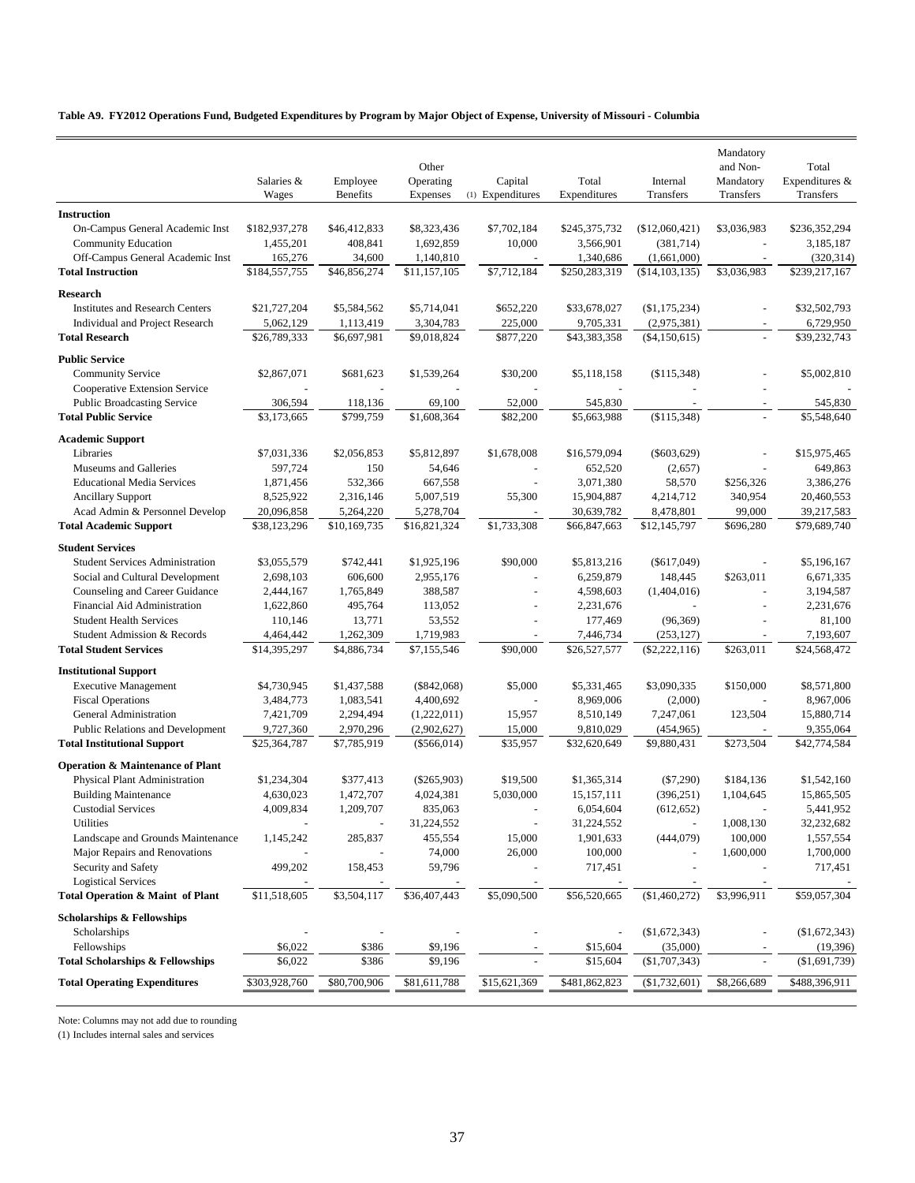**Table A9. FY2012 Operations Fund, Budgeted Expenditures by Program by Major Object of Expense, University of Missouri - Columbia**

| | Salaries & Wages | Employee Benefits | Other Operating Expenses | (1) Capital Expenditures | Total Expenditures | Internal Transfers | Mandatory and Non-Mandatory Transfers | Total Expenditures & Transfers |
|---|---|---|---|---|---|---|---|---|
| **Instruction** | | | | | | | | |
| On-Campus General Academic Inst | $182,937,278 | $46,412,833 | $8,323,436 | $7,702,184 | $245,375,732 | ($12,060,421) | $3,036,983 | $236,352,294 |
| Community Education | 1,455,201 | 408,841 | 1,692,859 | 10,000 | 3,566,901 | (381,714) | - | 3,185,187 |
| Off-Campus General Academic Inst | 165,276 | 34,600 | 1,140,810 | - | 1,340,686 | (1,661,000) | - | (320,314) |
| **Total Instruction** | $184,557,755 | $46,856,274 | $11,157,105 | $7,712,184 | $250,283,319 | ($14,103,135) | $3,036,983 | $239,217,167 |
| **Research** | | | | | | | | |
| Institutes and Research Centers | $21,727,204 | $5,584,562 | $5,714,041 | $652,220 | $33,678,027 | ($1,175,234) | - | $32,502,793 |
| Individual and Project Research | 5,062,129 | 1,113,419 | 3,304,783 | 225,000 | 9,705,331 | (2,975,381) | - | 6,729,950 |
| **Total Research** | $26,789,333 | $6,697,981 | $9,018,824 | $877,220 | $43,383,358 | ($4,150,615) | - | $39,232,743 |
| **Public Service** | | | | | | | | |
| Community Service | $2,867,071 | $681,623 | $1,539,264 | $30,200 | $5,118,158 | ($115,348) | - | $5,002,810 |
| Cooperative Extension Service | - | - | - | - | - | - | - | - |
| Public Broadcasting Service | 306,594 | 118,136 | 69,100 | 52,000 | 545,830 | - | - | 545,830 |
| **Total Public Service** | $3,173,665 | $799,759 | $1,608,364 | $82,200 | $5,663,988 | ($115,348) | - | $5,548,640 |
| **Academic Support** | | | | | | | | |
| Libraries | $7,031,336 | $2,056,853 | $5,812,897 | $1,678,008 | $16,579,094 | ($603,629) | - | $15,975,465 |
| Museums and Galleries | 597,724 | 150 | 54,646 | - | 652,520 | (2,657) | - | 649,863 |
| Educational Media Services | 1,871,456 | 532,366 | 667,558 | - | 3,071,380 | 58,570 | $256,326 | 3,386,276 |
| Ancillary Support | 8,525,922 | 2,316,146 | 5,007,519 | 55,300 | 15,904,887 | 4,214,712 | 340,954 | 20,460,553 |
| Acad Admin & Personnel Develop | 20,096,858 | 5,264,220 | 5,278,704 | - | 30,639,782 | 8,478,801 | 99,000 | 39,217,583 |
| **Total Academic Support** | $38,123,296 | $10,169,735 | $16,821,324 | $1,733,308 | $66,847,663 | $12,145,797 | $696,280 | $79,689,740 |
| **Student Services** | | | | | | | | |
| Student Services Administration | $3,055,579 | $742,441 | $1,925,196 | $90,000 | $5,813,216 | ($617,049) | - | $5,196,167 |
| Social and Cultural Development | 2,698,103 | 606,600 | 2,955,176 | - | 6,259,879 | 148,445 | $263,011 | 6,671,335 |
| Counseling and Career Guidance | 2,444,167 | 1,765,849 | 388,587 | - | 4,598,603 | (1,404,016) | - | 3,194,587 |
| Financial Aid Administration | 1,622,860 | 495,764 | 113,052 | - | 2,231,676 | - | - | 2,231,676 |
| Student Health Services | 110,146 | 13,771 | 53,552 | - | 177,469 | (96,369) | - | 81,100 |
| Student Admission & Records | 4,464,442 | 1,262,309 | 1,719,983 | - | 7,446,734 | (253,127) | - | 7,193,607 |
| **Total Student Services** | $14,395,297 | $4,886,734 | $7,155,546 | $90,000 | $26,527,577 | ($2,222,116) | $263,011 | $24,568,472 |
| **Institutional Support** | | | | | | | | |
| Executive Management | $4,730,945 | $1,437,588 | ($842,068) | $5,000 | $5,331,465 | $3,090,335 | $150,000 | $8,571,800 |
| Fiscal Operations | 3,484,773 | 1,083,541 | 4,400,692 | - | 8,969,006 | (2,000) | - | 8,967,006 |
| General Administration | 7,421,709 | 2,294,494 | (1,222,011) | 15,957 | 8,510,149 | 7,247,061 | 123,504 | 15,880,714 |
| Public Relations and Development | 9,727,360 | 2,970,296 | (2,902,627) | 15,000 | 9,810,029 | (454,965) | - | 9,355,064 |
| **Total Institutional Support** | $25,364,787 | $7,785,919 | ($566,014) | $35,957 | $32,620,649 | $9,880,431 | $273,504 | $42,774,584 |
| **Operation & Maintenance of Plant** | | | | | | | | |
| Physical Plant Administration | $1,234,304 | $377,413 | ($265,903) | $19,500 | $1,365,314 | ($7,290) | $184,136 | $1,542,160 |
| Building Maintenance | 4,630,023 | 1,472,707 | 4,024,381 | 5,030,000 | 15,157,111 | (396,251) | 1,104,645 | 15,865,505 |
| Custodial Services | 4,009,834 | 1,209,707 | 835,063 | - | 6,054,604 | (612,652) | - | 5,441,952 |
| Utilities | - | - | 31,224,552 | - | 31,224,552 | - | 1,008,130 | 32,232,682 |
| Landscape and Grounds Maintenance | 1,145,242 | 285,837 | 455,554 | 15,000 | 1,901,633 | (444,079) | 100,000 | 1,557,554 |
| Major Repairs and Renovations | - | - | 74,000 | 26,000 | 100,000 | - | 1,600,000 | 1,700,000 |
| Security and Safety | 499,202 | 158,453 | 59,796 | - | 717,451 | - | - | 717,451 |
| Logistical Services | - | - | - | - | - | - | - | - |
| **Total Operation & Maint of Plant** | $11,518,605 | $3,504,117 | $36,407,443 | $5,090,500 | $56,520,665 | ($1,460,272) | $3,996,911 | $59,057,304 |
| **Scholarships & Fellowships** | | | | | | | | |
| Scholarships | - | - | - | - | - | ($1,672,343) | - | ($1,672,343) |
| Fellowships | $6,022 | $386 | $9,196 | - | $15,604 | (35,000) | - | (19,396) |
| **Total Scholarships & Fellowships** | $6,022 | $386 | $9,196 | - | $15,604 | ($1,707,343) | - | ($1,691,739) |
| **Total Operating Expenditures** | $303,928,760 | $80,700,906 | $81,611,788 | $15,621,369 | $481,862,823 | ($1,732,601) | $8,266,689 | $488,396,911 |

Note: Columns may not add due to rounding

(1) Includes internal sales and services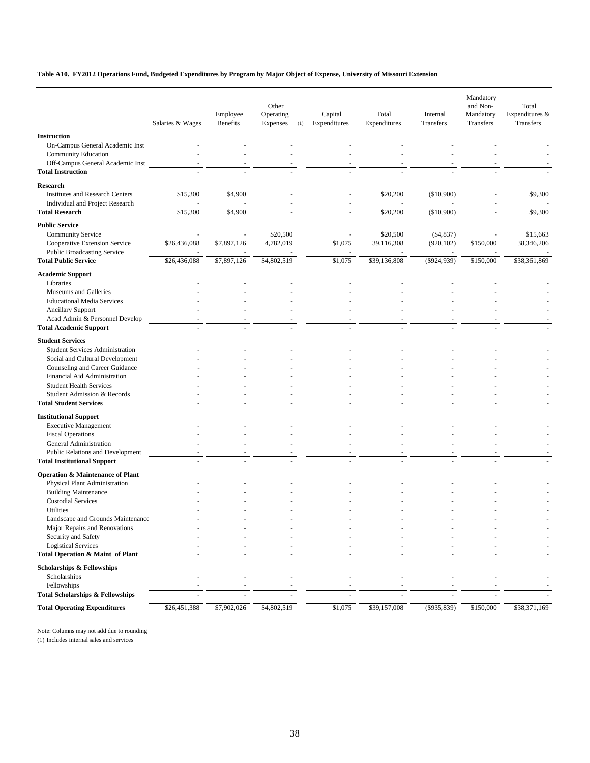**Table A10. FY2012 Operations Fund, Budgeted Expenditures by Program by Major Object of Expense, University of Missouri Extension**

| | Salaries & Wages | Employee Benefits | Other Operating Expenses (1) | Capital Expenditures | Total Expenditures | Internal Transfers | Mandatory and Non-Mandatory Transfers | Total Expenditures & Transfers |
|---|---|---|---|---|---|---|---|---|
| **Instruction** | | | | | | | | |
| On-Campus General Academic Inst | - | - | - | - | - | - | - | - |
| Community Education | - | - | - | - | - | - | - | - |
| Off-Campus General Academic Inst | - | - | - | - | - | - | - | - |
| **Total Instruction** | - | - | - | - | - | - | - | - |
| **Research** | | | | | | | | |
| Institutes and Research Centers | $15,300 | $4,900 | - | - | $20,200 | ($10,900) | - | $9,300 |
| Individual and Project Research | - | - | - | - | - | - | - | - |
| **Total Research** | $15,300 | $4,900 | - | - | $20,200 | ($10,900) | - | $9,300 |
| **Public Service** | | | | | | | | |
| Community Service | - | - | $20,500 | - | $20,500 | ($4,837) | - | $15,663 |
| Cooperative Extension Service | $26,436,088 | $7,897,126 | 4,782,019 | $1,075 | 39,116,308 | (920,102) | $150,000 | 38,346,206 |
| Public Broadcasting Service | - | - | - | - | - | - | - | - |
| **Total Public Service** | $26,436,088 | $7,897,126 | $4,802,519 | $1,075 | $39,136,808 | ($924,939) | $150,000 | $38,361,869 |
| **Academic Support** | | | | | | | | |
| Libraries | - | - | - | - | - | - | - | - |
| Museums and Galleries | - | - | - | - | - | - | - | - |
| Educational Media Services | - | - | - | - | - | - | - | - |
| Ancillary Support | - | - | - | - | - | - | - | - |
| Acad Admin & Personnel Develop | - | - | - | - | - | - | - | - |
| **Total Academic Support** | - | - | - | - | - | - | - | - |
| **Student Services** | | | | | | | | |
| Student Services Administration | - | - | - | - | - | - | - | - |
| Social and Cultural Development | - | - | - | - | - | - | - | - |
| Counseling and Career Guidance | - | - | - | - | - | - | - | - |
| Financial Aid Administration | - | - | - | - | - | - | - | - |
| Student Health Services | - | - | - | - | - | - | - | - |
| Student Admission & Records | - | - | - | - | - | - | - | - |
| **Total Student Services** | - | - | - | - | - | - | - | - |
| **Institutional Support** | | | | | | | | |
| Executive Management | - | - | - | - | - | - | - | - |
| Fiscal Operations | - | - | - | - | - | - | - | - |
| General Administration | - | - | - | - | - | - | - | - |
| Public Relations and Development | - | - | - | - | - | - | - | - |
| **Total Institutional Support** | - | - | - | - | - | - | - | - |
| **Operation & Maintenance of Plant** | | | | | | | | |
| Physical Plant Administration | - | - | - | - | - | - | - | - |
| Building Maintenance | - | - | - | - | - | - | - | - |
| Custodial Services | - | - | - | - | - | - | - | - |
| Utilities | - | - | - | - | - | - | - | - |
| Landscape and Grounds Maintenance | - | - | - | - | - | - | - | - |
| Major Repairs and Renovations | - | - | - | - | - | - | - | - |
| Security and Safety | - | - | - | - | - | - | - | - |
| Logistical Services | - | - | - | - | - | - | - | - |
| **Total Operation & Maint of Plant** | - | - | - | - | - | - | - | - |
| **Scholarships & Fellowships** | | | | | | | | |
| Scholarships | - | - | - | - | - | - | - | - |
| Fellowships | - | - | - | - | - | - | - | - |
| **Total Scholarships & Fellowships** | - | - | - | - | - | - | - | - |
| **Total Operating Expenditures** | $26,451,388 | $7,902,026 | $4,802,519 | $1,075 | $39,157,008 | ($935,839) | $150,000 | $38,371,169 |

Note: Columns may not add due to rounding

(1) Includes internal sales and services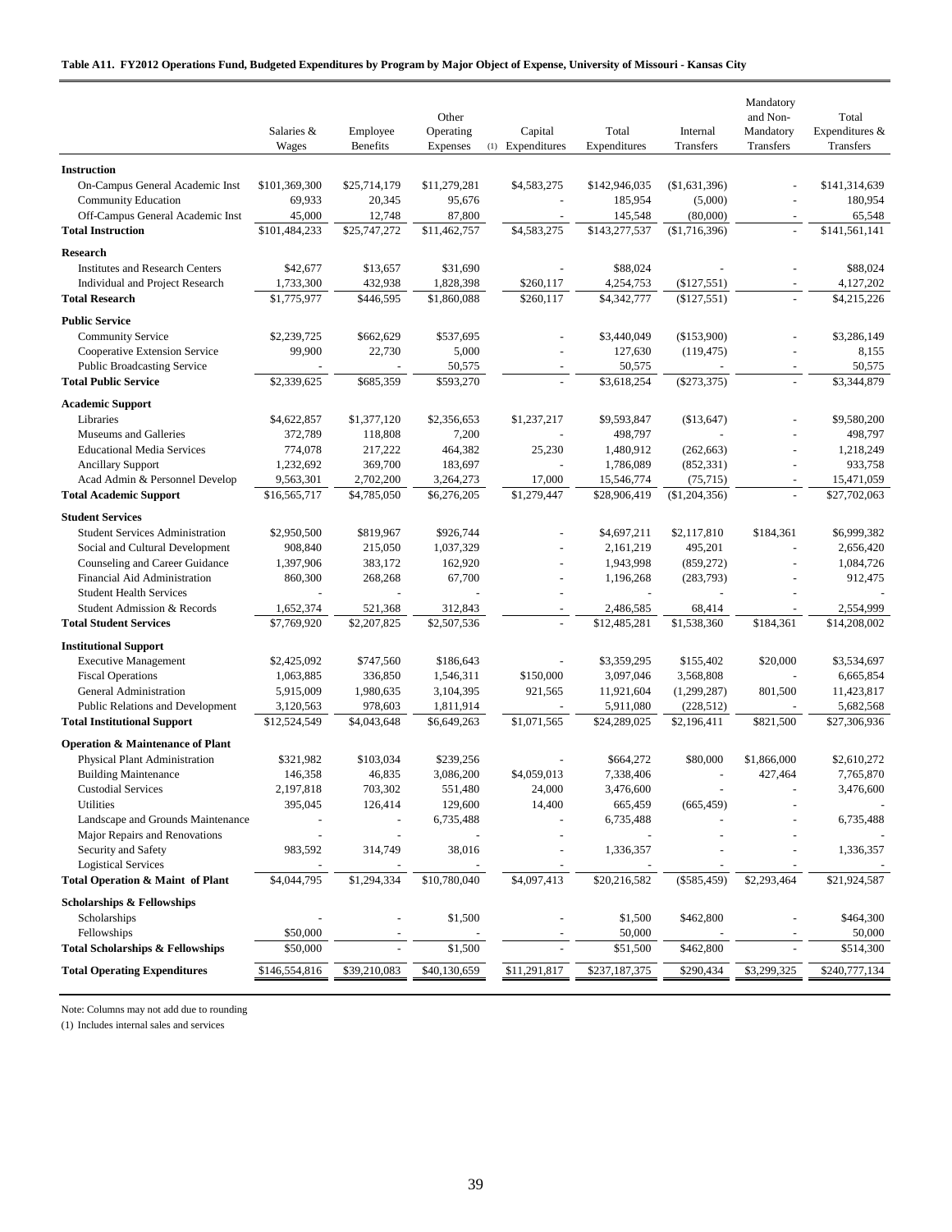**Table A11. FY2012 Operations Fund, Budgeted Expenditures by Program by Major Object of Expense, University of Missouri - Kansas City**

| | Salaries & Wages | Employee Benefits | Other Operating Expenses (1) | Capital Expenditures | Total Expenditures | Internal Transfers | Mandatory and Non-Mandatory Transfers | Total Expenditures & Transfers |
|---|---|---|---|---|---|---|---|---|
| **Instruction** | | | | | | | | |
| On-Campus General Academic Inst | $101,369,300 | $25,714,179 | $11,279,281 | $4,583,275 | $142,946,035 | ($1,631,396) | - | $141,314,639 |
| Community Education | 69,933 | 20,345 | 95,676 | - | 185,954 | (5,000) | - | 180,954 |
| Off-Campus General Academic Inst | 45,000 | 12,748 | 87,800 | - | 145,548 | (80,000) | - | 65,548 |
| **Total Instruction** | $101,484,233 | $25,747,272 | $11,462,757 | $4,583,275 | $143,277,537 | ($1,716,396) | - | $141,561,141 |
| **Research** | | | | | | | | |
| Institutes and Research Centers | $42,677 | $13,657 | $31,690 | - | $88,024 | - | - | $88,024 |
| Individual and Project Research | 1,733,300 | 432,938 | 1,828,398 | $260,117 | 4,254,753 | ($127,551) | - | 4,127,202 |
| **Total Research** | $1,775,977 | $446,595 | $1,860,088 | $260,117 | $4,342,777 | ($127,551) | - | $4,215,226 |
| **Public Service** | | | | | | | | |
| Community Service | $2,239,725 | $662,629 | $537,695 | - | $3,440,049 | ($153,900) | - | $3,286,149 |
| Cooperative Extension Service | 99,900 | 22,730 | 5,000 | - | 127,630 | (119,475) | - | 8,155 |
| Public Broadcasting Service | - | - | 50,575 | - | 50,575 | - | - | 50,575 |
| **Total Public Service** | $2,339,625 | $685,359 | $593,270 | - | $3,618,254 | ($273,375) | - | $3,344,879 |
| **Academic Support** | | | | | | | | |
| Libraries | $4,622,857 | $1,377,120 | $2,356,653 | $1,237,217 | $9,593,847 | ($13,647) | - | $9,580,200 |
| Museums and Galleries | 372,789 | 118,808 | 7,200 | - | 498,797 | - | - | 498,797 |
| Educational Media Services | 774,078 | 217,222 | 464,382 | 25,230 | 1,480,912 | (262,663) | - | 1,218,249 |
| Ancillary Support | 1,232,692 | 369,700 | 183,697 | - | 1,786,089 | (852,331) | - | 933,758 |
| Acad Admin & Personnel Develop | 9,563,301 | 2,702,200 | 3,264,273 | 17,000 | 15,546,774 | (75,715) | - | 15,471,059 |
| **Total Academic Support** | $16,565,717 | $4,785,050 | $6,276,205 | $1,279,447 | $28,906,419 | ($1,204,356) | - | $27,702,063 |
| **Student Services** | | | | | | | | |
| Student Services Administration | $2,950,500 | $819,967 | $926,744 | - | $4,697,211 | $2,117,810 | $184,361 | $6,999,382 |
| Social and Cultural Development | 908,840 | 215,050 | 1,037,329 | - | 2,161,219 | 495,201 | - | 2,656,420 |
| Counseling and Career Guidance | 1,397,906 | 383,172 | 162,920 | - | 1,943,998 | (859,272) | - | 1,084,726 |
| Financial Aid Administration | 860,300 | 268,268 | 67,700 | - | 1,196,268 | (283,793) | - | 912,475 |
| Student Health Services | - | - | - | - | - | - | - | - |
| Student Admission & Records | 1,652,374 | 521,368 | 312,843 | - | 2,486,585 | 68,414 | - | 2,554,999 |
| **Total Student Services** | $7,769,920 | $2,207,825 | $2,507,536 | - | $12,485,281 | $1,538,360 | $184,361 | $14,208,002 |
| **Institutional Support** | | | | | | | | |
| Executive Management | $2,425,092 | $747,560 | $186,643 | - | $3,359,295 | $155,402 | $20,000 | $3,534,697 |
| Fiscal Operations | 1,063,885 | 336,850 | 1,546,311 | $150,000 | 3,097,046 | 3,568,808 | - | 6,665,854 |
| General Administration | 5,915,009 | 1,980,635 | 3,104,395 | 921,565 | 11,921,604 | (1,299,287) | 801,500 | 11,423,817 |
| Public Relations and Development | 3,120,563 | 978,603 | 1,811,914 | - | 5,911,080 | (228,512) | - | 5,682,568 |
| **Total Institutional Support** | $12,524,549 | $4,043,648 | $6,649,263 | $1,071,565 | $24,289,025 | $2,196,411 | $821,500 | $27,306,936 |
| **Operation & Maintenance of Plant** | | | | | | | | |
| Physical Plant Administration | $321,982 | $103,034 | $239,256 | - | $664,272 | $80,000 | $1,866,000 | $2,610,272 |
| Building Maintenance | 146,358 | 46,835 | 3,086,200 | $4,059,013 | 7,338,406 | - | 427,464 | 7,765,870 |
| Custodial Services | 2,197,818 | 703,302 | 551,480 | 24,000 | 3,476,600 | - | - | 3,476,600 |
| Utilities | 395,045 | 126,414 | 129,600 | 14,400 | 665,459 | (665,459) | - | - |
| Landscape and Grounds Maintenance | - | - | 6,735,488 | - | 6,735,488 | - | - | 6,735,488 |
| Major Repairs and Renovations | - | - | - | - | - | - | - | - |
| Security and Safety | 983,592 | 314,749 | 38,016 | - | 1,336,357 | - | - | 1,336,357 |
| Logistical Services | - | - | - | - | - | - | - | - |
| **Total Operation & Maint of Plant** | $4,044,795 | $1,294,334 | $10,780,040 | $4,097,413 | $20,216,582 | ($585,459) | $2,293,464 | $21,924,587 |
| **Scholarships & Fellowships** | | | | | | | | |
| Scholarships | - | - | $1,500 | - | $1,500 | $462,800 | - | $464,300 |
| Fellowships | $50,000 | - | - | - | 50,000 | - | - | 50,000 |
| **Total Scholarships & Fellowships** | $50,000 | - | $1,500 | - | $51,500 | $462,800 | - | $514,300 |
| **Total Operating Expenditures** | $146,554,816 | $39,210,083 | $40,130,659 | $11,291,817 | $237,187,375 | $290,434 | $3,299,325 | $240,777,134 |

Note: Columns may not add due to rounding

(1) Includes internal sales and services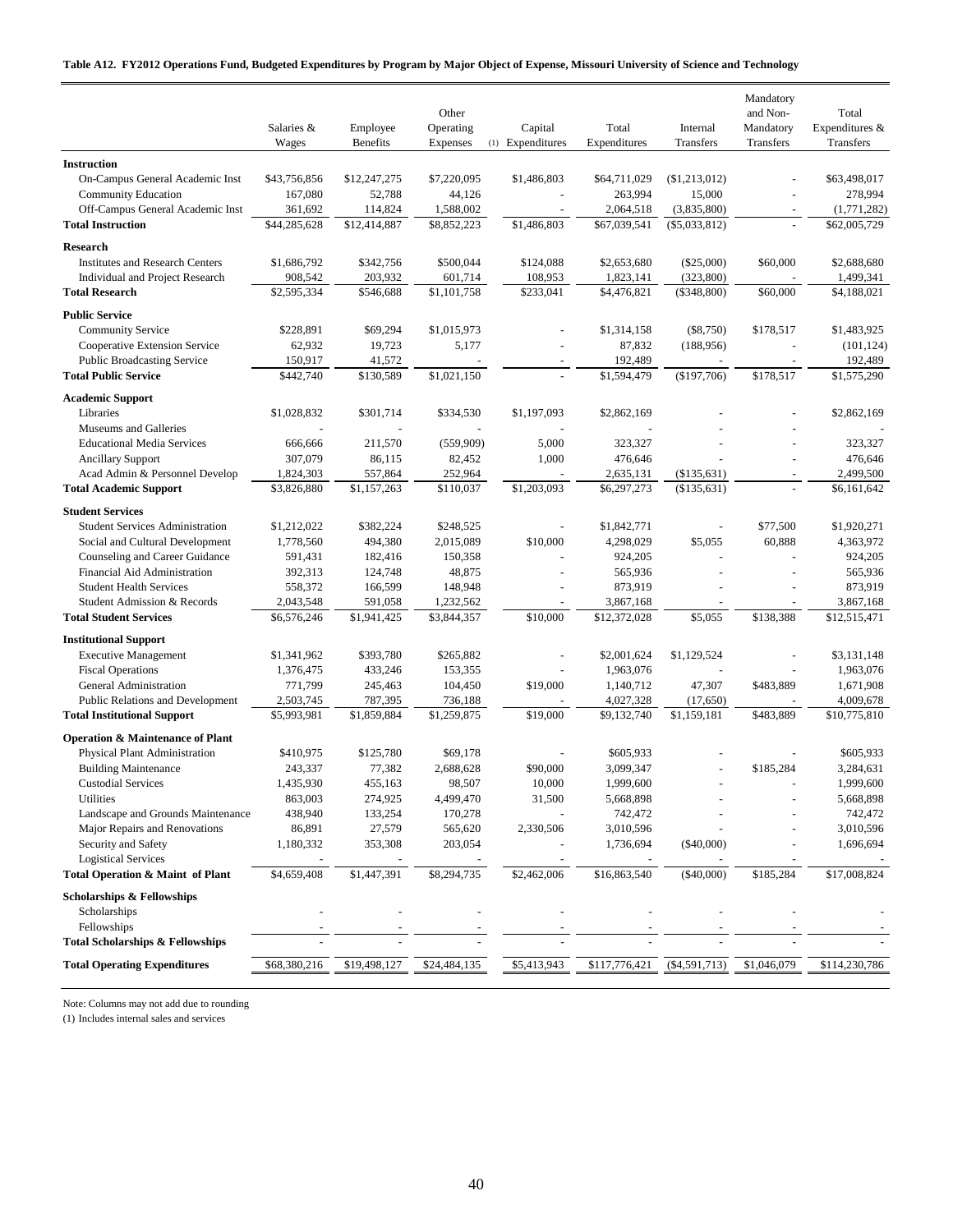**Table A12. FY2012 Operations Fund, Budgeted Expenditures by Program by Major Object of Expense, Missouri University of Science and Technology**

| | Salaries & Wages | Employee Benefits | Other Operating Expenses (1) | Capital Expenditures | Total Expenditures | Internal Transfers | Mandatory and Non-Mandatory Transfers | Total Expenditures & Transfers |
|---|---|---|---|---|---|---|---|---|
| **Instruction** | | | | | | | | |
| On-Campus General Academic Inst | $43,756,856 | $12,247,275 | $7,220,095 | $1,486,803 | $64,711,029 | ($1,213,012) | - | $63,498,017 |
| Community Education | 167,080 | 52,788 | 44,126 | - | 263,994 | 15,000 | - | 278,994 |
| Off-Campus General Academic Inst | 361,692 | 114,824 | 1,588,002 | - | 2,064,518 | (3,835,800) | - | (1,771,282) |
| **Total Instruction** | $44,285,628 | $12,414,887 | $8,852,223 | $1,486,803 | $67,039,541 | ($5,033,812) | - | $62,005,729 |
| **Research** | | | | | | | | |
| Institutes and Research Centers | $1,686,792 | $342,756 | $500,044 | $124,088 | $2,653,680 | ($25,000) | $60,000 | $2,688,680 |
| Individual and Project Research | 908,542 | 203,932 | 601,714 | 108,953 | 1,823,141 | (323,800) | - | 1,499,341 |
| **Total Research** | $2,595,334 | $546,688 | $1,101,758 | $233,041 | $4,476,821 | ($348,800) | $60,000 | $4,188,021 |
| **Public Service** | | | | | | | | |
| Community Service | $228,891 | $69,294 | $1,015,973 | - | $1,314,158 | ($8,750) | $178,517 | $1,483,925 |
| Cooperative Extension Service | 62,932 | 19,723 | 5,177 | - | 87,832 | (188,956) | - | (101,124) |
| Public Broadcasting Service | 150,917 | 41,572 | - | - | 192,489 | - | - | 192,489 |
| **Total Public Service** | $442,740 | $130,589 | $1,021,150 | - | $1,594,479 | ($197,706) | $178,517 | $1,575,290 |
| **Academic Support** | | | | | | | | |
| Libraries | $1,028,832 | $301,714 | $334,530 | $1,197,093 | $2,862,169 | - | - | $2,862,169 |
| Museums and Galleries | - | - | - | - | - | - | - | - |
| Educational Media Services | 666,666 | 211,570 | (559,909) | 5,000 | 323,327 | - | - | 323,327 |
| Ancillary Support | 307,079 | 86,115 | 82,452 | 1,000 | 476,646 | - | - | 476,646 |
| Acad Admin & Personnel Develop | 1,824,303 | 557,864 | 252,964 | - | 2,635,131 | ($135,631) | - | 2,499,500 |
| **Total Academic Support** | $3,826,880 | $1,157,263 | $110,037 | $1,203,093 | $6,297,273 | ($135,631) | - | $6,161,642 |
| **Student Services** | | | | | | | | |
| Student Services Administration | $1,212,022 | $382,224 | $248,525 | - | $1,842,771 | - | $77,500 | $1,920,271 |
| Social and Cultural Development | 1,778,560 | 494,380 | 2,015,089 | $10,000 | 4,298,029 | $5,055 | 60,888 | 4,363,972 |
| Counseling and Career Guidance | 591,431 | 182,416 | 150,358 | - | 924,205 | - | - | 924,205 |
| Financial Aid Administration | 392,313 | 124,748 | 48,875 | - | 565,936 | - | - | 565,936 |
| Student Health Services | 558,372 | 166,599 | 148,948 | - | 873,919 | - | - | 873,919 |
| Student Admission & Records | 2,043,548 | 591,058 | 1,232,562 | - | 3,867,168 | - | - | 3,867,168 |
| **Total Student Services** | $6,576,246 | $1,941,425 | $3,844,357 | $10,000 | $12,372,028 | $5,055 | $138,388 | $12,515,471 |
| **Institutional Support** | | | | | | | | |
| Executive Management | $1,341,962 | $393,780 | $265,882 | - | $2,001,624 | $1,129,524 | - | $3,131,148 |
| Fiscal Operations | 1,376,475 | 433,246 | 153,355 | - | 1,963,076 | - | - | 1,963,076 |
| General Administration | 771,799 | 245,463 | 104,450 | $19,000 | 1,140,712 | 47,307 | $483,889 | 1,671,908 |
| Public Relations and Development | 2,503,745 | 787,395 | 736,188 | - | 4,027,328 | (17,650) | - | 4,009,678 |
| **Total Institutional Support** | $5,993,981 | $1,859,884 | $1,259,875 | $19,000 | $9,132,740 | $1,159,181 | $483,889 | $10,775,810 |
| **Operation & Maintenance of Plant** | | | | | | | | |
| Physical Plant Administration | $410,975 | $125,780 | $69,178 | - | $605,933 | - | - | $605,933 |
| Building Maintenance | 243,337 | 77,382 | 2,688,628 | $90,000 | 3,099,347 | - | $185,284 | 3,284,631 |
| Custodial Services | 1,435,930 | 455,163 | 98,507 | 10,000 | 1,999,600 | - | - | 1,999,600 |
| Utilities | 863,003 | 274,925 | 4,499,470 | 31,500 | 5,668,898 | - | - | 5,668,898 |
| Landscape and Grounds Maintenance | 438,940 | 133,254 | 170,278 | - | 742,472 | - | - | 742,472 |
| Major Repairs and Renovations | 86,891 | 27,579 | 565,620 | 2,330,506 | 3,010,596 | - | - | 3,010,596 |
| Security and Safety | 1,180,332 | 353,308 | 203,054 | - | 1,736,694 | ($40,000) | - | 1,696,694 |
| Logistical Services | - | - | - | - | - | - | - | - |
| **Total Operation & Maint of Plant** | $4,659,408 | $1,447,391 | $8,294,735 | $2,462,006 | $16,863,540 | ($40,000) | $185,284 | $17,008,824 |
| **Scholarships & Fellowships** | | | | | | | | |
| Scholarships | - | - | - | - | - | - | - | - |
| Fellowships | - | - | - | - | - | - | - | - |
| **Total Scholarships & Fellowships** | - | - | - | - | - | - | - | - |
| **Total Operating Expenditures** | $68,380,216 | $19,498,127 | $24,484,135 | $5,413,943 | $117,776,421 | ($4,591,713) | $1,046,079 | $114,230,786 |

Note: Columns may not add due to rounding

(1) Includes internal sales and services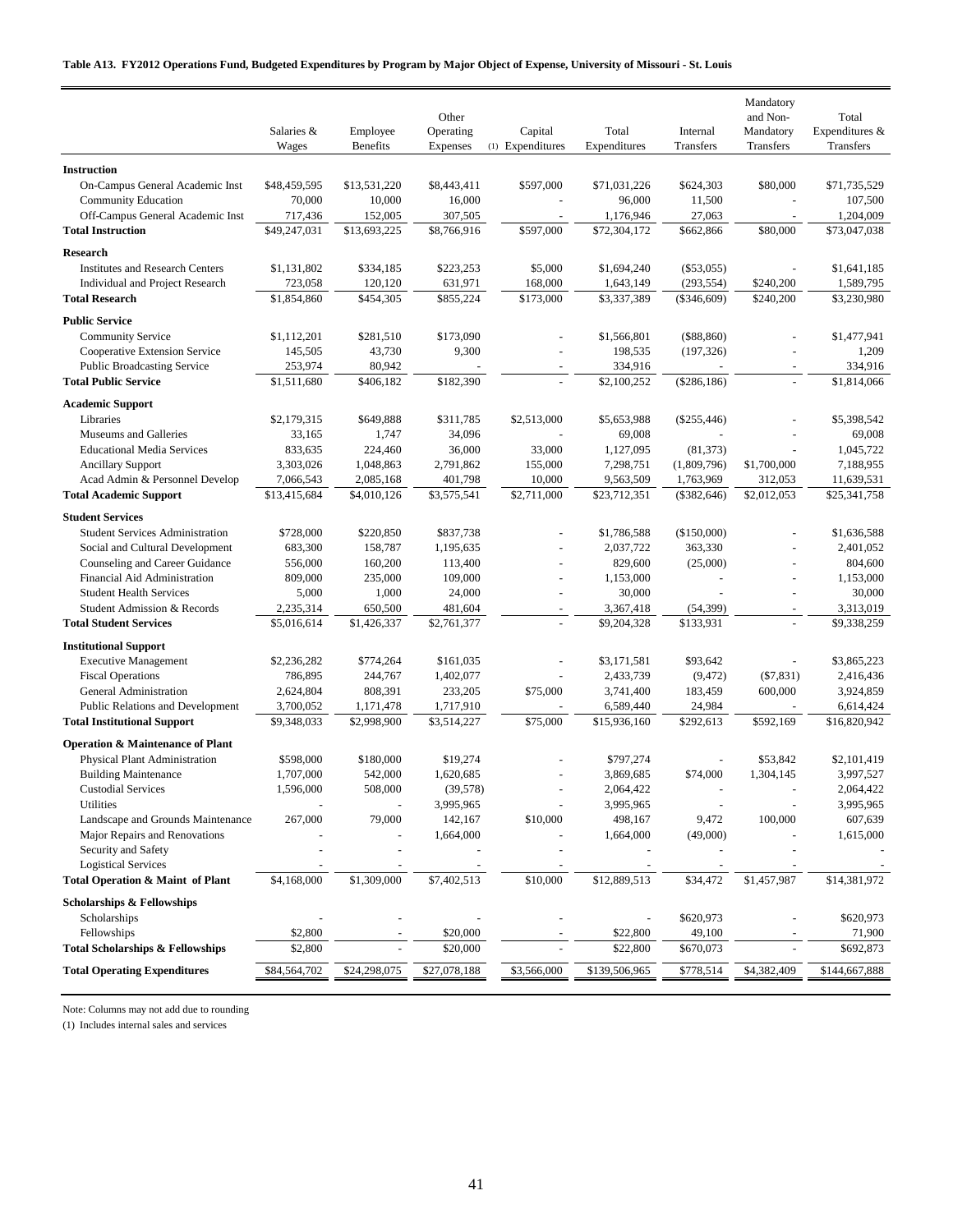**Table A13. FY2012 Operations Fund, Budgeted Expenditures by Program by Major Object of Expense, University of Missouri - St. Louis**

| | Salaries & Wages | Employee Benefits | Other Operating Expenses (1) | Capital Expenditures | Total Expenditures | Internal Transfers | Mandatory and Non-Mandatory Transfers | Total Expenditures & Transfers |
|---|---|---|---|---|---|---|---|---|
| **Instruction** | | | | | | | | |
| On-Campus General Academic Inst | $48,459,595 | $13,531,220 | $8,443,411 | $597,000 | $71,031,226 | $624,303 | $80,000 | $71,735,529 |
| Community Education | 70,000 | 10,000 | 16,000 | - | 96,000 | 11,500 | - | 107,500 |
| Off-Campus General Academic Inst | 717,436 | 152,005 | 307,505 | - | 1,176,946 | 27,063 | - | 1,204,009 |
| **Total Instruction** | $49,247,031 | $13,693,225 | $8,766,916 | $597,000 | $72,304,172 | $662,866 | $80,000 | $73,047,038 |
| **Research** | | | | | | | | |
| Institutes and Research Centers | $1,131,802 | $334,185 | $223,253 | $5,000 | $1,694,240 | ($53,055) | - | $1,641,185 |
| Individual and Project Research | 723,058 | 120,120 | 631,971 | 168,000 | 1,643,149 | (293,554) | $240,200 | 1,589,795 |
| **Total Research** | $1,854,860 | $454,305 | $855,224 | $173,000 | $3,337,389 | ($346,609) | $240,200 | $3,230,980 |
| **Public Service** | | | | | | | | |
| Community Service | $1,112,201 | $281,510 | $173,090 | - | $1,566,801 | ($88,860) | - | $1,477,941 |
| Cooperative Extension Service | 145,505 | 43,730 | 9,300 | - | 198,535 | (197,326) | - | 1,209 |
| Public Broadcasting Service | 253,974 | 80,942 | - | - | 334,916 | - | - | 334,916 |
| **Total Public Service** | $1,511,680 | $406,182 | $182,390 | - | $2,100,252 | ($286,186) | - | $1,814,066 |
| **Academic Support** | | | | | | | | |
| Libraries | $2,179,315 | $649,888 | $311,785 | $2,513,000 | $5,653,988 | ($255,446) | - | $5,398,542 |
| Museums and Galleries | 33,165 | 1,747 | 34,096 | - | 69,008 | - | - | 69,008 |
| Educational Media Services | 833,635 | 224,460 | 36,000 | 33,000 | 1,127,095 | (81,373) | - | 1,045,722 |
| Ancillary Support | 3,303,026 | 1,048,863 | 2,791,862 | 155,000 | 7,298,751 | (1,809,796) | $1,700,000 | 7,188,955 |
| Acad Admin & Personnel Develop | 7,066,543 | 2,085,168 | 401,798 | 10,000 | 9,563,509 | 1,763,969 | 312,053 | 11,639,531 |
| **Total Academic Support** | $13,415,684 | $4,010,126 | $3,575,541 | $2,711,000 | $23,712,351 | ($382,646) | $2,012,053 | $25,341,758 |
| **Student Services** | | | | | | | | |
| Student Services Administration | $728,000 | $220,850 | $837,738 | - | $1,786,588 | ($150,000) | - | $1,636,588 |
| Social and Cultural Development | 683,300 | 158,787 | 1,195,635 | - | 2,037,722 | 363,330 | - | 2,401,052 |
| Counseling and Career Guidance | 556,000 | 160,200 | 113,400 | - | 829,600 | (25,000) | - | 804,600 |
| Financial Aid Administration | 809,000 | 235,000 | 109,000 | - | 1,153,000 | - | - | 1,153,000 |
| Student Health Services | 5,000 | 1,000 | 24,000 | - | 30,000 | - | - | 30,000 |
| Student Admission & Records | 2,235,314 | 650,500 | 481,604 | - | 3,367,418 | (54,399) | - | 3,313,019 |
| **Total Student Services** | $5,016,614 | $1,426,337 | $2,761,377 | - | $9,204,328 | $133,931 | - | $9,338,259 |
| **Institutional Support** | | | | | | | | |
| Executive Management | $2,236,282 | $774,264 | $161,035 | - | $3,171,581 | $93,642 | - | $3,865,223 |
| Fiscal Operations | 786,895 | 244,767 | 1,402,077 | - | 2,433,739 | (9,472) | ($7,831) | 2,416,436 |
| General Administration | 2,624,804 | 808,391 | 233,205 | $75,000 | 3,741,400 | 183,459 | 600,000 | 3,924,859 |
| Public Relations and Development | 3,700,052 | 1,171,478 | 1,717,910 | - | 6,589,440 | 24,984 | - | 6,614,424 |
| **Total Institutional Support** | $9,348,033 | $2,998,900 | $3,514,227 | $75,000 | $15,936,160 | $292,613 | $592,169 | $16,820,942 |
| **Operation & Maintenance of Plant** | | | | | | | | |
| Physical Plant Administration | $598,000 | $180,000 | $19,274 | - | $797,274 | - | $53,842 | $2,101,419 |
| Building Maintenance | 1,707,000 | 542,000 | 1,620,685 | - | 3,869,685 | $74,000 | 1,304,145 | 3,997,527 |
| Custodial Services | 1,596,000 | 508,000 | (39,578) | - | 2,064,422 | - | - | 2,064,422 |
| Utilities | - | - | 3,995,965 | - | 3,995,965 | - | - | 3,995,965 |
| Landscape and Grounds Maintenance | 267,000 | 79,000 | 142,167 | $10,000 | 498,167 | 9,472 | 100,000 | 607,639 |
| Major Repairs and Renovations | - | - | 1,664,000 | - | 1,664,000 | (49,000) | - | 1,615,000 |
| Security and Safety | - | - | - | - | - | - | - | - |
| Logistical Services | - | - | - | - | - | - | - | - |
| **Total Operation & Maint of Plant** | $4,168,000 | $1,309,000 | $7,402,513 | $10,000 | $12,889,513 | $34,472 | $1,457,987 | $14,381,972 |
| **Scholarships & Fellowships** | | | | | | | | |
| Scholarships | - | - | - | - | - | $620,973 | - | $620,973 |
| Fellowships | $2,800 | - | $20,000 | - | $22,800 | 49,100 | - | 71,900 |
| **Total Scholarships & Fellowships** | $2,800 | - | $20,000 | - | $22,800 | $670,073 | - | $692,873 |
| **Total Operating Expenditures** | $84,564,702 | $24,298,075 | $27,078,188 | $3,566,000 | $139,506,965 | $778,514 | $4,382,409 | $144,667,888 |

Note: Columns may not add due to rounding

(1) Includes internal sales and services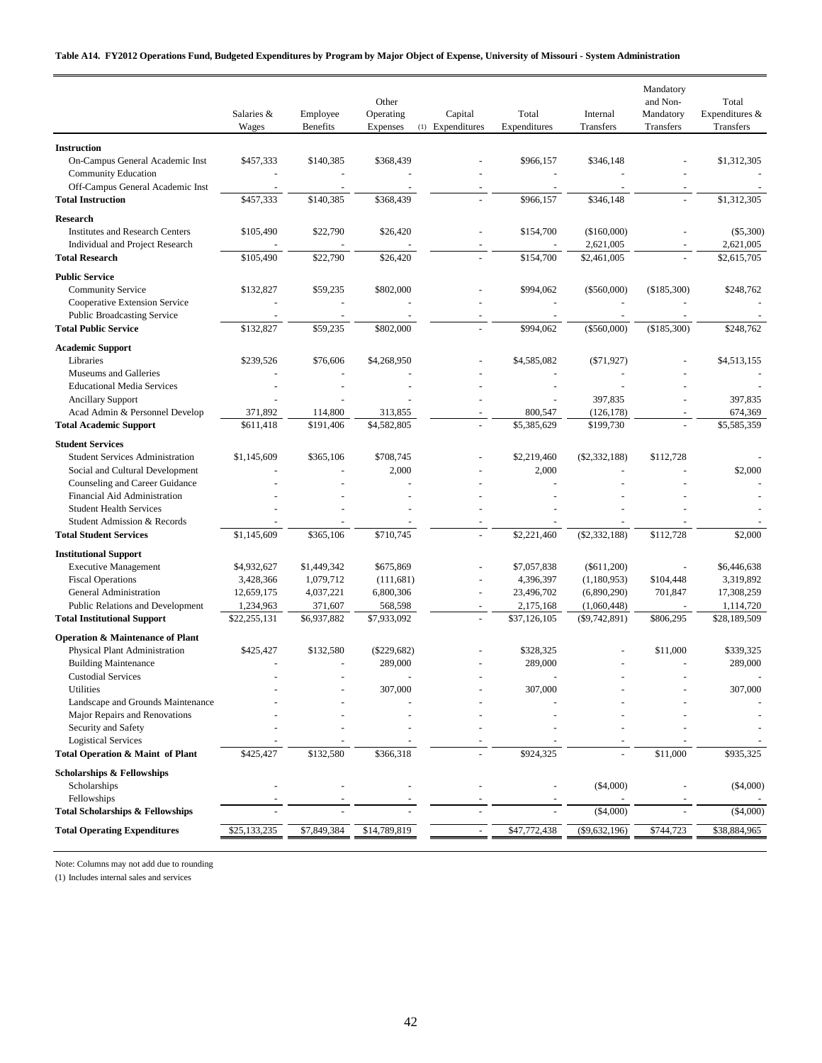**Table A14. FY2012 Operations Fund, Budgeted Expenditures by Program by Major Object of Expense, University of Missouri - System Administration**

| | Salaries & Wages | Employee Benefits | Other Operating Expenses (1) | Capital Expenditures | Total Expenditures | Internal Transfers | Mandatory and Non-Mandatory Transfers | Total Expenditures & Transfers |
|---|---|---|---|---|---|---|---|---|
| **Instruction** | | | | | | | | |
| On-Campus General Academic Inst | $457,333 | $140,385 | $368,439 | - | $966,157 | $346,148 | - | $1,312,305 |
| Community Education | - | - | - | - | - | - | - | - |
| Off-Campus General Academic Inst | - | - | - | - | - | - | - | - |
| **Total Instruction** | $457,333 | $140,385 | $368,439 | - | $966,157 | $346,148 | - | $1,312,305 |
| **Research** | | | | | | | | |
| Institutes and Research Centers | $105,490 | $22,790 | $26,420 | - | $154,700 | ($160,000) | - | ($5,300) |
| Individual and Project Research | - | - | - | - | - | 2,621,005 | - | 2,621,005 |
| **Total Research** | $105,490 | $22,790 | $26,420 | - | $154,700 | $2,461,005 | - | $2,615,705 |
| **Public Service** | | | | | | | | |
| Community Service | $132,827 | $59,235 | $802,000 | - | $994,062 | ($560,000) | ($185,300) | $248,762 |
| Cooperative Extension Service | - | - | - | - | - | - | - | - |
| Public Broadcasting Service | - | - | - | - | - | - | - | - |
| **Total Public Service** | $132,827 | $59,235 | $802,000 | - | $994,062 | ($560,000) | ($185,300) | $248,762 |
| **Academic Support** | | | | | | | | |
| Libraries | $239,526 | $76,606 | $4,268,950 | - | $4,585,082 | ($71,927) | - | $4,513,155 |
| Museums and Galleries | - | - | - | - | - | - | - | - |
| Educational Media Services | - | - | - | - | - | - | - | - |
| Ancillary Support | - | - | - | - | - | 397,835 | - | 397,835 |
| Acad Admin & Personnel Develop | 371,892 | 114,800 | 313,855 | - | 800,547 | (126,178) | - | 674,369 |
| **Total Academic Support** | $611,418 | $191,406 | $4,582,805 | - | $5,385,629 | $199,730 | - | $5,585,359 |
| **Student Services** | | | | | | | | |
| Student Services Administration | $1,145,609 | $365,106 | $708,745 | - | $2,219,460 | ($2,332,188) | $112,728 | - |
| Social and Cultural Development | - | - | 2,000 | - | 2,000 | - | - | $2,000 |
| Counseling and Career Guidance | - | - | - | - | - | - | - | - |
| Financial Aid Administration | - | - | - | - | - | - | - | - |
| Student Health Services | - | - | - | - | - | - | - | - |
| Student Admission & Records | - | - | - | - | - | - | - | - |
| **Total Student Services** | $1,145,609 | $365,106 | $710,745 | - | $2,221,460 | ($2,332,188) | $112,728 | $2,000 |
| **Institutional Support** | | | | | | | | |
| Executive Management | $4,932,627 | $1,449,342 | $675,869 | - | $7,057,838 | ($611,200) | - | $6,446,638 |
| Fiscal Operations | 3,428,366 | 1,079,712 | (111,681) | - | 4,396,397 | (1,180,953) | $104,448 | 3,319,892 |
| General Administration | 12,659,175 | 4,037,221 | 6,800,306 | - | 23,496,702 | (6,890,290) | 701,847 | 17,308,259 |
| Public Relations and Development | 1,234,963 | 371,607 | 568,598 | - | 2,175,168 | (1,060,448) | - | 1,114,720 |
| **Total Institutional Support** | $22,255,131 | $6,937,882 | $7,933,092 | - | $37,126,105 | ($9,742,891) | $806,295 | $28,189,509 |
| **Operation & Maintenance of Plant** | | | | | | | | |
| Physical Plant Administration | $425,427 | $132,580 | ($229,682) | - | $328,325 | - | $11,000 | $339,325 |
| Building Maintenance | - | - | 289,000 | - | 289,000 | - | - | 289,000 |
| Custodial Services | - | - | - | - | - | - | - | - |
| Utilities | - | - | 307,000 | - | 307,000 | - | - | 307,000 |
| Landscape and Grounds Maintenance | - | - | - | - | - | - | - | - |
| Major Repairs and Renovations | - | - | - | - | - | - | - | - |
| Security and Safety | - | - | - | - | - | - | - | - |
| Logistical Services | - | - | - | - | - | - | - | - |
| **Total Operation & Maint of Plant** | $425,427 | $132,580 | $366,318 | - | $924,325 | - | $11,000 | $935,325 |
| **Scholarships & Fellowships** | | | | | | | | |
| Scholarships | - | - | - | - | - | ($4,000) | - | ($4,000) |
| Fellowships | - | - | - | - | - | - | - | - |
| **Total Scholarships & Fellowships** | - | - | - | - | - | ($4,000) | - | ($4,000) |
| **Total Operating Expenditures** | $25,133,235 | $7,849,384 | $14,789,819 | - | $47,772,438 | ($9,632,196) | $744,723 | $38,884,965 |

Note: Columns may not add due to rounding

(1) Includes internal sales and services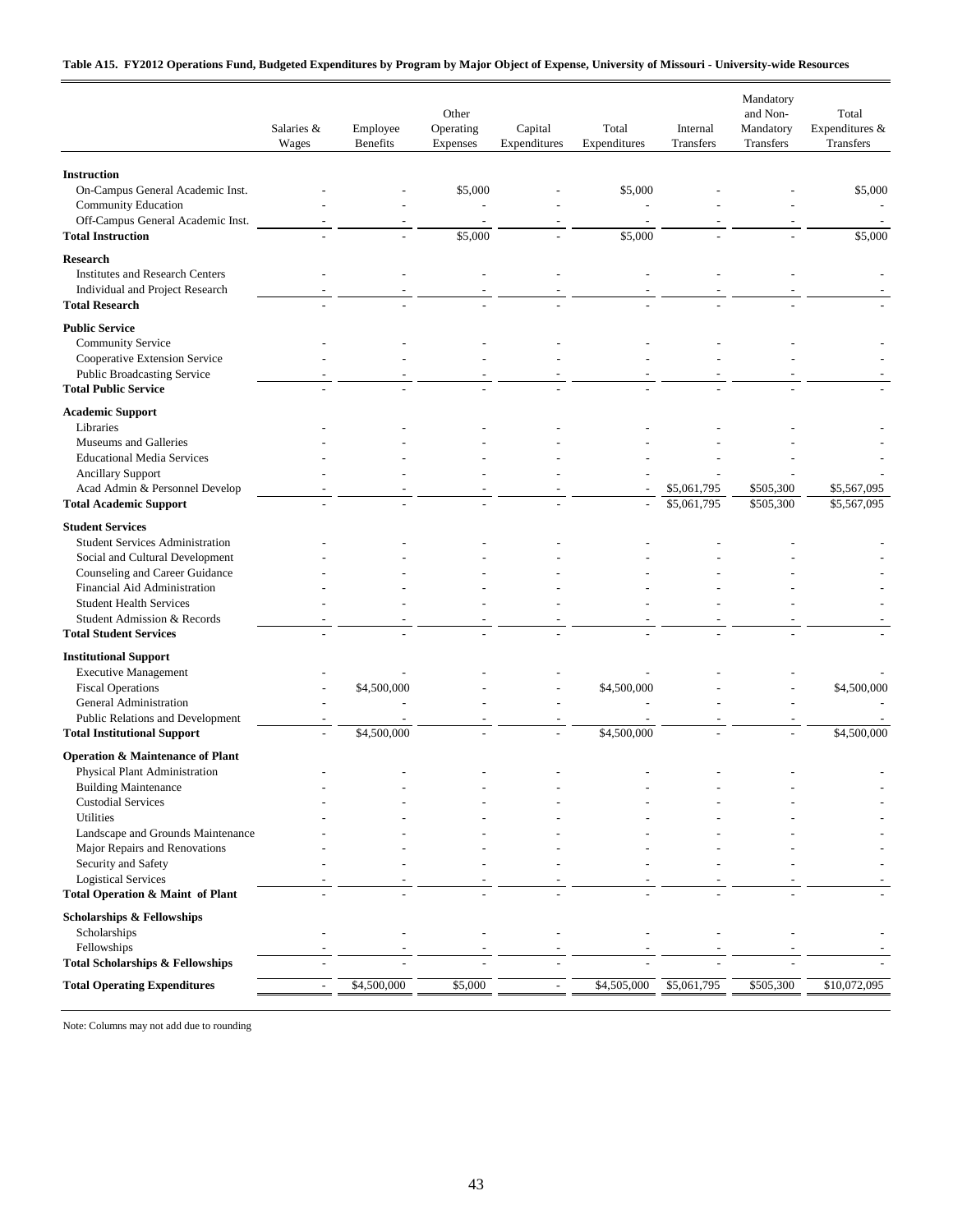**Table A15. FY2012 Operations Fund, Budgeted Expenditures by Program by Major Object of Expense, University of Missouri - University-wide Resources**

| | Salaries & Wages | Employee Benefits | Other Operating Expenses | Capital Expenditures | Total Expenditures | Internal Transfers | Mandatory and Non-Mandatory Transfers | Total Expenditures & Transfers |
|---|---|---|---|---|---|---|---|---|
| **Instruction** | | | | | | | | |
| On-Campus General Academic Inst. | - | - | $5,000 | - | $5,000 | - | - | $5,000 |
| Community Education | - | - | - | - | - | - | - | - |
| Off-Campus General Academic Inst. | - | - | - | - | - | - | - | - |
| **Total Instruction** | - | - | $5,000 | - | $5,000 | - | - | $5,000 |
| **Research** | | | | | | | | |
| Institutes and Research Centers | - | - | - | - | - | - | - | - |
| Individual and Project Research | - | - | - | - | - | - | - | - |
| **Total Research** | - | - | - | - | - | - | - | - |
| **Public Service** | | | | | | | | |
| Community Service | - | - | - | - | - | - | - | - |
| Cooperative Extension Service | - | - | - | - | - | - | - | - |
| Public Broadcasting Service | - | - | - | - | - | - | - | - |
| **Total Public Service** | - | - | - | - | - | - | - | - |
| **Academic Support** | | | | | | | | |
| Libraries | - | - | - | - | - | - | - | - |
| Museums and Galleries | - | - | - | - | - | - | - | - |
| Educational Media Services | - | - | - | - | - | - | - | - |
| Ancillary Support | - | - | - | - | - | - | - | - |
| Acad Admin & Personnel Develop | - | - | - | - | - | $5,061,795 | $505,300 | $5,567,095 |
| **Total Academic Support** | - | - | - | - | - | $5,061,795 | $505,300 | $5,567,095 |
| **Student Services** | | | | | | | | |
| Student Services Administration | - | - | - | - | - | - | - | - |
| Social and Cultural Development | - | - | - | - | - | - | - | - |
| Counseling and Career Guidance | - | - | - | - | - | - | - | - |
| Financial Aid Administration | - | - | - | - | - | - | - | - |
| Student Health Services | - | - | - | - | - | - | - | - |
| Student Admission & Records | - | - | - | - | - | - | - | - |
| **Total Student Services** | - | - | - | - | - | - | - | - |
| **Institutional Support** | | | | | | | | |
| Executive Management | - | - | - | - | - | - | - | - |
| Fiscal Operations | - | $4,500,000 | - | - | $4,500,000 | - | - | $4,500,000 |
| General Administration | - | - | - | - | - | - | - | - |
| Public Relations and Development | - | - | - | - | - | - | - | - |
| **Total Institutional Support** | - | $4,500,000 | - | - | $4,500,000 | - | - | $4,500,000 |
| **Operation & Maintenance of Plant** | | | | | | | | |
| Physical Plant Administration | - | - | - | - | - | - | - | - |
| Building Maintenance | - | - | - | - | - | - | - | - |
| Custodial Services | - | - | - | - | - | - | - | - |
| Utilities | - | - | - | - | - | - | - | - |
| Landscape and Grounds Maintenance | - | - | - | - | - | - | - | - |
| Major Repairs and Renovations | - | - | - | - | - | - | - | - |
| Security and Safety | - | - | - | - | - | - | - | - |
| Logistical Services | - | - | - | - | - | - | - | - |
| **Total Operation & Maint of Plant** | - | - | - | - | - | - | - | - |
| **Scholarships & Fellowships** | | | | | | | | |
| Scholarships | - | - | - | - | - | - | - | - |
| Fellowships | - | - | - | - | - | - | - | - |
| **Total Scholarships & Fellowships** | - | - | - | - | - | - | - | - |
| **Total Operating Expenditures** | - | $4,500,000 | $5,000 | - | $4,505,000 | $5,061,795 | $505,300 | $10,072,095 |

Note: Columns may not add due to rounding